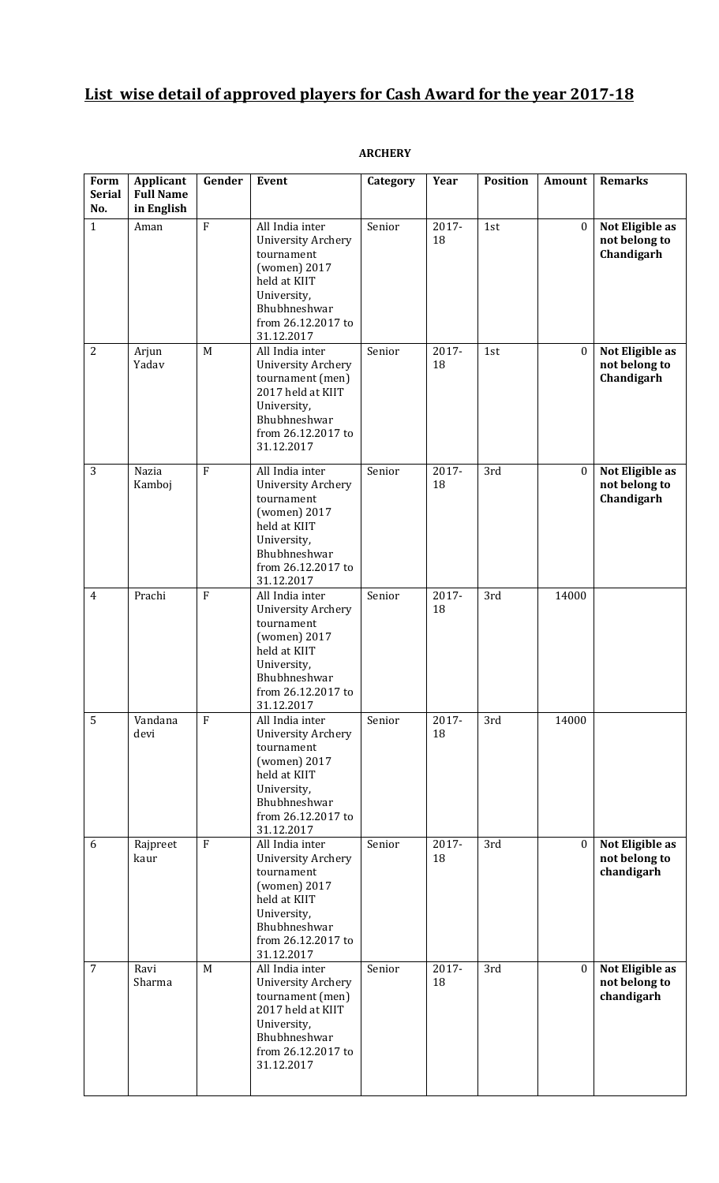# List wise detail of approved players for Cash Award for the year 2017-18

**ARCHERY**

| Form Serial No. | Applicant Full Name in English | Gender | Event | Category | Year | Position | Amount | Remarks |
|---|---|---|---|---|---|---|---|---|
| 1 | Aman | F | All India inter University Archery tournament (women) 2017 held at KIIT University, Bhubhneshwar from 26.12.2017 to 31.12.2017 | Senior | 2017-18 | 1st | 0 | **Not Eligible as not belong to Chandigarh** |
| 2 | Arjun Yadav | M | All India inter University Archery tournament (men) 2017 held at KIIT University, Bhubhneshwar from 26.12.2017 to 31.12.2017 | Senior | 2017-18 | 1st | 0 | **Not Eligible as not belong to Chandigarh** |
| 3 | Nazia Kamboj | F | All India inter University Archery tournament (women) 2017 held at KIIT University, Bhubhneshwar from 26.12.2017 to 31.12.2017 | Senior | 2017-18 | 3rd | 0 | **Not Eligible as not belong to Chandigarh** |
| 4 | Prachi | F | All India inter University Archery tournament (women) 2017 held at KIIT University, Bhubhneshwar from 26.12.2017 to 31.12.2017 | Senior | 2017-18 | 3rd | 14000 | |
| 5 | Vandana devi | F | All India inter University Archery tournament (women) 2017 held at KIIT University, Bhubhneshwar from 26.12.2017 to 31.12.2017 | Senior | 2017-18 | 3rd | 14000 | |
| 6 | Rajpreet kaur | F | All India inter University Archery tournament (women) 2017 held at KIIT University, Bhubhneshwar from 26.12.2017 to 31.12.2017 | Senior | 2017-18 | 3rd | 0 | **Not Eligible as not belong to chandigarh** |
| 7 | Ravi Sharma | M | All India inter University Archery tournament (men) 2017 held at KIIT University, Bhubhneshwar from 26.12.2017 to 31.12.2017 | Senior | 2017-18 | 3rd | 0 | **Not Eligible as not belong to chandigarh** |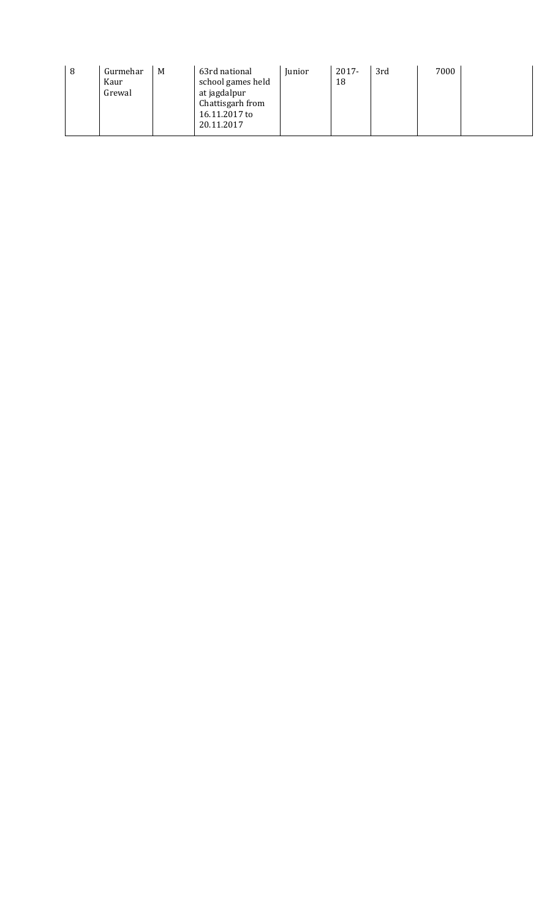| 8 | Gurmehar Kaur Grewal | M | 63rd national school games held at jagdalpur Chattisgarh from 16.11.2017 to 20.11.2017 | Junior | 2017-18 | 3rd | 7000 | |
|---|---|---|---|---|---|---|---|---|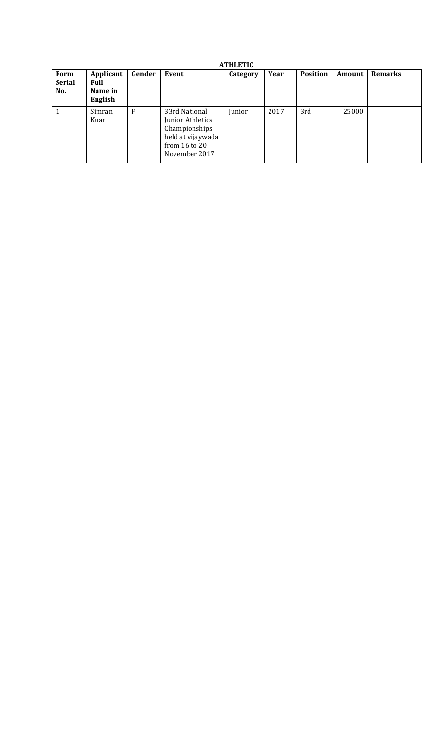**ATHLETIC**

| Form Serial No. | Applicant Full Name in English | Gender | Event | Category | Year | Position | Amount | Remarks |
|---|---|---|---|---|---|---|---|---|
| 1 | Simran Kuar | F | 33rd National Junior Athletics Championships held at vijaywada from 16 to 20 November 2017 | Junior | 2017 | 3rd | 25000 | |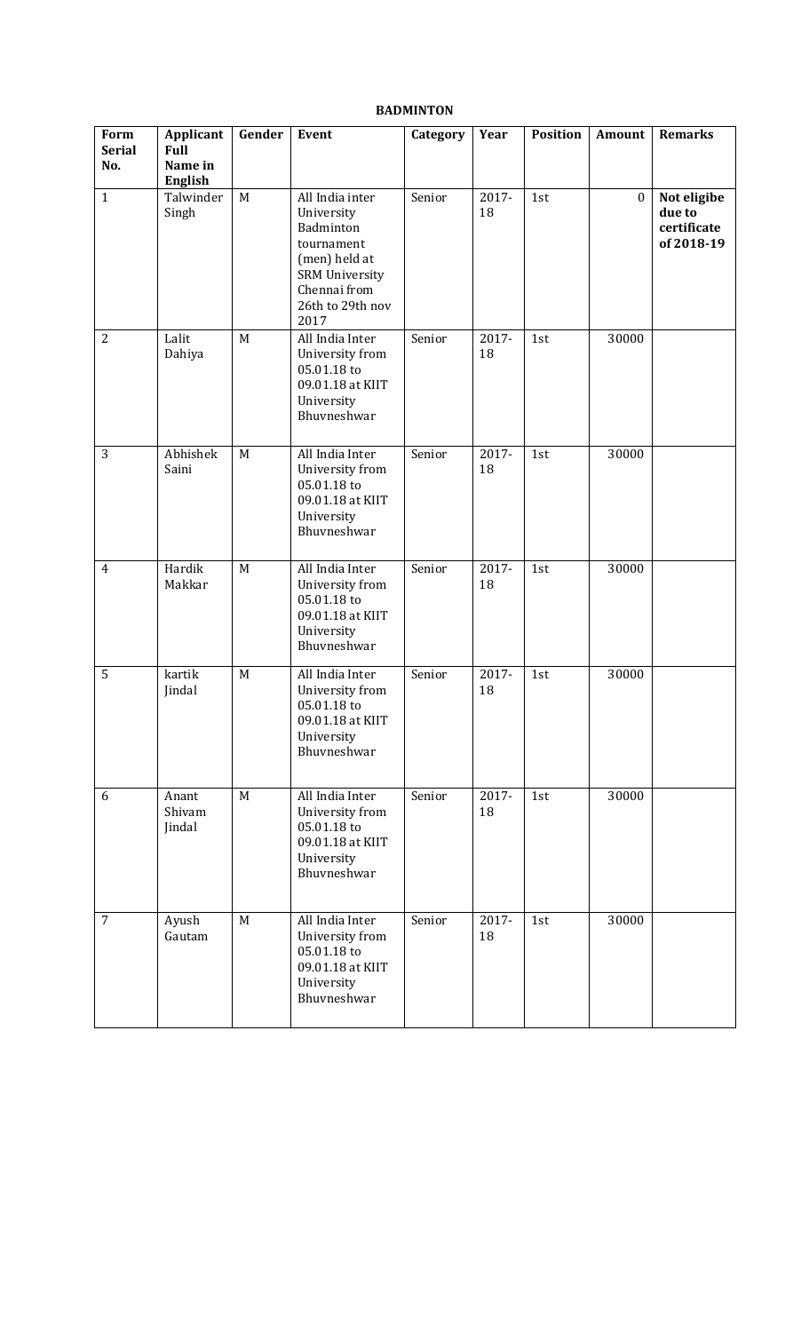**BADMINTON**

| Form Serial No. | Applicant Full Name in English | Gender | Event | Category | Year | Position | Amount | Remarks |
|---|---|---|---|---|---|---|---|---|
| 1 | Talwinder Singh | M | All India inter University Badminton tournament (men) held at SRM University Chennai from 26th to 29th nov 2017 | Senior | 2017-18 | 1st | 0 | **Not eligibe due to certificate of 2018-19** |
| 2 | Lalit Dahiya | M | All India Inter University from 05.01.18 to 09.01.18 at KIIT University Bhuvneshwar | Senior | 2017-18 | 1st | 30000 | |
| 3 | Abhishek Saini | M | All India Inter University from 05.01.18 to 09.01.18 at KIIT University Bhuvneshwar | Senior | 2017-18 | 1st | 30000 | |
| 4 | Hardik Makkar | M | All India Inter University from 05.01.18 to 09.01.18 at KIIT University Bhuvneshwar | Senior | 2017-18 | 1st | 30000 | |
| 5 | kartik Jindal | M | All India Inter University from 05.01.18 to 09.01.18 at KIIT University Bhuvneshwar | Senior | 2017-18 | 1st | 30000 | |
| 6 | Anant Shivam Jindal | M | All India Inter University from 05.01.18 to 09.01.18 at KIIT University Bhuvneshwar | Senior | 2017-18 | 1st | 30000 | |
| 7 | Ayush Gautam | M | All India Inter University from 05.01.18 to 09.01.18 at KIIT University Bhuvneshwar | Senior | 2017-18 | 1st | 30000 | |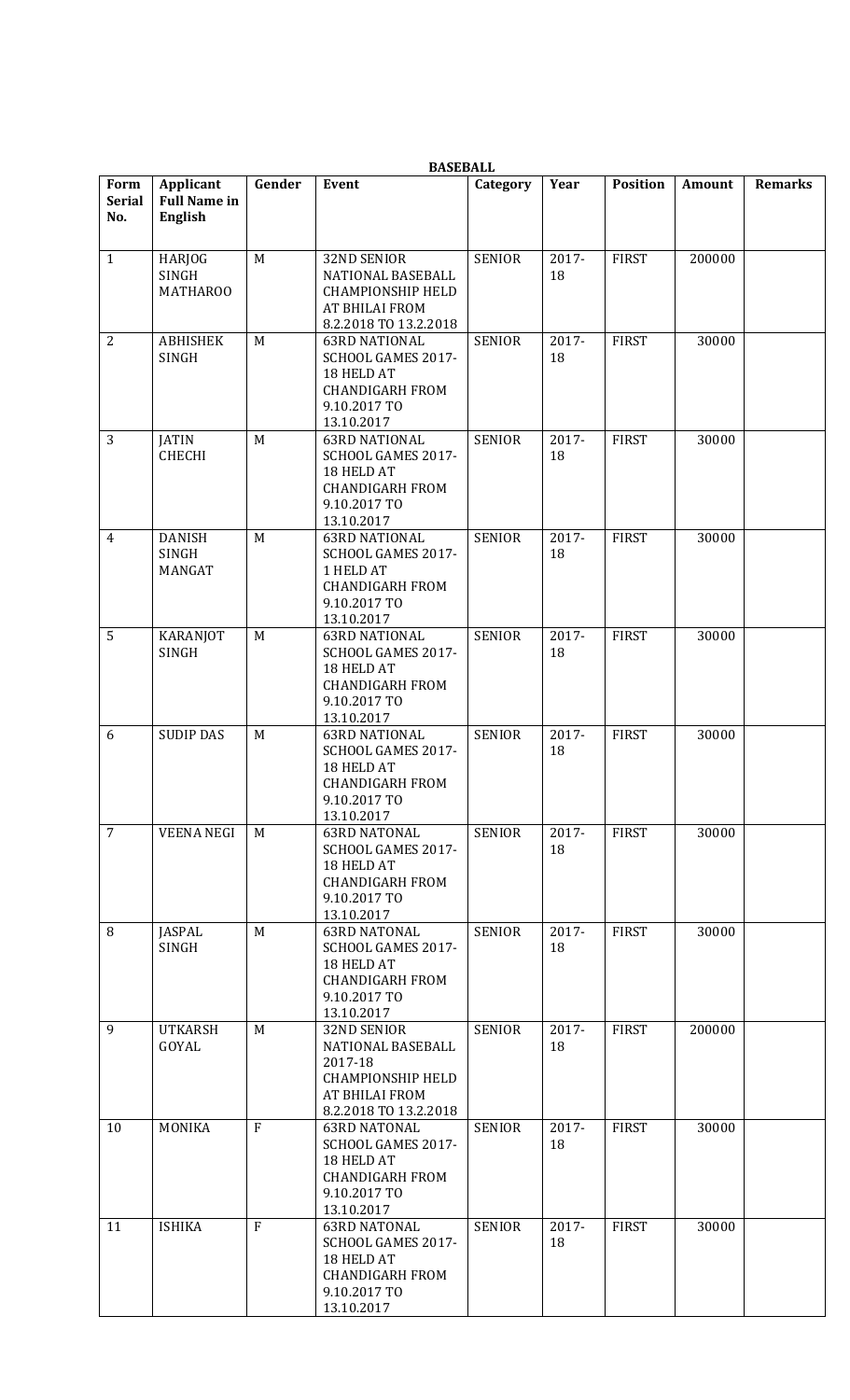**BASEBALL**

| Form Serial No. | Applicant Full Name in English | Gender | Event | Category | Year | Position | Amount | Remarks |
|---|---|---|---|---|---|---|---|---|
| 1 | HARJOG SINGH MATHAROO | M | 32ND SENIOR NATIONAL BASEBALL CHAMPIONSHIP HELD AT BHILAI FROM 8.2.2018 TO 13.2.2018 | SENIOR | 2017-18 | FIRST | 200000 | |
| 2 | ABHISHEK SINGH | M | 63RD NATIONAL SCHOOL GAMES 2017-18 HELD AT CHANDIGARH FROM 9.10.2017 TO 13.10.2017 | SENIOR | 2017-18 | FIRST | 30000 | |
| 3 | JATIN CHECHI | M | 63RD NATIONAL SCHOOL GAMES 2017-18 HELD AT CHANDIGARH FROM 9.10.2017 TO 13.10.2017 | SENIOR | 2017-18 | FIRST | 30000 | |
| 4 | DANISH SINGH MANGAT | M | 63RD NATIONAL SCHOOL GAMES 2017-1 HELD AT CHANDIGARH FROM 9.10.2017 TO 13.10.2017 | SENIOR | 2017-18 | FIRST | 30000 | |
| 5 | KARANJOT SINGH | M | 63RD NATIONAL SCHOOL GAMES 2017-18 HELD AT CHANDIGARH FROM 9.10.2017 TO 13.10.2017 | SENIOR | 2017-18 | FIRST | 30000 | |
| 6 | SUDIP DAS | M | 63RD NATIONAL SCHOOL GAMES 2017-18 HELD AT CHANDIGARH FROM 9.10.2017 TO 13.10.2017 | SENIOR | 2017-18 | FIRST | 30000 | |
| 7 | VEENA NEGI | M | 63RD NATONAL SCHOOL GAMES 2017-18 HELD AT CHANDIGARH FROM 9.10.2017 TO 13.10.2017 | SENIOR | 2017-18 | FIRST | 30000 | |
| 8 | JASPAL SINGH | M | 63RD NATONAL SCHOOL GAMES 2017-18 HELD AT CHANDIGARH FROM 9.10.2017 TO 13.10.2017 | SENIOR | 2017-18 | FIRST | 30000 | |
| 9 | UTKARSH GOYAL | M | 32ND SENIOR NATIONAL BASEBALL 2017-18 CHAMPIONSHIP HELD AT BHILAI FROM 8.2.2018 TO 13.2.2018 | SENIOR | 2017-18 | FIRST | 200000 | |
| 10 | MONIKA | F | 63RD NATONAL SCHOOL GAMES 2017-18 HELD AT CHANDIGARH FROM 9.10.2017 TO 13.10.2017 | SENIOR | 2017-18 | FIRST | 30000 | |
| 11 | ISHIKA | F | 63RD NATONAL SCHOOL GAMES 2017-18 HELD AT CHANDIGARH FROM 9.10.2017 TO 13.10.2017 | SENIOR | 2017-18 | FIRST | 30000 | |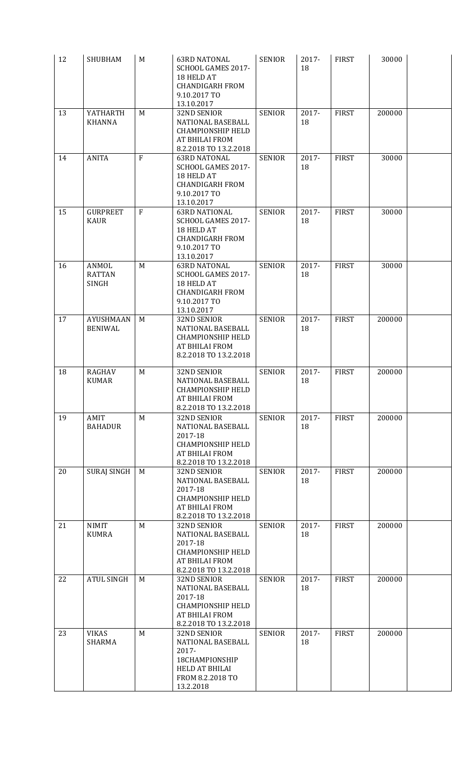| | | | | | | | | |
|---|---|---|---|---|---|---|---|---|
| 12 | SHUBHAM | M | 63RD NATONAL SCHOOL GAMES 2017-18 HELD AT CHANDIGARH FROM 9.10.2017 TO 13.10.2017 | SENIOR | 2017-18 | FIRST | 30000 | |
| 13 | YATHARTH KHANNA | M | 32ND SENIOR NATIONAL BASEBALL CHAMPIONSHIP HELD AT BHILAI FROM 8.2.2018 TO 13.2.2018 | SENIOR | 2017-18 | FIRST | 200000 | |
| 14 | ANITA | F | 63RD NATONAL SCHOOL GAMES 2017-18 HELD AT CHANDIGARH FROM 9.10.2017 TO 13.10.2017 | SENIOR | 2017-18 | FIRST | 30000 | |
| 15 | GURPREET KAUR | F | 63RD NATIONAL SCHOOL GAMES 2017-18 HELD AT CHANDIGARH FROM 9.10.2017 TO 13.10.2017 | SENIOR | 2017-18 | FIRST | 30000 | |
| 16 | ANMOL RATTAN SINGH | M | 63RD NATONAL SCHOOL GAMES 2017-18 HELD AT CHANDIGARH FROM 9.10.2017 TO 13.10.2017 | SENIOR | 2017-18 | FIRST | 30000 | |
| 17 | AYUSHMAAN BENIWAL | M | 32ND SENIOR NATIONAL BASEBALL CHAMPIONSHIP HELD AT BHILAI FROM 8.2.2018 TO 13.2.2018 | SENIOR | 2017-18 | FIRST | 200000 | |
| 18 | RAGHAV KUMAR | M | 32ND SENIOR NATIONAL BASEBALL CHAMPIONSHIP HELD AT BHILAI FROM 8.2.2018 TO 13.2.2018 | SENIOR | 2017-18 | FIRST | 200000 | |
| 19 | AMIT BAHADUR | M | 32ND SENIOR NATIONAL BASEBALL 2017-18 CHAMPIONSHIP HELD AT BHILAI FROM 8.2.2018 TO 13.2.2018 | SENIOR | 2017-18 | FIRST | 200000 | |
| 20 | SURAJ SINGH | M | 32ND SENIOR NATIONAL BASEBALL 2017-18 CHAMPIONSHIP HELD AT BHILAI FROM 8.2.2018 TO 13.2.2018 | SENIOR | 2017-18 | FIRST | 200000 | |
| 21 | NIMIT KUMRA | M | 32ND SENIOR NATIONAL BASEBALL 2017-18 CHAMPIONSHIP HELD AT BHILAI FROM 8.2.2018 TO 13.2.2018 | SENIOR | 2017-18 | FIRST | 200000 | |
| 22 | ATUL SINGH | M | 32ND SENIOR NATIONAL BASEBALL 2017-18 CHAMPIONSHIP HELD AT BHILAI FROM 8.2.2018 TO 13.2.2018 | SENIOR | 2017-18 | FIRST | 200000 | |
| 23 | VIKAS SHARMA | M | 32ND SENIOR NATIONAL BASEBALL 2017-18CHAMPIONSHIP HELD AT BHILAI FROM 8.2.2018 TO 13.2.2018 | SENIOR | 2017-18 | FIRST | 200000 | |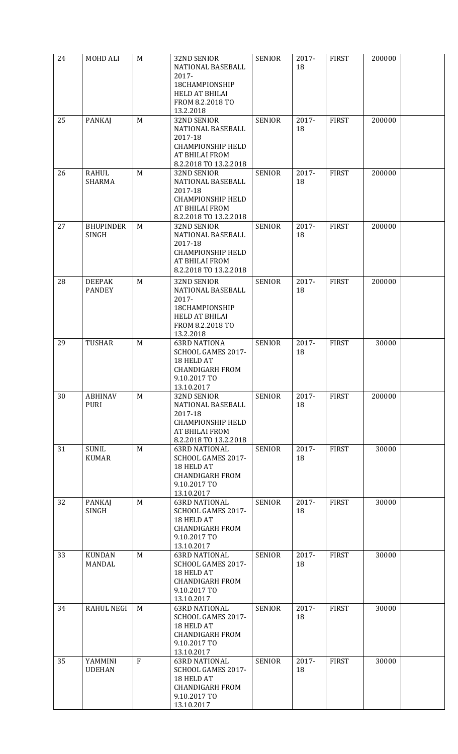| 24 | MOHD ALI | M | 32ND SENIOR NATIONAL BASEBALL 2017-18CHAMPIONSHIP HELD AT BHILAI FROM 8.2.2018 TO 13.2.2018 | SENIOR | 2017-18 | FIRST | 200000 | |
|---|---|---|---|---|---|---|---|---|
| 25 | PANKAJ | M | 32ND SENIOR NATIONAL BASEBALL 2017-18 CHAMPIONSHIP HELD AT BHILAI FROM 8.2.2018 TO 13.2.2018 | SENIOR | 2017-18 | FIRST | 200000 | |
| 26 | RAHUL SHARMA | M | 32ND SENIOR NATIONAL BASEBALL 2017-18 CHAMPIONSHIP HELD AT BHILAI FROM 8.2.2018 TO 13.2.2018 | SENIOR | 2017-18 | FIRST | 200000 | |
| 27 | BHUPINDER SINGH | M | 32ND SENIOR NATIONAL BASEBALL 2017-18 CHAMPIONSHIP HELD AT BHILAI FROM 8.2.2018 TO 13.2.2018 | SENIOR | 2017-18 | FIRST | 200000 | |
| 28 | DEEPAK PANDEY | M | 32ND SENIOR NATIONAL BASEBALL 2017-18CHAMPIONSHIP HELD AT BHILAI FROM 8.2.2018 TO 13.2.2018 | SENIOR | 2017-18 | FIRST | 200000 | |
| 29 | TUSHAR | M | 63RD NATIONA SCHOOL GAMES 2017-18 HELD AT CHANDIGARH FROM 9.10.2017 TO 13.10.2017 | SENIOR | 2017-18 | FIRST | 30000 | |
| 30 | ABHINAV PURI | M | 32ND SENIOR NATIONAL BASEBALL 2017-18 CHAMPIONSHIP HELD AT BHILAI FROM 8.2.2018 TO 13.2.2018 | SENIOR | 2017-18 | FIRST | 200000 | |
| 31 | SUNIL KUMAR | M | 63RD NATIONAL SCHOOL GAMES 2017-18 HELD AT CHANDIGARH FROM 9.10.2017 TO 13.10.2017 | SENIOR | 2017-18 | FIRST | 30000 | |
| 32 | PANKAJ SINGH | M | 63RD NATIONAL SCHOOL GAMES 2017-18 HELD AT CHANDIGARH FROM 9.10.2017 TO 13.10.2017 | SENIOR | 2017-18 | FIRST | 30000 | |
| 33 | KUNDAN MANDAL | M | 63RD NATIONAL SCHOOL GAMES 2017-18 HELD AT CHANDIGARH FROM 9.10.2017 TO 13.10.2017 | SENIOR | 2017-18 | FIRST | 30000 | |
| 34 | RAHUL NEGI | M | 63RD NATIONAL SCHOOL GAMES 2017-18 HELD AT CHANDIGARH FROM 9.10.2017 TO 13.10.2017 | SENIOR | 2017-18 | FIRST | 30000 | |
| 35 | YAMMINI UDEHAN | F | 63RD NATIONAL SCHOOL GAMES 2017-18 HELD AT CHANDIGARH FROM 9.10.2017 TO 13.10.2017 | SENIOR | 2017-18 | FIRST | 30000 | |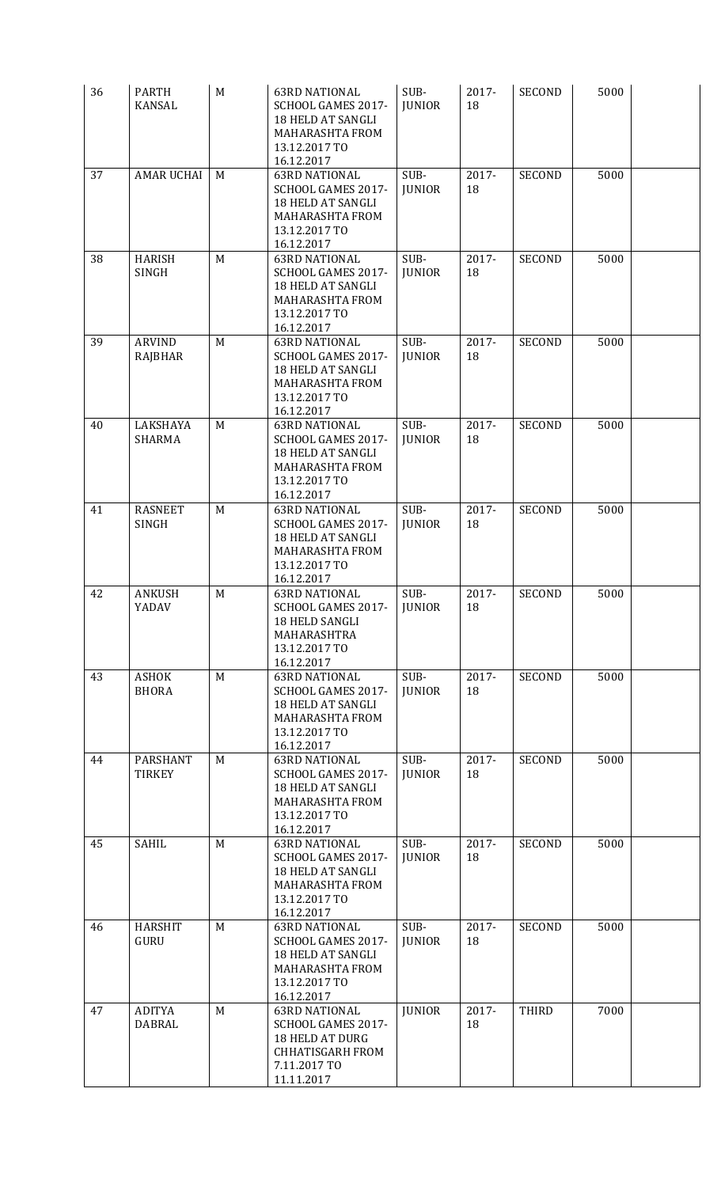| 36 | PARTH KANSAL | M | 63RD NATIONAL SCHOOL GAMES 2017-18 HELD AT SANGLI MAHARASHTA FROM 13.12.2017 TO 16.12.2017 | SUB-JUNIOR | 2017-18 | SECOND | 5000 | |
|---|---|---|---|---|---|---|---|---|
| 37 | AMAR UCHAI | M | 63RD NATIONAL SCHOOL GAMES 2017-18 HELD AT SANGLI MAHARASHTA FROM 13.12.2017 TO 16.12.2017 | SUB-JUNIOR | 2017-18 | SECOND | 5000 | |
| 38 | HARISH SINGH | M | 63RD NATIONAL SCHOOL GAMES 2017-18 HELD AT SANGLI MAHARASHTA FROM 13.12.2017 TO 16.12.2017 | SUB-JUNIOR | 2017-18 | SECOND | 5000 | |
| 39 | ARVIND RAJBHAR | M | 63RD NATIONAL SCHOOL GAMES 2017-18 HELD AT SANGLI MAHARASHTA FROM 13.12.2017 TO 16.12.2017 | SUB-JUNIOR | 2017-18 | SECOND | 5000 | |
| 40 | LAKSHAYA SHARMA | M | 63RD NATIONAL SCHOOL GAMES 2017-18 HELD AT SANGLI MAHARASHTA FROM 13.12.2017 TO 16.12.2017 | SUB-JUNIOR | 2017-18 | SECOND | 5000 | |
| 41 | RASNEET SINGH | M | 63RD NATIONAL SCHOOL GAMES 2017-18 HELD AT SANGLI MAHARASHTA FROM 13.12.2017 TO 16.12.2017 | SUB-JUNIOR | 2017-18 | SECOND | 5000 | |
| 42 | ANKUSH YADAV | M | 63RD NATIONAL SCHOOL GAMES 2017-18 HELD SANGLI MAHARASHTRA 13.12.2017 TO 16.12.2017 | SUB-JUNIOR | 2017-18 | SECOND | 5000 | |
| 43 | ASHOK BHORA | M | 63RD NATIONAL SCHOOL GAMES 2017-18 HELD AT SANGLI MAHARASHTA FROM 13.12.2017 TO 16.12.2017 | SUB-JUNIOR | 2017-18 | SECOND | 5000 | |
| 44 | PARSHANT TIRKEY | M | 63RD NATIONAL SCHOOL GAMES 2017-18 HELD AT SANGLI MAHARASHTA FROM 13.12.2017 TO 16.12.2017 | SUB-JUNIOR | 2017-18 | SECOND | 5000 | |
| 45 | SAHIL | M | 63RD NATIONAL SCHOOL GAMES 2017-18 HELD AT SANGLI MAHARASHTA FROM 13.12.2017 TO 16.12.2017 | SUB-JUNIOR | 2017-18 | SECOND | 5000 | |
| 46 | HARSHIT GURU | M | 63RD NATIONAL SCHOOL GAMES 2017-18 HELD AT SANGLI MAHARASHTA FROM 13.12.2017 TO 16.12.2017 | SUB-JUNIOR | 2017-18 | SECOND | 5000 | |
| 47 | ADITYA DABRAL | M | 63RD NATIONAL SCHOOL GAMES 2017-18 HELD AT DURG CHHATISGARH FROM 7.11.2017 TO 11.11.2017 | JUNIOR | 2017-18 | THIRD | 7000 | |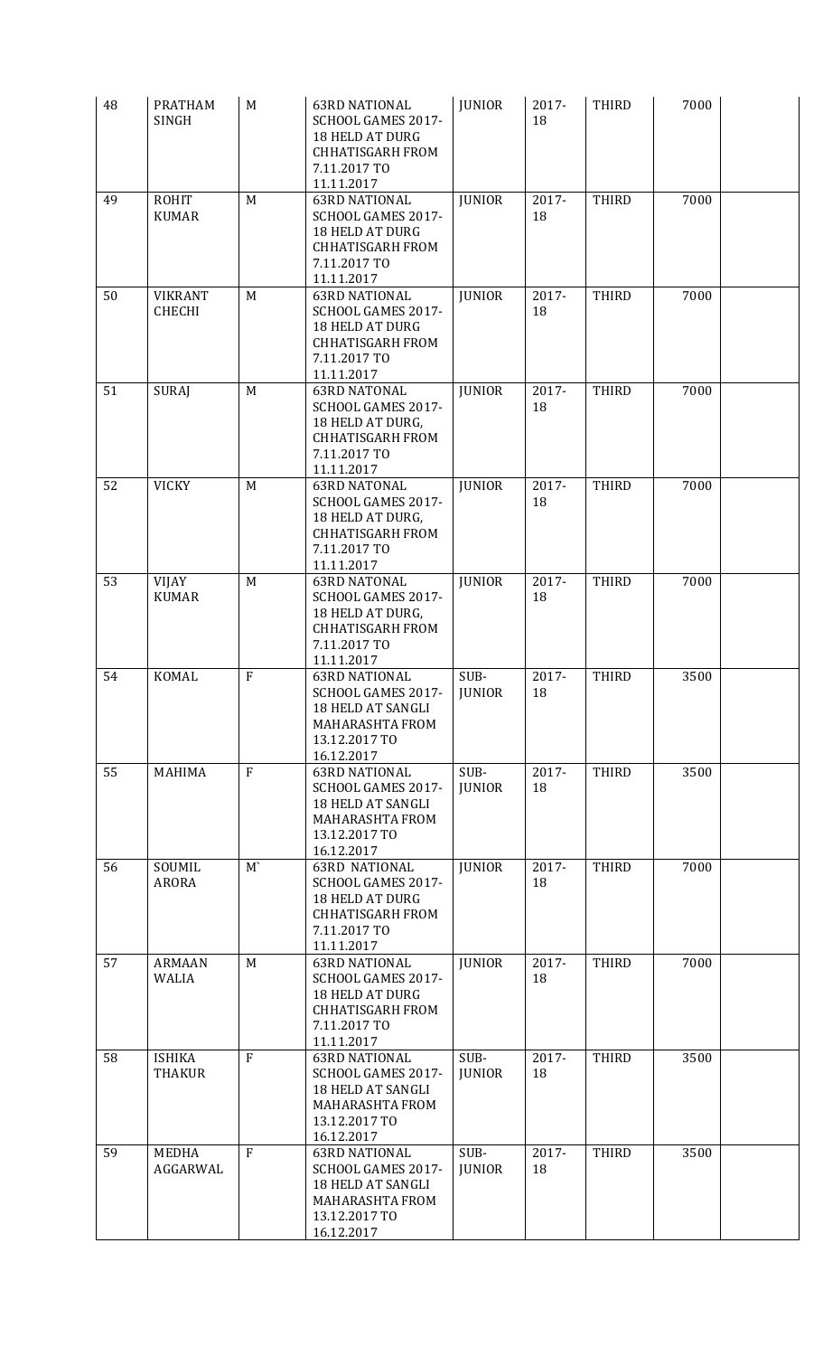| 48 | PRATHAM SINGH | M | 63RD NATIONAL SCHOOL GAMES 2017-18 HELD AT DURG CHHATISGARH FROM 7.11.2017 TO 11.11.2017 | JUNIOR | 2017-18 | THIRD | 7000 | |
|---|---|---|---|---|---|---|---|---|
| 49 | ROHIT KUMAR | M | 63RD NATIONAL SCHOOL GAMES 2017-18 HELD AT DURG CHHATISGARH FROM 7.11.2017 TO 11.11.2017 | JUNIOR | 2017-18 | THIRD | 7000 | |
| 50 | VIKRANT CHECHI | M | 63RD NATIONAL SCHOOL GAMES 2017-18 HELD AT DURG CHHATISGARH FROM 7.11.2017 TO 11.11.2017 | JUNIOR | 2017-18 | THIRD | 7000 | |
| 51 | SURAJ | M | 63RD NATONAL SCHOOL GAMES 2017-18 HELD AT DURG, CHHATISGARH FROM 7.11.2017 TO 11.11.2017 | JUNIOR | 2017-18 | THIRD | 7000 | |
| 52 | VICKY | M | 63RD NATONAL SCHOOL GAMES 2017-18 HELD AT DURG, CHHATISGARH FROM 7.11.2017 TO 11.11.2017 | JUNIOR | 2017-18 | THIRD | 7000 | |
| 53 | VIJAY KUMAR | M | 63RD NATONAL SCHOOL GAMES 2017-18 HELD AT DURG, CHHATISGARH FROM 7.11.2017 TO 11.11.2017 | JUNIOR | 2017-18 | THIRD | 7000 | |
| 54 | KOMAL | F | 63RD NATIONAL SCHOOL GAMES 2017-18 HELD AT SANGLI MAHARASHTA FROM 13.12.2017 TO 16.12.2017 | SUB-JUNIOR | 2017-18 | THIRD | 3500 | |
| 55 | MAHIMA | F | 63RD NATIONAL SCHOOL GAMES 2017-18 HELD AT SANGLI MAHARASHTA FROM 13.12.2017 TO 16.12.2017 | SUB-JUNIOR | 2017-18 | THIRD | 3500 | |
| 56 | SOUMIL ARORA | M` | 63RD NATIONAL SCHOOL GAMES 2017-18 HELD AT DURG CHHATISGARH FROM 7.11.2017 TO 11.11.2017 | JUNIOR | 2017-18 | THIRD | 7000 | |
| 57 | ARMAAN WALIA | M | 63RD NATIONAL SCHOOL GAMES 2017-18 HELD AT DURG CHHATISGARH FROM 7.11.2017 TO 11.11.2017 | JUNIOR | 2017-18 | THIRD | 7000 | |
| 58 | ISHIKA THAKUR | F | 63RD NATIONAL SCHOOL GAMES 2017-18 HELD AT SANGLI MAHARASHTA FROM 13.12.2017 TO 16.12.2017 | SUB-JUNIOR | 2017-18 | THIRD | 3500 | |
| 59 | MEDHA AGGARWAL | F | 63RD NATIONAL SCHOOL GAMES 2017-18 HELD AT SANGLI MAHARASHTA FROM 13.12.2017 TO 16.12.2017 | SUB-JUNIOR | 2017-18 | THIRD | 3500 | |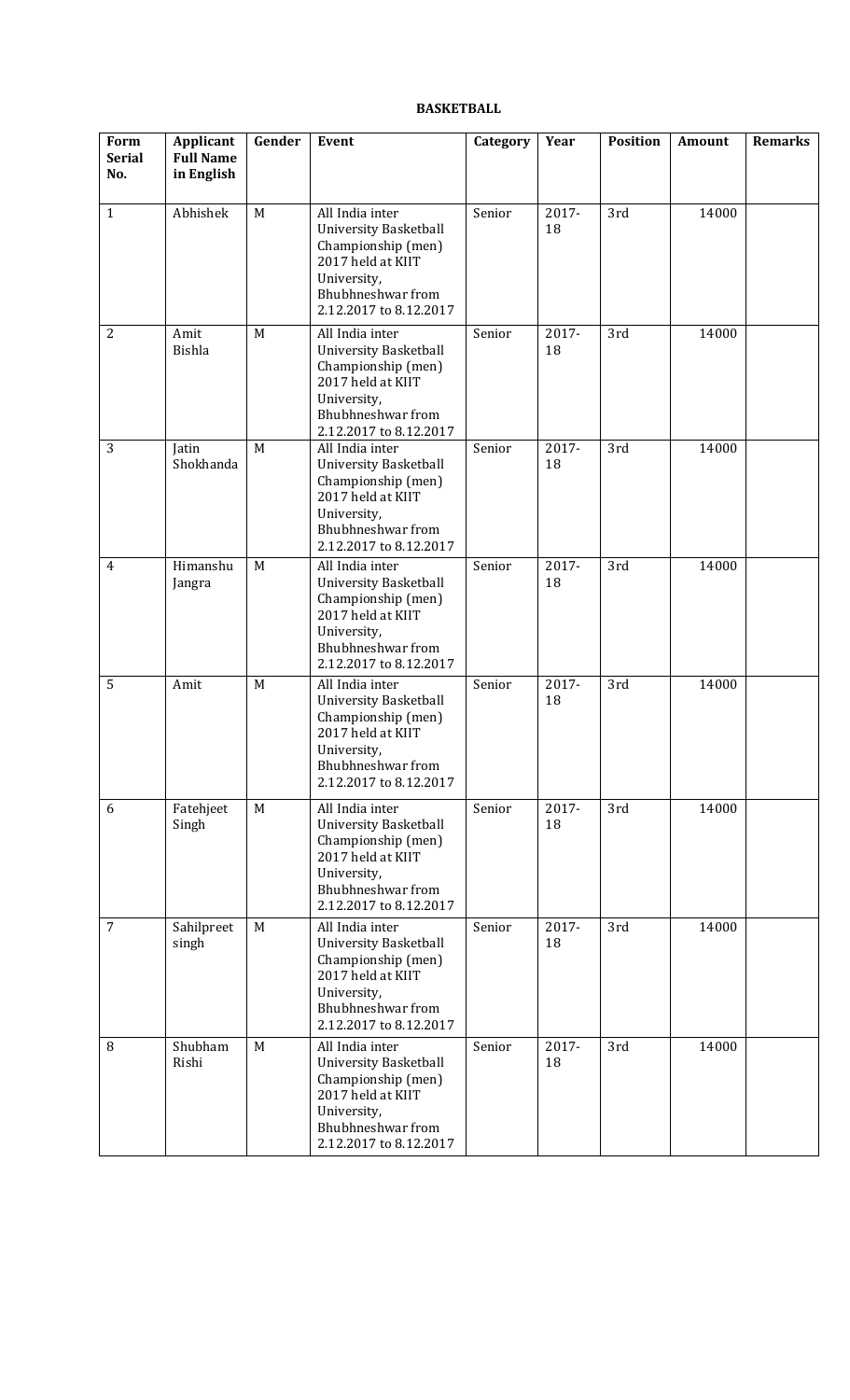**BASKETBALL**

| Form Serial No. | Applicant Full Name in English | Gender | Event | Category | Year | Position | Amount | Remarks |
|---|---|---|---|---|---|---|---|---|
| 1 | Abhishek | M | All India inter University Basketball Championship (men) 2017 held at KIIT University, Bhubhneshwar from 2.12.2017 to 8.12.2017 | Senior | 2017-18 | 3rd | 14000 | |
| 2 | Amit Bishla | M | All India inter University Basketball Championship (men) 2017 held at KIIT University, Bhubhneshwar from 2.12.2017 to 8.12.2017 | Senior | 2017-18 | 3rd | 14000 | |
| 3 | Jatin Shokhanda | M | All India inter University Basketball Championship (men) 2017 held at KIIT University, Bhubhneshwar from 2.12.2017 to 8.12.2017 | Senior | 2017-18 | 3rd | 14000 | |
| 4 | Himanshu Jangra | M | All India inter University Basketball Championship (men) 2017 held at KIIT University, Bhubhneshwar from 2.12.2017 to 8.12.2017 | Senior | 2017-18 | 3rd | 14000 | |
| 5 | Amit | M | All India inter University Basketball Championship (men) 2017 held at KIIT University, Bhubhneshwar from 2.12.2017 to 8.12.2017 | Senior | 2017-18 | 3rd | 14000 | |
| 6 | Fatehjeet Singh | M | All India inter University Basketball Championship (men) 2017 held at KIIT University, Bhubhneshwar from 2.12.2017 to 8.12.2017 | Senior | 2017-18 | 3rd | 14000 | |
| 7 | Sahilpreet singh | M | All India inter University Basketball Championship (men) 2017 held at KIIT University, Bhubhneshwar from 2.12.2017 to 8.12.2017 | Senior | 2017-18 | 3rd | 14000 | |
| 8 | Shubham Rishi | M | All India inter University Basketball Championship (men) 2017 held at KIIT University, Bhubhneshwar from 2.12.2017 to 8.12.2017 | Senior | 2017-18 | 3rd | 14000 | |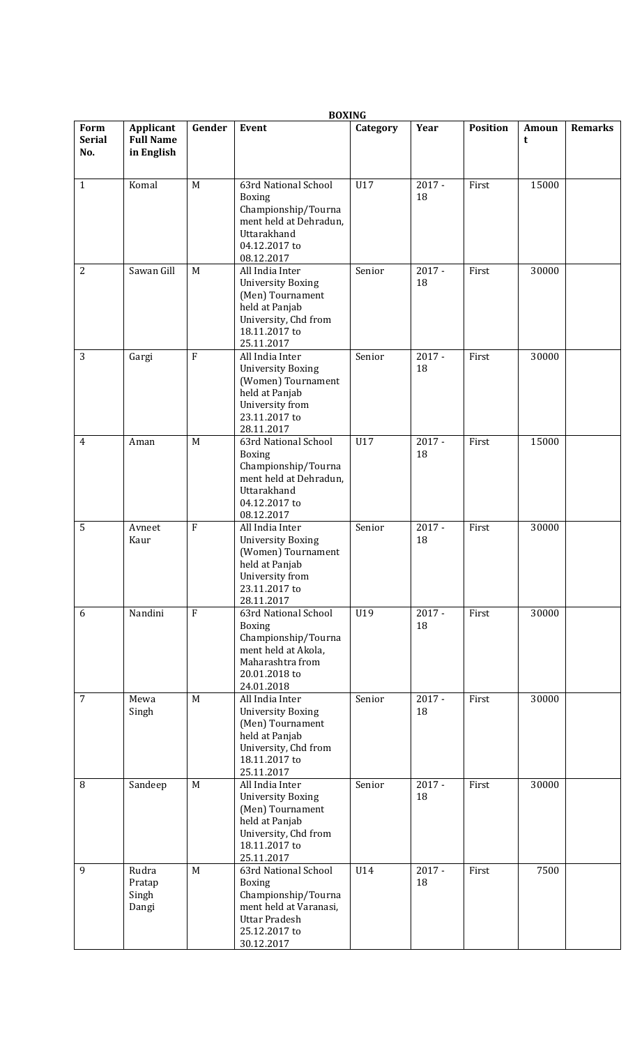**BOXING**

| Form Serial No. | Applicant Full Name in English | Gender | Event | Category | Year | Position | Amount | Remarks |
|---|---|---|---|---|---|---|---|---|
| 1 | Komal | M | 63rd National School Boxing Championship/Tournament held at Dehradun, Uttarakhand 04.12.2017 to 08.12.2017 | U17 | 2017 - 18 | First | 15000 | |
| 2 | Sawan Gill | M | All India Inter University Boxing (Men) Tournament held at Panjab University, Chd from 18.11.2017 to 25.11.2017 | Senior | 2017 - 18 | First | 30000 | |
| 3 | Gargi | F | All India Inter University Boxing (Women) Tournament held at Panjab University from 23.11.2017 to 28.11.2017 | Senior | 2017 - 18 | First | 30000 | |
| 4 | Aman | M | 63rd National School Boxing Championship/Tournament held at Dehradun, Uttarakhand 04.12.2017 to 08.12.2017 | U17 | 2017 - 18 | First | 15000 | |
| 5 | Avneet Kaur | F | All India Inter University Boxing (Women) Tournament held at Panjab University from 23.11.2017 to 28.11.2017 | Senior | 2017 - 18 | First | 30000 | |
| 6 | Nandini | F | 63rd National School Boxing Championship/Tournament held at Akola, Maharashtra from 20.01.2018 to 24.01.2018 | U19 | 2017 - 18 | First | 30000 | |
| 7 | Mewa Singh | M | All India Inter University Boxing (Men) Tournament held at Panjab University, Chd from 18.11.2017 to 25.11.2017 | Senior | 2017 - 18 | First | 30000 | |
| 8 | Sandeep | M | All India Inter University Boxing (Men) Tournament held at Panjab University, Chd from 18.11.2017 to 25.11.2017 | Senior | 2017 - 18 | First | 30000 | |
| 9 | Rudra Pratap Singh Dangi | M | 63rd National School Boxing Championship/Tournament held at Varanasi, Uttar Pradesh 25.12.2017 to 30.12.2017 | U14 | 2017 - 18 | First | 7500 | |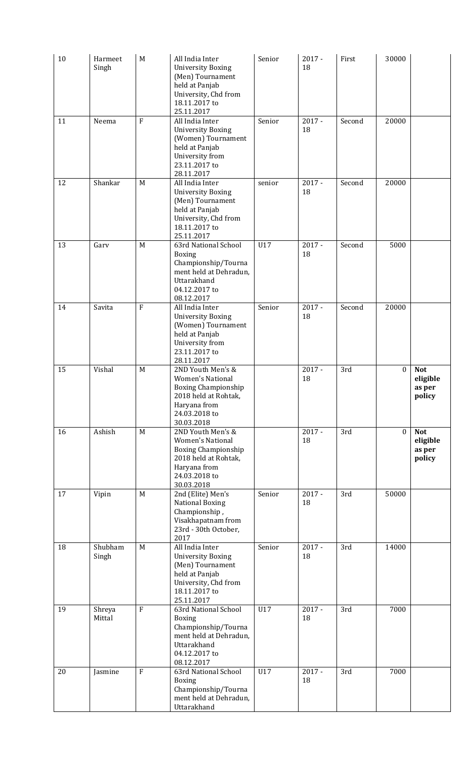| 10 | Harmeet Singh | M | All India Inter University Boxing (Men) Tournament held at Panjab University, Chd from 18.11.2017 to 25.11.2017 | Senior | 2017 - 18 | First | 30000 | |
|---|---|---|---|---|---|---|---|---|
| 11 | Neema | F | All India Inter University Boxing (Women) Tournament held at Panjab University from 23.11.2017 to 28.11.2017 | Senior | 2017 - 18 | Second | 20000 | |
| 12 | Shankar | M | All India Inter University Boxing (Men) Tournament held at Panjab University, Chd from 18.11.2017 to 25.11.2017 | senior | 2017 - 18 | Second | 20000 | |
| 13 | Garv | M | 63rd National School Boxing Championship/Tournament held at Dehradun, Uttarakhand 04.12.2017 to 08.12.2017 | U17 | 2017 - 18 | Second | 5000 | |
| 14 | Savita | F | All India Inter University Boxing (Women) Tournament held at Panjab University from 23.11.2017 to 28.11.2017 | Senior | 2017 - 18 | Second | 20000 | |
| 15 | Vishal | M | 2ND Youth Men's & Women's National Boxing Championship 2018 held at Rohtak, Haryana from 24.03.2018 to 30.03.2018 | | 2017 - 18 | 3rd | 0 | **Not eligible as per policy** |
| 16 | Ashish | M | 2ND Youth Men's & Women's National Boxing Championship 2018 held at Rohtak, Haryana from 24.03.2018 to 30.03.2018 | | 2017 - 18 | 3rd | 0 | **Not eligible as per policy** |
| 17 | Vipin | M | 2nd (Elite) Men's National Boxing Championship , Visakhapatnam from 23rd - 30th October, 2017 | Senior | 2017 - 18 | 3rd | 50000 | |
| 18 | Shubham Singh | M | All India Inter University Boxing (Men) Tournament held at Panjab University, Chd from 18.11.2017 to 25.11.2017 | Senior | 2017 - 18 | 3rd | 14000 | |
| 19 | Shreya Mittal | F | 63rd National School Boxing Championship/Tournament held at Dehradun, Uttarakhand 04.12.2017 to 08.12.2017 | U17 | 2017 - 18 | 3rd | 7000 | |
| 20 | Jasmine | F | 63rd National School Boxing Championship/Tournament held at Dehradun, Uttarakhand | U17 | 2017 - 18 | 3rd | 7000 | |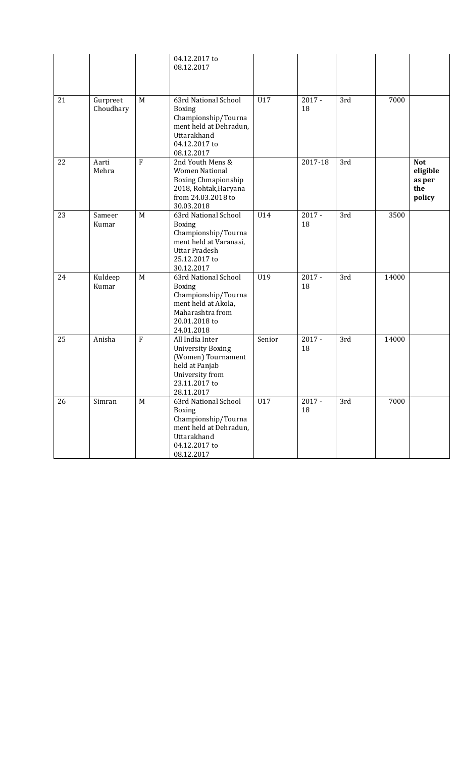| | | | 04.12.2017 to 08.12.2017 | | | | | |
|---|---|---|---|---|---|---|---|---|
| 21 | Gurpreet Choudhary | M | 63rd National School Boxing Championship/Tournament held at Dehradun, Uttarakhand 04.12.2017 to 08.12.2017 | U17 | 2017 - 18 | 3rd | 7000 | |
| 22 | Aarti Mehra | F | 2nd Youth Mens & Women National Boxing Chmapionship 2018, Rohtak,Haryana from 24.03.2018 to 30.03.2018 | | 2017-18 | 3rd | | **Not eligible as per the policy** |
| 23 | Sameer Kumar | M | 63rd National School Boxing Championship/Tournament held at Varanasi, Uttar Pradesh 25.12.2017 to 30.12.2017 | U14 | 2017 - 18 | 3rd | 3500 | |
| 24 | Kuldeep Kumar | M | 63rd National School Boxing Championship/Tournament held at Akola, Maharashtra from 20.01.2018 to 24.01.2018 | U19 | 2017 - 18 | 3rd | 14000 | |
| 25 | Anisha | F | All India Inter University Boxing (Women) Tournament held at Panjab University from 23.11.2017 to 28.11.2017 | Senior | 2017 - 18 | 3rd | 14000 | |
| 26 | Simran | M | 63rd National School Boxing Championship/Tournament held at Dehradun, Uttarakhand 04.12.2017 to 08.12.2017 | U17 | 2017 - 18 | 3rd | 7000 | |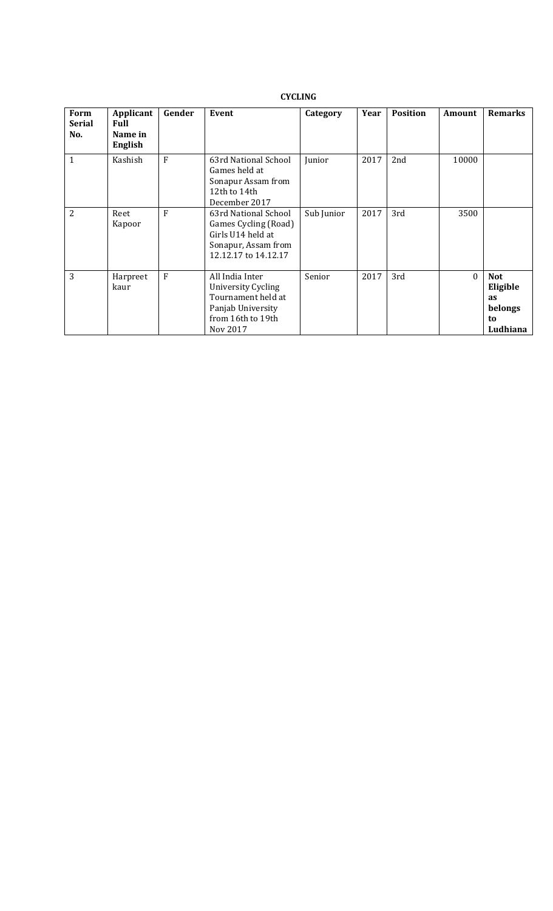**CYCLING**

| Form Serial No. | Applicant Full Name in English | Gender | Event | Category | Year | Position | Amount | Remarks |
|---|---|---|---|---|---|---|---|---|
| 1 | Kashish | F | 63rd National School Games held at Sonapur Assam from 12th to 14th December 2017 | Junior | 2017 | 2nd | 10000 | |
| 2 | Reet Kapoor | F | 63rd National School Games Cycling (Road) Girls U14 held at Sonapur, Assam from 12.12.17 to 14.12.17 | Sub Junior | 2017 | 3rd | 3500 | |
| 3 | Harpreet kaur | F | All India Inter University Cycling Tournament held at Panjab University from 16th to 19th Nov 2017 | Senior | 2017 | 3rd | 0 | **Not Eligible as belongs to Ludhiana** |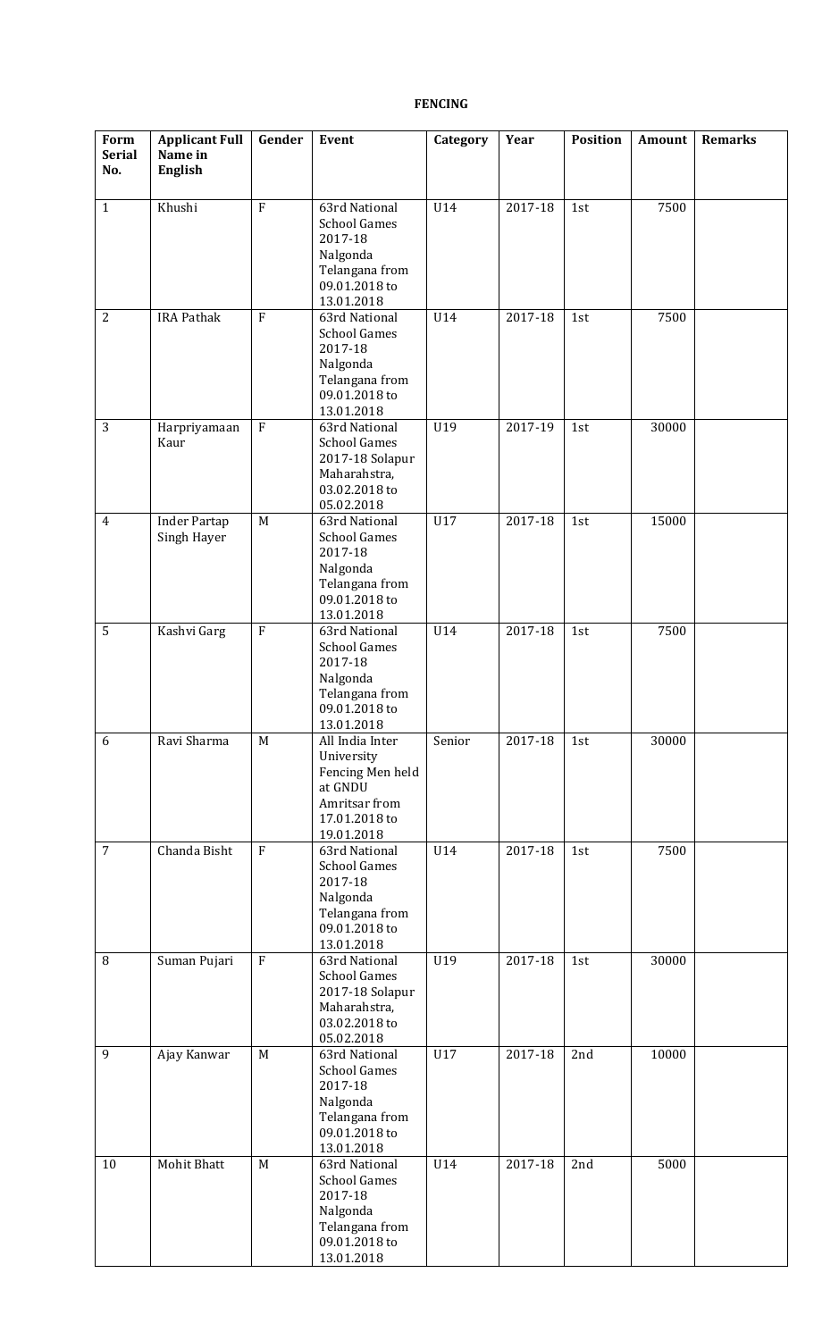**FENCING**

| Form Serial No. | Applicant Full Name in English | Gender | Event | Category | Year | Position | Amount | Remarks |
|---|---|---|---|---|---|---|---|---|
| 1 | Khushi | F | 63rd National School Games 2017-18 Nalgonda Telangana from 09.01.2018 to 13.01.2018 | U14 | 2017-18 | 1st | 7500 | |
| 2 | IRA Pathak | F | 63rd National School Games 2017-18 Nalgonda Telangana from 09.01.2018 to 13.01.2018 | U14 | 2017-18 | 1st | 7500 | |
| 3 | Harpriyamaan Kaur | F | 63rd National School Games 2017-18 Solapur Maharahstra, 03.02.2018 to 05.02.2018 | U19 | 2017-19 | 1st | 30000 | |
| 4 | Inder Partap Singh Hayer | M | 63rd National School Games 2017-18 Nalgonda Telangana from 09.01.2018 to 13.01.2018 | U17 | 2017-18 | 1st | 15000 | |
| 5 | Kashvi Garg | F | 63rd National School Games 2017-18 Nalgonda Telangana from 09.01.2018 to 13.01.2018 | U14 | 2017-18 | 1st | 7500 | |
| 6 | Ravi Sharma | M | All India Inter University Fencing Men held at GNDU Amritsar from 17.01.2018 to 19.01.2018 | Senior | 2017-18 | 1st | 30000 | |
| 7 | Chanda Bisht | F | 63rd National School Games 2017-18 Nalgonda Telangana from 09.01.2018 to 13.01.2018 | U14 | 2017-18 | 1st | 7500 | |
| 8 | Suman Pujari | F | 63rd National School Games 2017-18 Solapur Maharahstra, 03.02.2018 to 05.02.2018 | U19 | 2017-18 | 1st | 30000 | |
| 9 | Ajay Kanwar | M | 63rd National School Games 2017-18 Nalgonda Telangana from 09.01.2018 to 13.01.2018 | U17 | 2017-18 | 2nd | 10000 | |
| 10 | Mohit Bhatt | M | 63rd National School Games 2017-18 Nalgonda Telangana from 09.01.2018 to 13.01.2018 | U14 | 2017-18 | 2nd | 5000 | |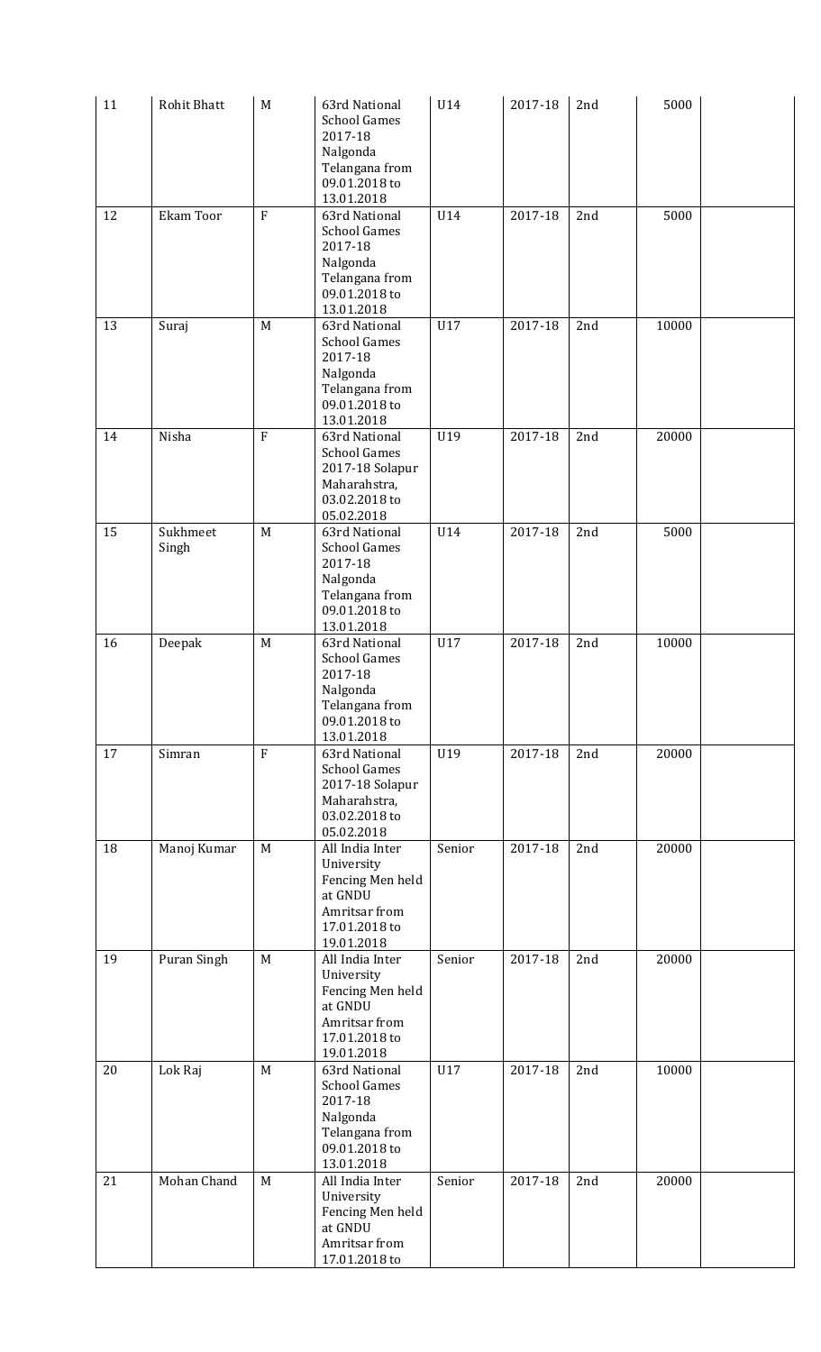| 11 | Rohit Bhatt | M | 63rd National School Games 2017-18 Nalgonda Telangana from 09.01.2018 to 13.01.2018 | U14 | 2017-18 | 2nd | 5000 | |
|---|---|---|---|---|---|---|---|---|
| 12 | Ekam Toor | F | 63rd National School Games 2017-18 Nalgonda Telangana from 09.01.2018 to 13.01.2018 | U14 | 2017-18 | 2nd | 5000 | |
| 13 | Suraj | M | 63rd National School Games 2017-18 Nalgonda Telangana from 09.01.2018 to 13.01.2018 | U17 | 2017-18 | 2nd | 10000 | |
| 14 | Nisha | F | 63rd National School Games 2017-18 Solapur Maharahstra, 03.02.2018 to 05.02.2018 | U19 | 2017-18 | 2nd | 20000 | |
| 15 | Sukhmeet Singh | M | 63rd National School Games 2017-18 Nalgonda Telangana from 09.01.2018 to 13.01.2018 | U14 | 2017-18 | 2nd | 5000 | |
| 16 | Deepak | M | 63rd National School Games 2017-18 Nalgonda Telangana from 09.01.2018 to 13.01.2018 | U17 | 2017-18 | 2nd | 10000 | |
| 17 | Simran | F | 63rd National School Games 2017-18 Solapur Maharahstra, 03.02.2018 to 05.02.2018 | U19 | 2017-18 | 2nd | 20000 | |
| 18 | Manoj Kumar | M | All India Inter University Fencing Men held at GNDU Amritsar from 17.01.2018 to 19.01.2018 | Senior | 2017-18 | 2nd | 20000 | |
| 19 | Puran Singh | M | All India Inter University Fencing Men held at GNDU Amritsar from 17.01.2018 to 19.01.2018 | Senior | 2017-18 | 2nd | 20000 | |
| 20 | Lok Raj | M | 63rd National School Games 2017-18 Nalgonda Telangana from 09.01.2018 to 13.01.2018 | U17 | 2017-18 | 2nd | 10000 | |
| 21 | Mohan Chand | M | All India Inter University Fencing Men held at GNDU Amritsar from 17.01.2018 to | Senior | 2017-18 | 2nd | 20000 | |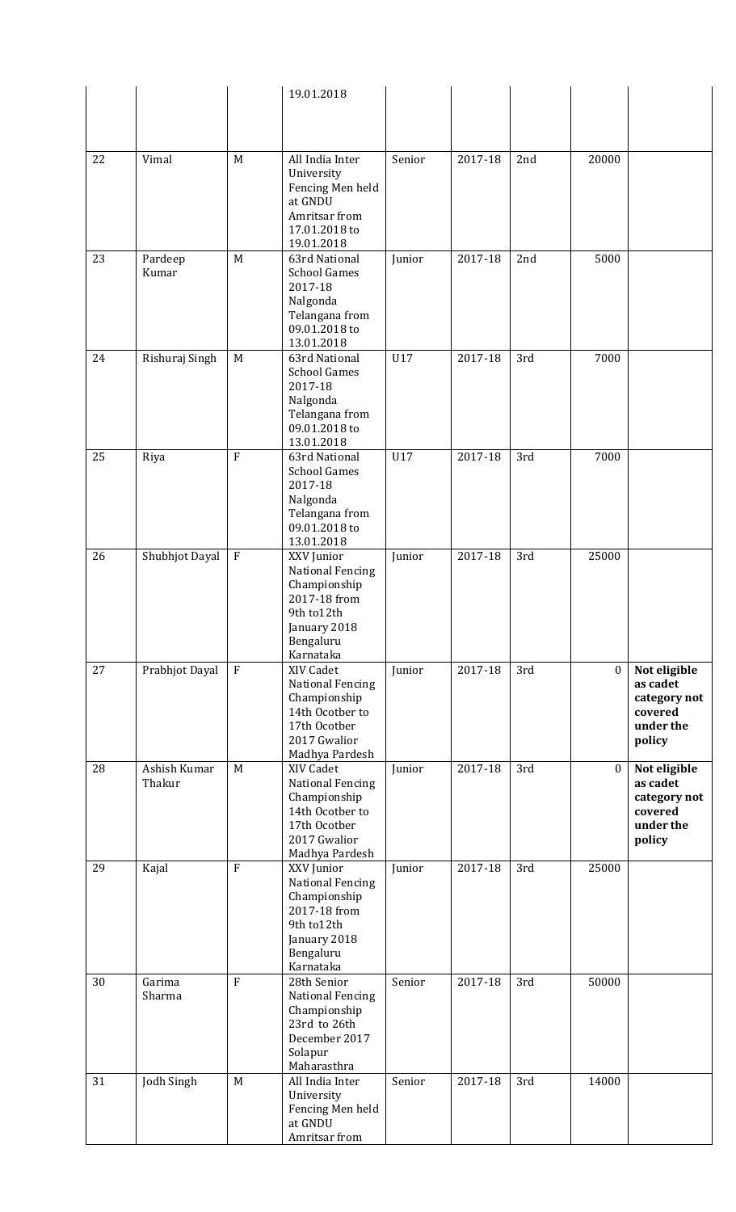|  |  |  | 19.01.2018 |  |  |  |  |  |
|---|---|---|---|---|---|---|---|---|
| 22 | Vimal | M | All India Inter University Fencing Men held at GNDU Amritsar from 17.01.2018 to 19.01.2018 | Senior | 2017-18 | 2nd | 20000 |  |
| 23 | Pardeep Kumar | M | 63rd National School Games 2017-18 Nalgonda Telangana from 09.01.2018 to 13.01.2018 | Junior | 2017-18 | 2nd | 5000 |  |
| 24 | Rishuraj Singh | M | 63rd National School Games 2017-18 Nalgonda Telangana from 09.01.2018 to 13.01.2018 | U17 | 2017-18 | 3rd | 7000 |  |
| 25 | Riya | F | 63rd National School Games 2017-18 Nalgonda Telangana from 09.01.2018 to 13.01.2018 | U17 | 2017-18 | 3rd | 7000 |  |
| 26 | Shubhjot Dayal | F | XXV Junior National Fencing Championship 2017-18 from 9th to12th January 2018 Bengaluru Karnataka | Junior | 2017-18 | 3rd | 25000 |  |
| 27 | Prabhjot Dayal | F | XIV Cadet National Fencing Championship 14th Ocotber to 17th Ocotber 2017 Gwalior Madhya Pardesh | Junior | 2017-18 | 3rd | 0 | **Not eligible as cadet category not covered under the policy** |
| 28 | Ashish Kumar Thakur | M | XIV Cadet National Fencing Championship 14th Ocotber to 17th Ocotber 2017 Gwalior Madhya Pardesh | Junior | 2017-18 | 3rd | 0 | **Not eligible as cadet category not covered under the policy** |
| 29 | Kajal | F | XXV Junior National Fencing Championship 2017-18 from 9th to12th January 2018 Bengaluru Karnataka | Junior | 2017-18 | 3rd | 25000 |  |
| 30 | Garima Sharma | F | 28th Senior National Fencing Championship 23rd to 26th December 2017 Solapur Maharasthra | Senior | 2017-18 | 3rd | 50000 |  |
| 31 | Jodh Singh | M | All India Inter University Fencing Men held at GNDU Amritsar from | Senior | 2017-18 | 3rd | 14000 |  |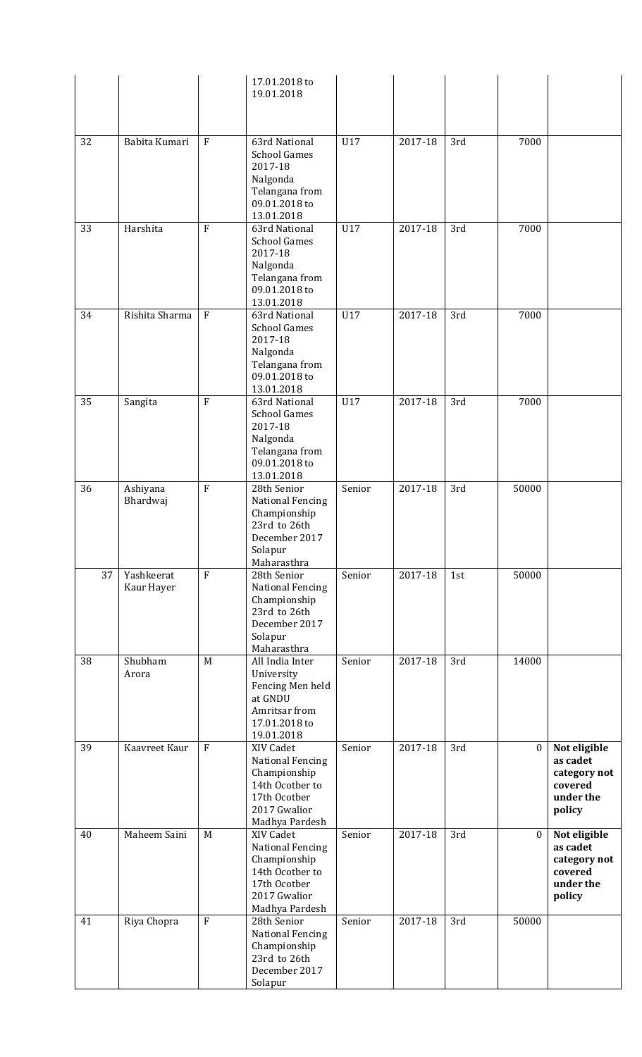|  |  |  | 17.01.2018 to 19.01.2018 |  |  |  |  |  |
|---|---|---|---|---|---|---|---|---|
| 32 | Babita Kumari | F | 63rd National School Games 2017-18 Nalgonda Telangana from 09.01.2018 to 13.01.2018 | U17 | 2017-18 | 3rd | 7000 |  |
| 33 | Harshita | F | 63rd National School Games 2017-18 Nalgonda Telangana from 09.01.2018 to 13.01.2018 | U17 | 2017-18 | 3rd | 7000 |  |
| 34 | Rishita Sharma | F | 63rd National School Games 2017-18 Nalgonda Telangana from 09.01.2018 to 13.01.2018 | U17 | 2017-18 | 3rd | 7000 |  |
| 35 | Sangita | F | 63rd National School Games 2017-18 Nalgonda Telangana from 09.01.2018 to 13.01.2018 | U17 | 2017-18 | 3rd | 7000 |  |
| 36 | Ashiyana Bhardwaj | F | 28th Senior National Fencing Championship 23rd to 26th December 2017 Solapur Maharasthra | Senior | 2017-18 | 3rd | 50000 |  |
| 37 | Yashkeerat Kaur Hayer | F | 28th Senior National Fencing Championship 23rd to 26th December 2017 Solapur Maharasthra | Senior | 2017-18 | 1st | 50000 |  |
| 38 | Shubham Arora | M | All India Inter University Fencing Men held at GNDU Amritsar from 17.01.2018 to 19.01.2018 | Senior | 2017-18 | 3rd | 14000 |  |
| 39 | Kaavreet Kaur | F | XIV Cadet National Fencing Championship 14th Ocotber to 17th Ocotber 2017 Gwalior Madhya Pardesh | Senior | 2017-18 | 3rd | 0 | **Not eligible as cadet category not covered under the policy** |
| 40 | Maheem Saini | M | XIV Cadet National Fencing Championship 14th Ocotber to 17th Ocotber 2017 Gwalior Madhya Pardesh | Senior | 2017-18 | 3rd | 0 | **Not eligible as cadet category not covered under the policy** |
| 41 | Riya Chopra | F | 28th Senior National Fencing Championship 23rd to 26th December 2017 Solapur | Senior | 2017-18 | 3rd | 50000 |  |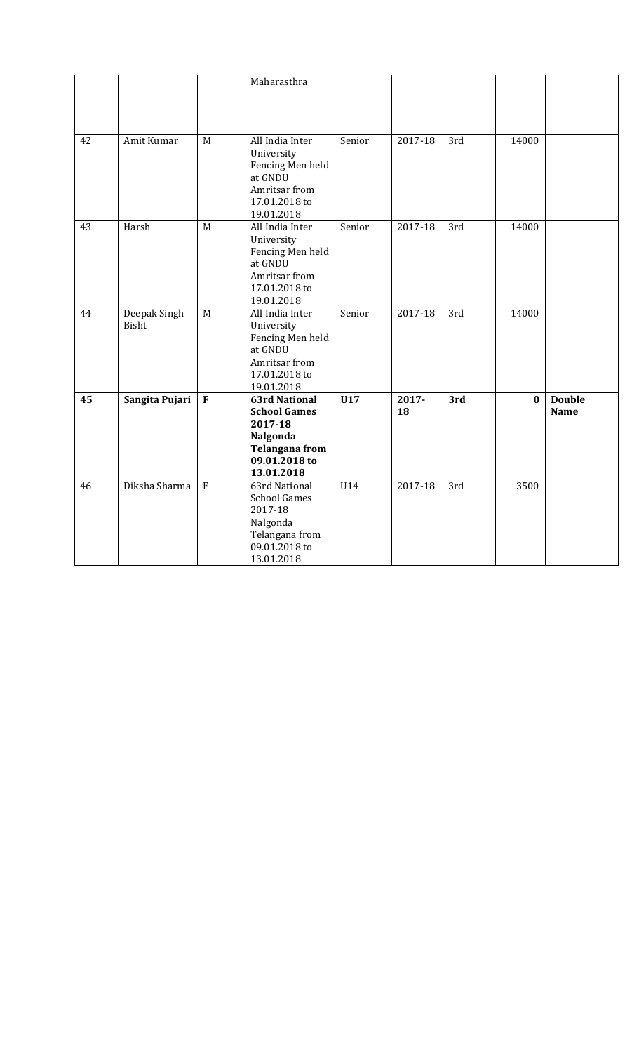|  |  |  | Maharasthra |  |  |  |  |  |
|---|---|---|---|---|---|---|---|---|
| 42 | Amit Kumar | M | All India Inter University Fencing Men held at GNDU Amritsar from 17.01.2018 to 19.01.2018 | Senior | 2017-18 | 3rd | 14000 |  |
| 43 | Harsh | M | All India Inter University Fencing Men held at GNDU Amritsar from 17.01.2018 to 19.01.2018 | Senior | 2017-18 | 3rd | 14000 |  |
| 44 | Deepak Singh Bisht | M | All India Inter University Fencing Men held at GNDU Amritsar from 17.01.2018 to 19.01.2018 | Senior | 2017-18 | 3rd | 14000 |  |
| **45** | **Sangita Pujari** | **F** | **63rd National School Games 2017-18 Nalgonda Telangana from 09.01.2018 to 13.01.2018** | **U17** | **2017-18** | **3rd** | **0** | **Double Name** |
| 46 | Diksha Sharma | F | 63rd National School Games 2017-18 Nalgonda Telangana from 09.01.2018 to 13.01.2018 | U14 | 2017-18 | 3rd | 3500 |  |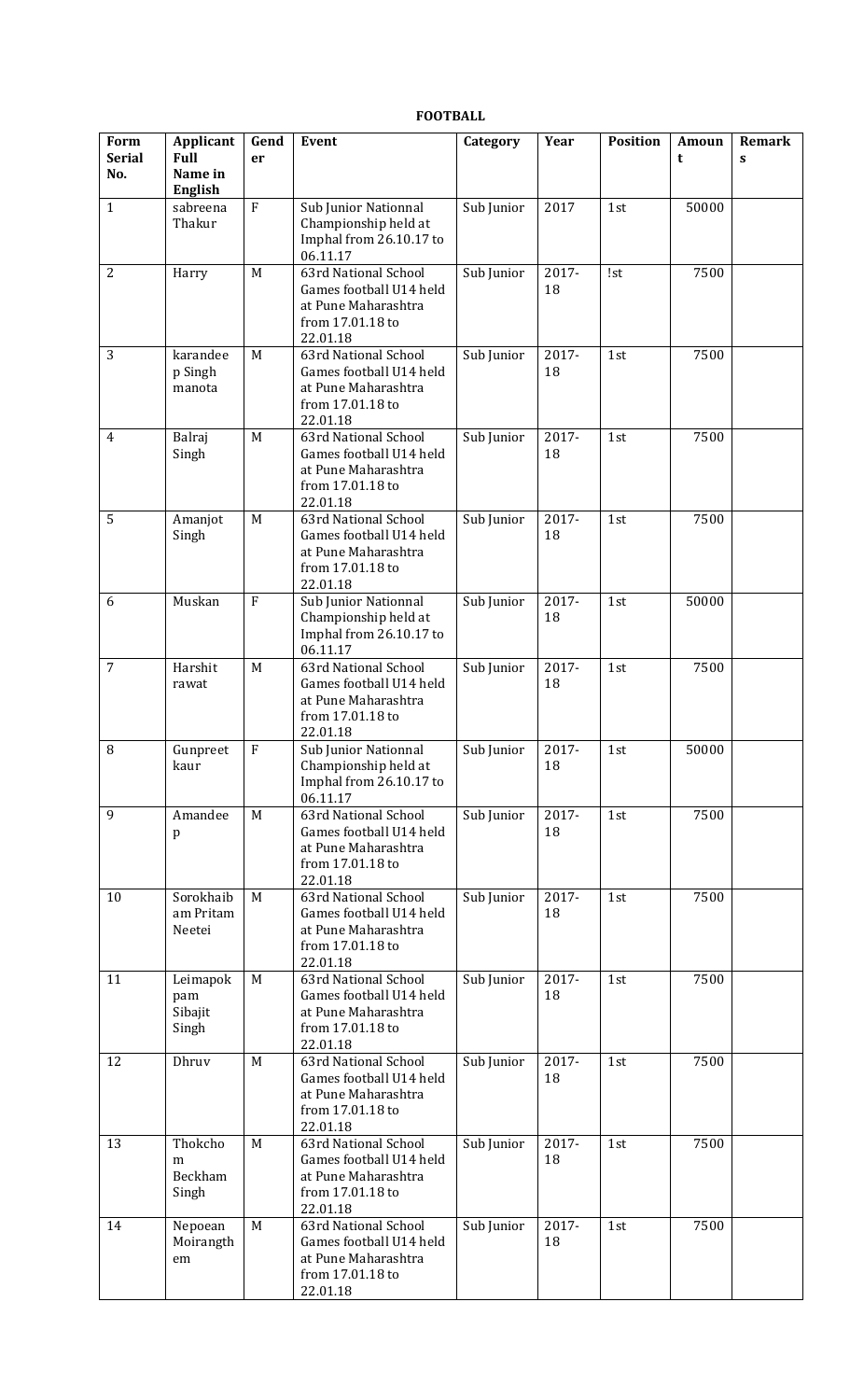**FOOTBALL**

| Form Serial No. | Applicant Full Name in English | Gender | Event | Category | Year | Position | Amount | Remarks |
|---|---|---|---|---|---|---|---|---|
| 1 | sabreena Thakur | F | Sub Junior Nationnal Championship held at Imphal from 26.10.17 to 06.11.17 | Sub Junior | 2017 | 1st | 50000 | |
| 2 | Harry | M | 63rd National School Games football U14 held at Pune Maharashtra from 17.01.18 to 22.01.18 | Sub Junior | 2017-18 | !st | 7500 | |
| 3 | karandeep Singh manota | M | 63rd National School Games football U14 held at Pune Maharashtra from 17.01.18 to 22.01.18 | Sub Junior | 2017-18 | 1st | 7500 | |
| 4 | Balraj Singh | M | 63rd National School Games football U14 held at Pune Maharashtra from 17.01.18 to 22.01.18 | Sub Junior | 2017-18 | 1st | 7500 | |
| 5 | Amanjot Singh | M | 63rd National School Games football U14 held at Pune Maharashtra from 17.01.18 to 22.01.18 | Sub Junior | 2017-18 | 1st | 7500 | |
| 6 | Muskan | F | Sub Junior Nationnal Championship held at Imphal from 26.10.17 to 06.11.17 | Sub Junior | 2017-18 | 1st | 50000 | |
| 7 | Harshit rawat | M | 63rd National School Games football U14 held at Pune Maharashtra from 17.01.18 to 22.01.18 | Sub Junior | 2017-18 | 1st | 7500 | |
| 8 | Gunpreet kaur | F | Sub Junior Nationnal Championship held at Imphal from 26.10.17 to 06.11.17 | Sub Junior | 2017-18 | 1st | 50000 | |
| 9 | Amandeep | M | 63rd National School Games football U14 held at Pune Maharashtra from 17.01.18 to 22.01.18 | Sub Junior | 2017-18 | 1st | 7500 | |
| 10 | Sorokhaibam Pritam Neetei | M | 63rd National School Games football U14 held at Pune Maharashtra from 17.01.18 to 22.01.18 | Sub Junior | 2017-18 | 1st | 7500 | |
| 11 | Leimapokpam Sibajit Singh | M | 63rd National School Games football U14 held at Pune Maharashtra from 17.01.18 to 22.01.18 | Sub Junior | 2017-18 | 1st | 7500 | |
| 12 | Dhruv | M | 63rd National School Games football U14 held at Pune Maharashtra from 17.01.18 to 22.01.18 | Sub Junior | 2017-18 | 1st | 7500 | |
| 13 | Thokchom Beckham Singh | M | 63rd National School Games football U14 held at Pune Maharashtra from 17.01.18 to 22.01.18 | Sub Junior | 2017-18 | 1st | 7500 | |
| 14 | Nepoean Moirangthem | M | 63rd National School Games football U14 held at Pune Maharashtra from 17.01.18 to 22.01.18 | Sub Junior | 2017-18 | 1st | 7500 | |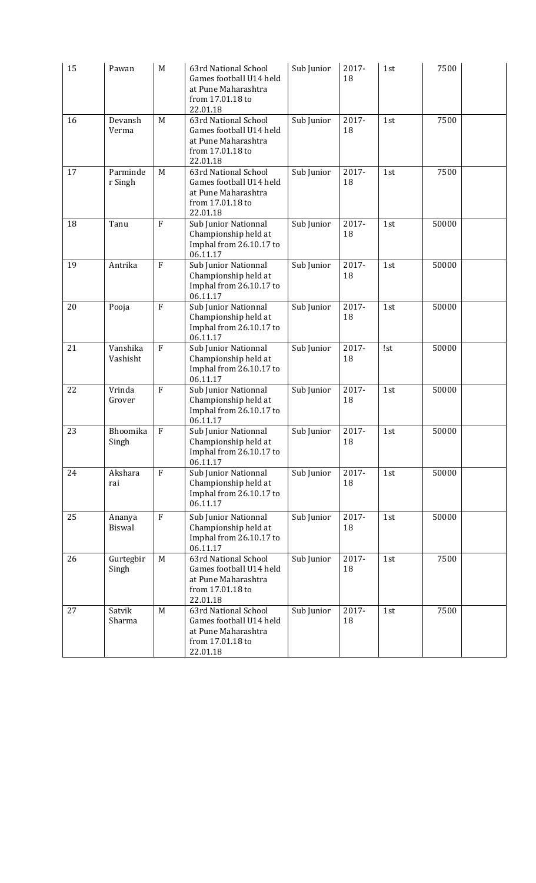| 15 | Pawan | M | 63rd National School Games football U14 held at Pune Maharashtra from 17.01.18 to 22.01.18 | Sub Junior | 2017-18 | 1st | 7500 | |
|---|---|---|---|---|---|---|---|---|
| 16 | Devansh Verma | M | 63rd National School Games football U14 held at Pune Maharashtra from 17.01.18 to 22.01.18 | Sub Junior | 2017-18 | 1st | 7500 | |
| 17 | Parminder Singh | M | 63rd National School Games football U14 held at Pune Maharashtra from 17.01.18 to 22.01.18 | Sub Junior | 2017-18 | 1st | 7500 | |
| 18 | Tanu | F | Sub Junior Nationnal Championship held at Imphal from 26.10.17 to 06.11.17 | Sub Junior | 2017-18 | 1st | 50000 | |
| 19 | Antrika | F | Sub Junior Nationnal Championship held at Imphal from 26.10.17 to 06.11.17 | Sub Junior | 2017-18 | 1st | 50000 | |
| 20 | Pooja | F | Sub Junior Nationnal Championship held at Imphal from 26.10.17 to 06.11.17 | Sub Junior | 2017-18 | 1st | 50000 | |
| 21 | Vanshika Vashisht | F | Sub Junior Nationnal Championship held at Imphal from 26.10.17 to 06.11.17 | Sub Junior | 2017-18 | !st | 50000 | |
| 22 | Vrinda Grover | F | Sub Junior Nationnal Championship held at Imphal from 26.10.17 to 06.11.17 | Sub Junior | 2017-18 | 1st | 50000 | |
| 23 | Bhoomika Singh | F | Sub Junior Nationnal Championship held at Imphal from 26.10.17 to 06.11.17 | Sub Junior | 2017-18 | 1st | 50000 | |
| 24 | Akshara rai | F | Sub Junior Nationnal Championship held at Imphal from 26.10.17 to 06.11.17 | Sub Junior | 2017-18 | 1st | 50000 | |
| 25 | Ananya Biswal | F | Sub Junior Nationnal Championship held at Imphal from 26.10.17 to 06.11.17 | Sub Junior | 2017-18 | 1st | 50000 | |
| 26 | Gurtegbir Singh | M | 63rd National School Games football U14 held at Pune Maharashtra from 17.01.18 to 22.01.18 | Sub Junior | 2017-18 | 1st | 7500 | |
| 27 | Satvik Sharma | M | 63rd National School Games football U14 held at Pune Maharashtra from 17.01.18 to 22.01.18 | Sub Junior | 2017-18 | 1st | 7500 | |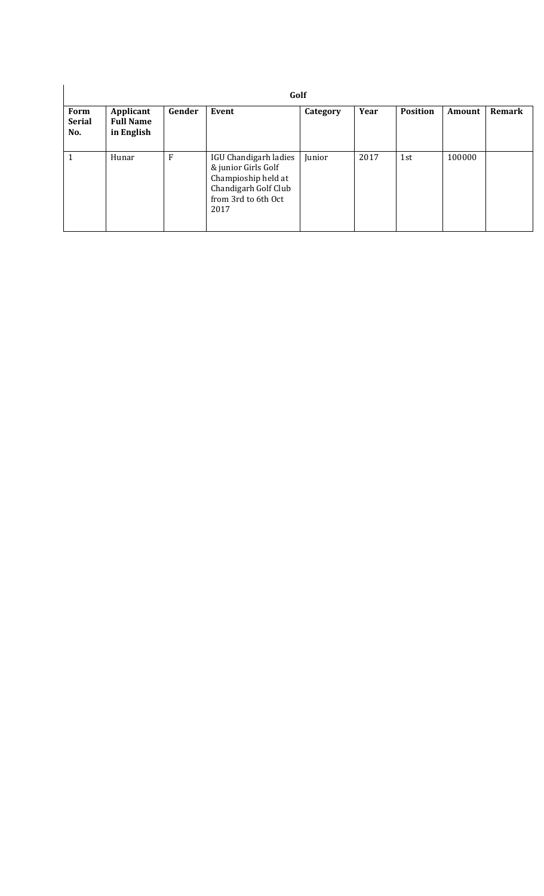| Golf | | | | | | | | |
|---|---|---|---|---|---|---|---|---|
| **Form Serial No.** | **Applicant Full Name in English** | **Gender** | **Event** | **Category** | **Year** | **Position** | **Amount** | **Remark** |
| 1 | Hunar | F | IGU Chandigarh ladies & junior Girls Golf Champioship held at Chandigarh Golf Club from 3rd to 6th Oct 2017 | Junior | 2017 | 1st | 100000 | |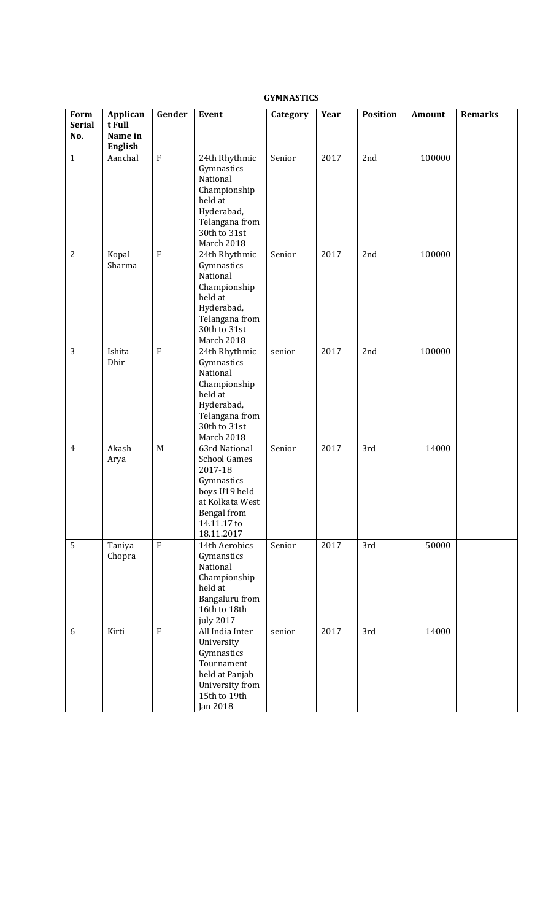**GYMNASTICS**

| Form Serial No. | Applicant Full Name in English | Gender | Event | Category | Year | Position | Amount | Remarks |
|---|---|---|---|---|---|---|---|---|
| 1 | Aanchal | F | 24th Rhythmic Gymnastics National Championship held at Hyderabad, Telangana from 30th to 31st March 2018 | Senior | 2017 | 2nd | 100000 | |
| 2 | Kopal Sharma | F | 24th Rhythmic Gymnastics National Championship held at Hyderabad, Telangana from 30th to 31st March 2018 | Senior | 2017 | 2nd | 100000 | |
| 3 | Ishita Dhir | F | 24th Rhythmic Gymnastics National Championship held at Hyderabad, Telangana from 30th to 31st March 2018 | senior | 2017 | 2nd | 100000 | |
| 4 | Akash Arya | M | 63rd National School Games 2017-18 Gymnastics boys U19 held at Kolkata West Bengal from 14.11.17 to 18.11.2017 | Senior | 2017 | 3rd | 14000 | |
| 5 | Taniya Chopra | F | 14th Aerobics Gymanstics National Championship held at Bangaluru from 16th to 18th july 2017 | Senior | 2017 | 3rd | 50000 | |
| 6 | Kirti | F | All India Inter University Gymnastics Tournament held at Panjab University from 15th to 19th Jan 2018 | senior | 2017 | 3rd | 14000 | |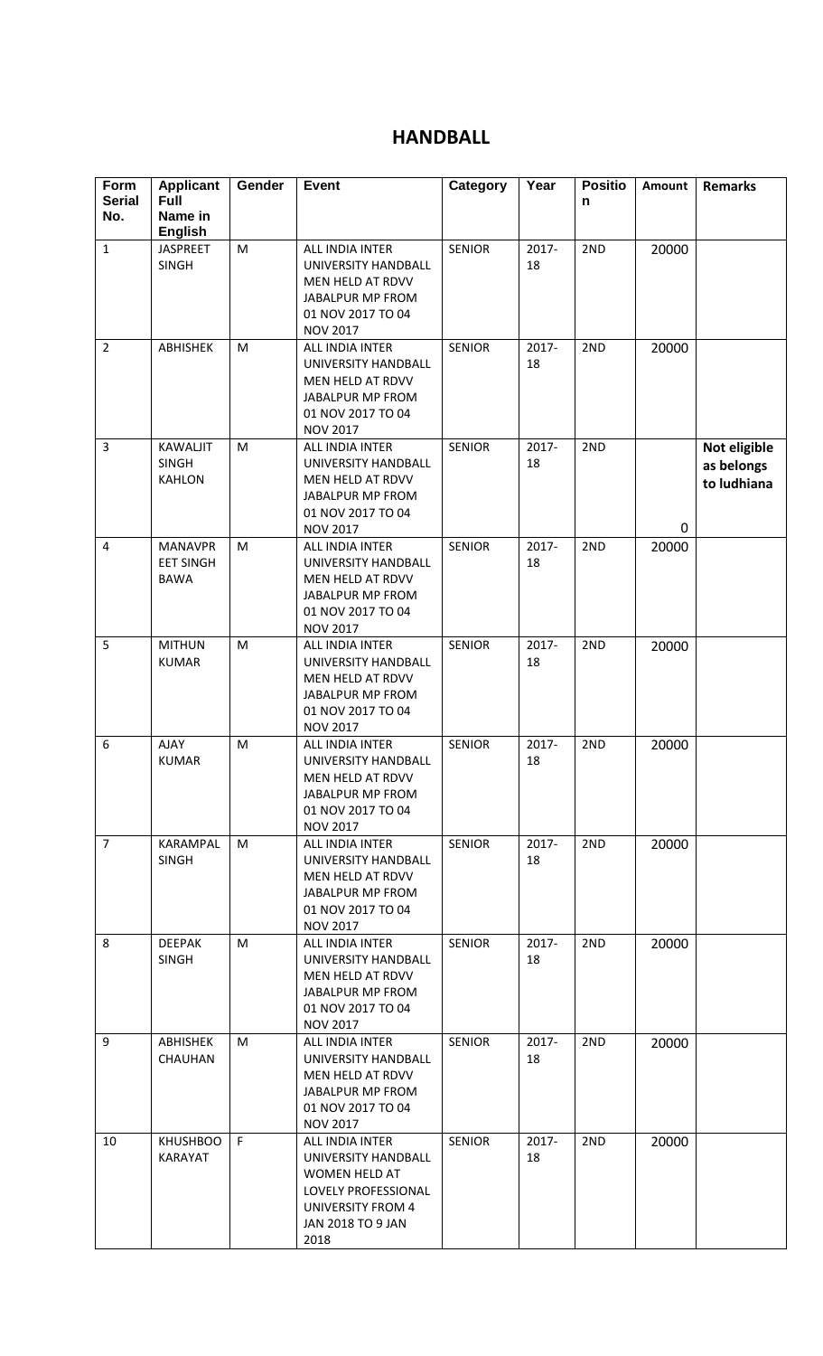# HANDBALL

| Form Serial No. | Applicant Full Name in English | Gender | Event | Category | Year | Position | Amount | Remarks |
|---|---|---|---|---|---|---|---|---|
| 1 | JASPREET SINGH | M | ALL INDIA INTER UNIVERSITY HANDBALL MEN HELD AT RDVV JABALPUR MP FROM 01 NOV 2017 TO 04 NOV 2017 | SENIOR | 2017-18 | 2ND | 20000 | |
| 2 | ABHISHEK | M | ALL INDIA INTER UNIVERSITY HANDBALL MEN HELD AT RDVV JABALPUR MP FROM 01 NOV 2017 TO 04 NOV 2017 | SENIOR | 2017-18 | 2ND | 20000 | |
| 3 | KAWALJIT SINGH KAHLON | M | ALL INDIA INTER UNIVERSITY HANDBALL MEN HELD AT RDVV JABALPUR MP FROM 01 NOV 2017 TO 04 NOV 2017 | SENIOR | 2017-18 | 2ND | 0 | **Not eligible as belongs to ludhiana** |
| 4 | MANAVPREET SINGH BAWA | M | ALL INDIA INTER UNIVERSITY HANDBALL MEN HELD AT RDVV JABALPUR MP FROM 01 NOV 2017 TO 04 NOV 2017 | SENIOR | 2017-18 | 2ND | 20000 | |
| 5 | MITHUN KUMAR | M | ALL INDIA INTER UNIVERSITY HANDBALL MEN HELD AT RDVV JABALPUR MP FROM 01 NOV 2017 TO 04 NOV 2017 | SENIOR | 2017-18 | 2ND | 20000 | |
| 6 | AJAY KUMAR | M | ALL INDIA INTER UNIVERSITY HANDBALL MEN HELD AT RDVV JABALPUR MP FROM 01 NOV 2017 TO 04 NOV 2017 | SENIOR | 2017-18 | 2ND | 20000 | |
| 7 | KARAMPAL SINGH | M | ALL INDIA INTER UNIVERSITY HANDBALL MEN HELD AT RDVV JABALPUR MP FROM 01 NOV 2017 TO 04 NOV 2017 | SENIOR | 2017-18 | 2ND | 20000 | |
| 8 | DEEPAK SINGH | M | ALL INDIA INTER UNIVERSITY HANDBALL MEN HELD AT RDVV JABALPUR MP FROM 01 NOV 2017 TO 04 NOV 2017 | SENIOR | 2017-18 | 2ND | 20000 | |
| 9 | ABHISHEK CHAUHAN | M | ALL INDIA INTER UNIVERSITY HANDBALL MEN HELD AT RDVV JABALPUR MP FROM 01 NOV 2017 TO 04 NOV 2017 | SENIOR | 2017-18 | 2ND | 20000 | |
| 10 | KHUSHBOO KARAYAT | F | ALL INDIA INTER UNIVERSITY HANDBALL WOMEN HELD AT LOVELY PROFESSIONAL UNIVERSITY FROM 4 JAN 2018 TO 9 JAN 2018 | SENIOR | 2017-18 | 2ND | 20000 | |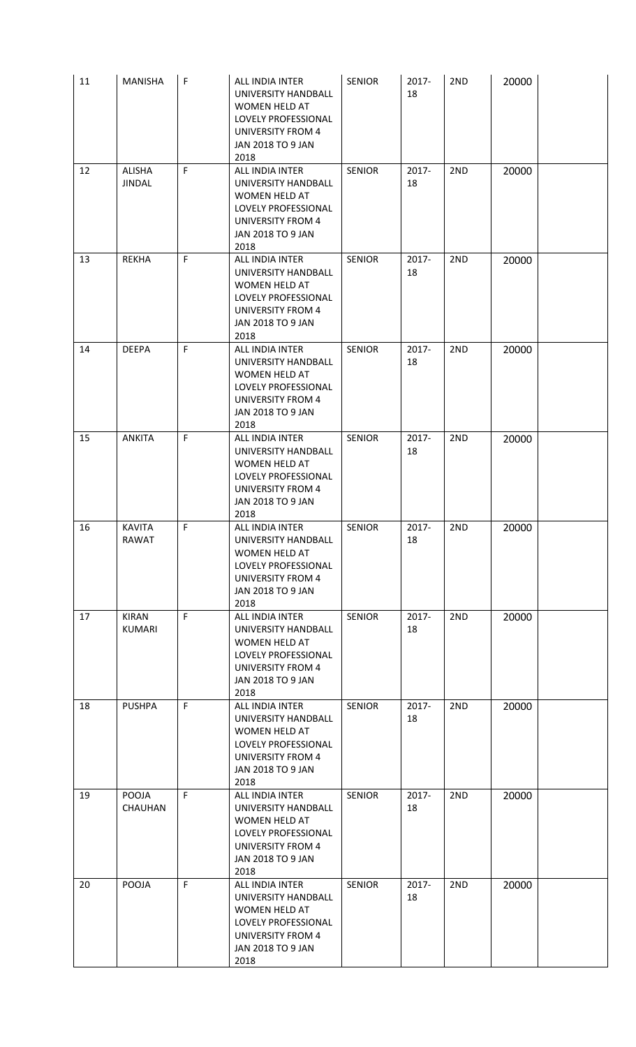| 11 | MANISHA | F | ALL INDIA INTER UNIVERSITY HANDBALL WOMEN HELD AT LOVELY PROFESSIONAL UNIVERSITY FROM 4 JAN 2018 TO 9 JAN 2018 | SENIOR | 2017-18 | 2ND | 20000 | |
|---|---|---|---|---|---|---|---|---|
| 12 | ALISHA JINDAL | F | ALL INDIA INTER UNIVERSITY HANDBALL WOMEN HELD AT LOVELY PROFESSIONAL UNIVERSITY FROM 4 JAN 2018 TO 9 JAN 2018 | SENIOR | 2017-18 | 2ND | 20000 | |
| 13 | REKHA | F | ALL INDIA INTER UNIVERSITY HANDBALL WOMEN HELD AT LOVELY PROFESSIONAL UNIVERSITY FROM 4 JAN 2018 TO 9 JAN 2018 | SENIOR | 2017-18 | 2ND | 20000 | |
| 14 | DEEPA | F | ALL INDIA INTER UNIVERSITY HANDBALL WOMEN HELD AT LOVELY PROFESSIONAL UNIVERSITY FROM 4 JAN 2018 TO 9 JAN 2018 | SENIOR | 2017-18 | 2ND | 20000 | |
| 15 | ANKITA | F | ALL INDIA INTER UNIVERSITY HANDBALL WOMEN HELD AT LOVELY PROFESSIONAL UNIVERSITY FROM 4 JAN 2018 TO 9 JAN 2018 | SENIOR | 2017-18 | 2ND | 20000 | |
| 16 | KAVITA RAWAT | F | ALL INDIA INTER UNIVERSITY HANDBALL WOMEN HELD AT LOVELY PROFESSIONAL UNIVERSITY FROM 4 JAN 2018 TO 9 JAN 2018 | SENIOR | 2017-18 | 2ND | 20000 | |
| 17 | KIRAN KUMARI | F | ALL INDIA INTER UNIVERSITY HANDBALL WOMEN HELD AT LOVELY PROFESSIONAL UNIVERSITY FROM 4 JAN 2018 TO 9 JAN 2018 | SENIOR | 2017-18 | 2ND | 20000 | |
| 18 | PUSHPA | F | ALL INDIA INTER UNIVERSITY HANDBALL WOMEN HELD AT LOVELY PROFESSIONAL UNIVERSITY FROM 4 JAN 2018 TO 9 JAN 2018 | SENIOR | 2017-18 | 2ND | 20000 | |
| 19 | POOJA CHAUHAN | F | ALL INDIA INTER UNIVERSITY HANDBALL WOMEN HELD AT LOVELY PROFESSIONAL UNIVERSITY FROM 4 JAN 2018 TO 9 JAN 2018 | SENIOR | 2017-18 | 2ND | 20000 | |
| 20 | POOJA | F | ALL INDIA INTER UNIVERSITY HANDBALL WOMEN HELD AT LOVELY PROFESSIONAL UNIVERSITY FROM 4 JAN 2018 TO 9 JAN 2018 | SENIOR | 2017-18 | 2ND | 20000 | |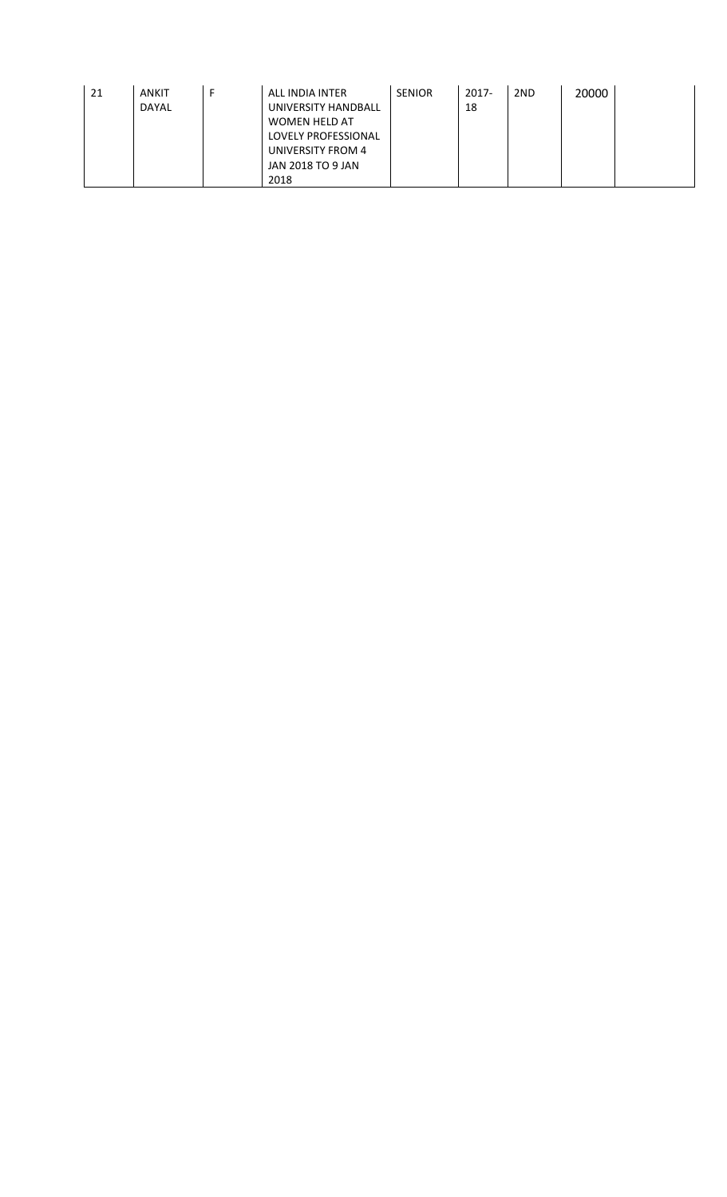| 21 | ANKIT DAYAL | F | ALL INDIA INTER UNIVERSITY HANDBALL WOMEN HELD AT LOVELY PROFESSIONAL UNIVERSITY FROM 4 JAN 2018 TO 9 JAN 2018 | SENIOR | 2017-18 | 2ND | 20000 | |
|---|---|---|---|---|---|---|---|---|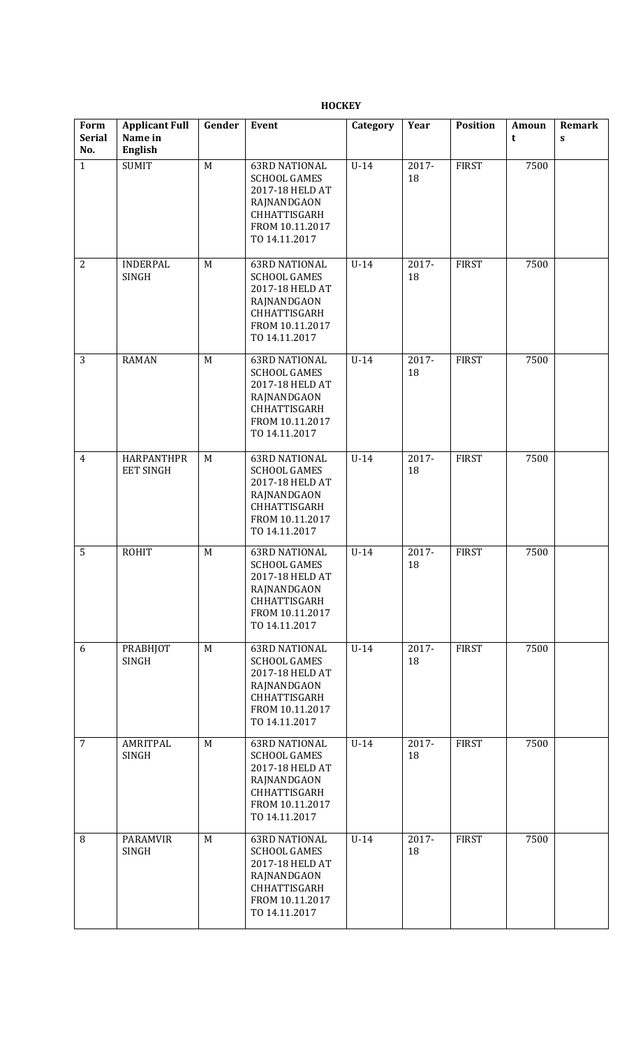**HOCKEY**

| Form Serial No. | Applicant Full Name in English | Gender | Event | Category | Year | Position | Amount | Remarks |
|---|---|---|---|---|---|---|---|---|
| 1 | SUMIT | M | 63RD NATIONAL SCHOOL GAMES 2017-18 HELD AT RAJNANDGAON CHHATTISGARH FROM 10.11.2017 TO 14.11.2017 | U-14 | 2017-18 | FIRST | 7500 | |
| 2 | INDERPAL SINGH | M | 63RD NATIONAL SCHOOL GAMES 2017-18 HELD AT RAJNANDGAON CHHATTISGARH FROM 10.11.2017 TO 14.11.2017 | U-14 | 2017-18 | FIRST | 7500 | |
| 3 | RAMAN | M | 63RD NATIONAL SCHOOL GAMES 2017-18 HELD AT RAJNANDGAON CHHATTISGARH FROM 10.11.2017 TO 14.11.2017 | U-14 | 2017-18 | FIRST | 7500 | |
| 4 | HARPANTHPREET SINGH | M | 63RD NATIONAL SCHOOL GAMES 2017-18 HELD AT RAJNANDGAON CHHATTISGARH FROM 10.11.2017 TO 14.11.2017 | U-14 | 2017-18 | FIRST | 7500 | |
| 5 | ROHIT | M | 63RD NATIONAL SCHOOL GAMES 2017-18 HELD AT RAJNANDGAON CHHATTISGARH FROM 10.11.2017 TO 14.11.2017 | U-14 | 2017-18 | FIRST | 7500 | |
| 6 | PRABHJOT SINGH | M | 63RD NATIONAL SCHOOL GAMES 2017-18 HELD AT RAJNANDGAON CHHATTISGARH FROM 10.11.2017 TO 14.11.2017 | U-14 | 2017-18 | FIRST | 7500 | |
| 7 | AMRITPAL SINGH | M | 63RD NATIONAL SCHOOL GAMES 2017-18 HELD AT RAJNANDGAON CHHATTISGARH FROM 10.11.2017 TO 14.11.2017 | U-14 | 2017-18 | FIRST | 7500 | |
| 8 | PARAMVIR SINGH | M | 63RD NATIONAL SCHOOL GAMES 2017-18 HELD AT RAJNANDGAON CHHATTISGARH FROM 10.11.2017 TO 14.11.2017 | U-14 | 2017-18 | FIRST | 7500 | |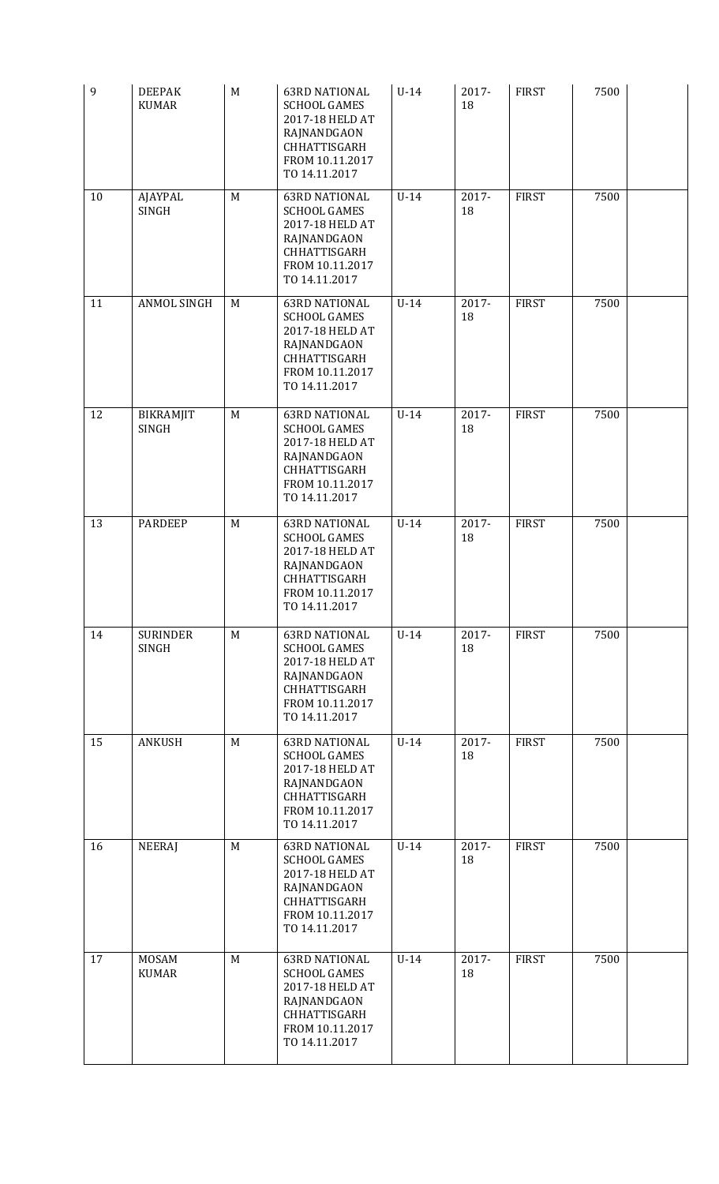| | | | | | | | | |
|---|---|---|---|---|---|---|---|---|
| 9 | DEEPAK KUMAR | M | 63RD NATIONAL SCHOOL GAMES 2017-18 HELD AT RAJNANDGAON CHHATTISGARH FROM 10.11.2017 TO 14.11.2017 | U-14 | 2017-18 | FIRST | 7500 | |
| 10 | AJAYPAL SINGH | M | 63RD NATIONAL SCHOOL GAMES 2017-18 HELD AT RAJNANDGAON CHHATTISGARH FROM 10.11.2017 TO 14.11.2017 | U-14 | 2017-18 | FIRST | 7500 | |
| 11 | ANMOL SINGH | M | 63RD NATIONAL SCHOOL GAMES 2017-18 HELD AT RAJNANDGAON CHHATTISGARH FROM 10.11.2017 TO 14.11.2017 | U-14 | 2017-18 | FIRST | 7500 | |
| 12 | BIKRAMJIT SINGH | M | 63RD NATIONAL SCHOOL GAMES 2017-18 HELD AT RAJNANDGAON CHHATTISGARH FROM 10.11.2017 TO 14.11.2017 | U-14 | 2017-18 | FIRST | 7500 | |
| 13 | PARDEEP | M | 63RD NATIONAL SCHOOL GAMES 2017-18 HELD AT RAJNANDGAON CHHATTISGARH FROM 10.11.2017 TO 14.11.2017 | U-14 | 2017-18 | FIRST | 7500 | |
| 14 | SURINDER SINGH | M | 63RD NATIONAL SCHOOL GAMES 2017-18 HELD AT RAJNANDGAON CHHATTISGARH FROM 10.11.2017 TO 14.11.2017 | U-14 | 2017-18 | FIRST | 7500 | |
| 15 | ANKUSH | M | 63RD NATIONAL SCHOOL GAMES 2017-18 HELD AT RAJNANDGAON CHHATTISGARH FROM 10.11.2017 TO 14.11.2017 | U-14 | 2017-18 | FIRST | 7500 | |
| 16 | NEERAJ | M | 63RD NATIONAL SCHOOL GAMES 2017-18 HELD AT RAJNANDGAON CHHATTISGARH FROM 10.11.2017 TO 14.11.2017 | U-14 | 2017-18 | FIRST | 7500 | |
| 17 | MOSAM KUMAR | M | 63RD NATIONAL SCHOOL GAMES 2017-18 HELD AT RAJNANDGAON CHHATTISGARH FROM 10.11.2017 TO 14.11.2017 | U-14 | 2017-18 | FIRST | 7500 | |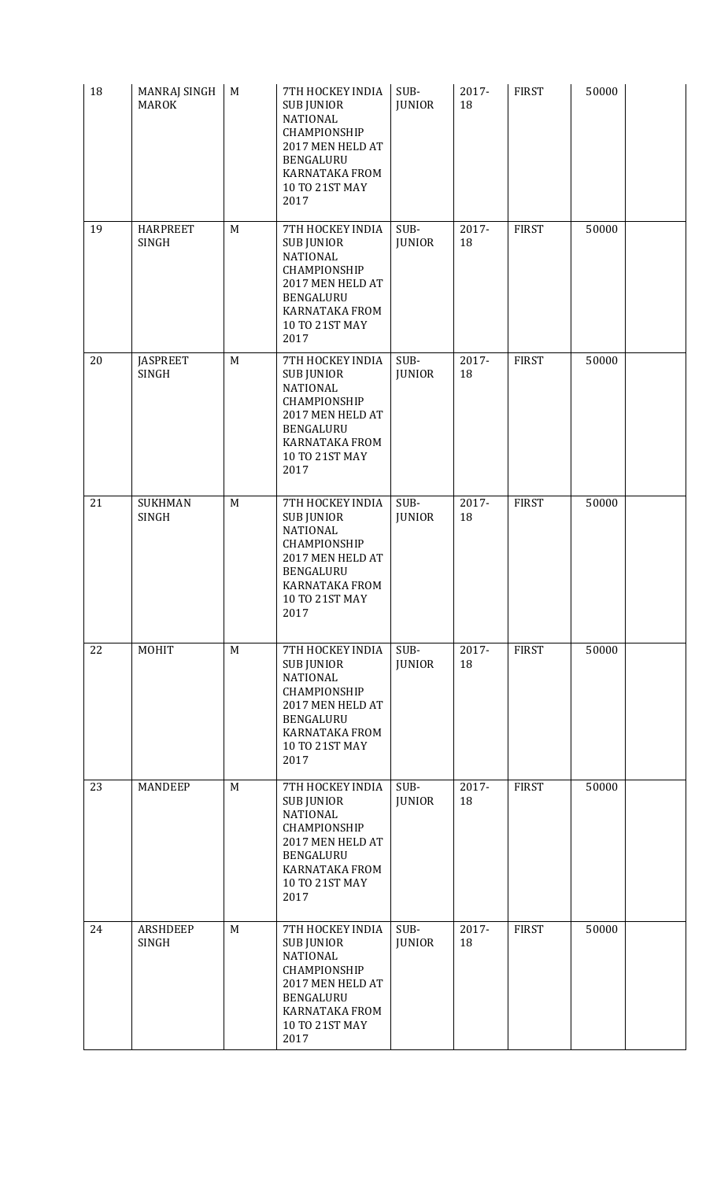| 18 | MANRAJ SINGH MAROK | M | 7TH HOCKEY INDIA SUB JUNIOR NATIONAL CHAMPIONSHIP 2017 MEN HELD AT BENGALURU KARNATAKA FROM 10 TO 21ST MAY 2017 | SUB-JUNIOR | 2017-18 | FIRST | 50000 | |
|---|---|---|---|---|---|---|---|---|
| 19 | HARPREET SINGH | M | 7TH HOCKEY INDIA SUB JUNIOR NATIONAL CHAMPIONSHIP 2017 MEN HELD AT BENGALURU KARNATAKA FROM 10 TO 21ST MAY 2017 | SUB-JUNIOR | 2017-18 | FIRST | 50000 | |
| 20 | JASPREET SINGH | M | 7TH HOCKEY INDIA SUB JUNIOR NATIONAL CHAMPIONSHIP 2017 MEN HELD AT BENGALURU KARNATAKA FROM 10 TO 21ST MAY 2017 | SUB-JUNIOR | 2017-18 | FIRST | 50000 | |
| 21 | SUKHMAN SINGH | M | 7TH HOCKEY INDIA SUB JUNIOR NATIONAL CHAMPIONSHIP 2017 MEN HELD AT BENGALURU KARNATAKA FROM 10 TO 21ST MAY 2017 | SUB-JUNIOR | 2017-18 | FIRST | 50000 | |
| 22 | MOHIT | M | 7TH HOCKEY INDIA SUB JUNIOR NATIONAL CHAMPIONSHIP 2017 MEN HELD AT BENGALURU KARNATAKA FROM 10 TO 21ST MAY 2017 | SUB-JUNIOR | 2017-18 | FIRST | 50000 | |
| 23 | MANDEEP | M | 7TH HOCKEY INDIA SUB JUNIOR NATIONAL CHAMPIONSHIP 2017 MEN HELD AT BENGALURU KARNATAKA FROM 10 TO 21ST MAY 2017 | SUB-JUNIOR | 2017-18 | FIRST | 50000 | |
| 24 | ARSHDEEP SINGH | M | 7TH HOCKEY INDIA SUB JUNIOR NATIONAL CHAMPIONSHIP 2017 MEN HELD AT BENGALURU KARNATAKA FROM 10 TO 21ST MAY 2017 | SUB-JUNIOR | 2017-18 | FIRST | 50000 | |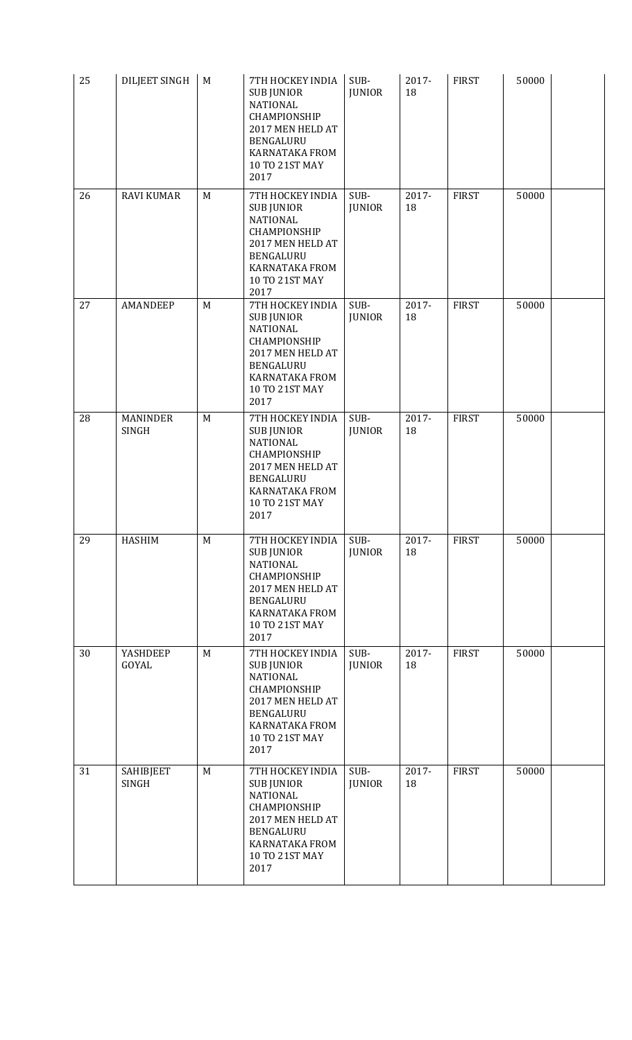| 25 | DILJEET SINGH | M | 7TH HOCKEY INDIA SUB JUNIOR NATIONAL CHAMPIONSHIP 2017 MEN HELD AT BENGALURU KARNATAKA FROM 10 TO 21ST MAY 2017 | SUB-JUNIOR | 2017-18 | FIRST | 50000 | |
|---|---|---|---|---|---|---|---|---|
| 26 | RAVI KUMAR | M | 7TH HOCKEY INDIA SUB JUNIOR NATIONAL CHAMPIONSHIP 2017 MEN HELD AT BENGALURU KARNATAKA FROM 10 TO 21ST MAY 2017 | SUB-JUNIOR | 2017-18 | FIRST | 50000 | |
| 27 | AMANDEEP | M | 7TH HOCKEY INDIA SUB JUNIOR NATIONAL CHAMPIONSHIP 2017 MEN HELD AT BENGALURU KARNATAKA FROM 10 TO 21ST MAY 2017 | SUB-JUNIOR | 2017-18 | FIRST | 50000 | |
| 28 | MANINDER SINGH | M | 7TH HOCKEY INDIA SUB JUNIOR NATIONAL CHAMPIONSHIP 2017 MEN HELD AT BENGALURU KARNATAKA FROM 10 TO 21ST MAY 2017 | SUB-JUNIOR | 2017-18 | FIRST | 50000 | |
| 29 | HASHIM | M | 7TH HOCKEY INDIA SUB JUNIOR NATIONAL CHAMPIONSHIP 2017 MEN HELD AT BENGALURU KARNATAKA FROM 10 TO 21ST MAY 2017 | SUB-JUNIOR | 2017-18 | FIRST | 50000 | |
| 30 | YASHDEEP GOYAL | M | 7TH HOCKEY INDIA SUB JUNIOR NATIONAL CHAMPIONSHIP 2017 MEN HELD AT BENGALURU KARNATAKA FROM 10 TO 21ST MAY 2017 | SUB-JUNIOR | 2017-18 | FIRST | 50000 | |
| 31 | SAHIBJEET SINGH | M | 7TH HOCKEY INDIA SUB JUNIOR NATIONAL CHAMPIONSHIP 2017 MEN HELD AT BENGALURU KARNATAKA FROM 10 TO 21ST MAY 2017 | SUB-JUNIOR | 2017-18 | FIRST | 50000 | |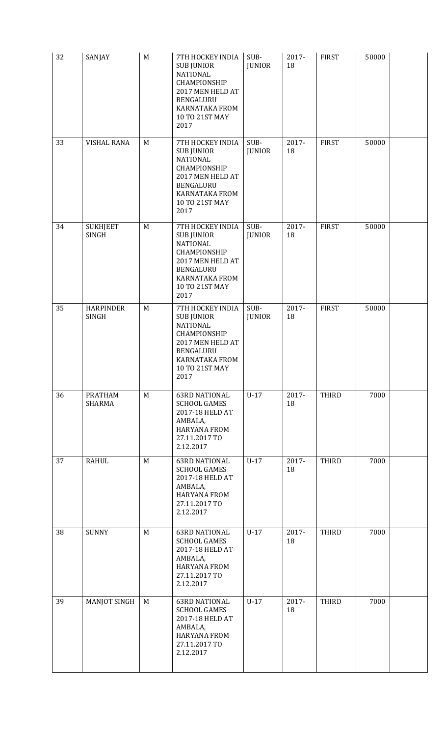| 32 | SANJAY | M | 7TH HOCKEY INDIA SUB JUNIOR NATIONAL CHAMPIONSHIP 2017 MEN HELD AT BENGALURU KARNATAKA FROM 10 TO 21ST MAY 2017 | SUB-JUNIOR | 2017-18 | FIRST | 50000 | |
|---|---|---|---|---|---|---|---|---|
| 33 | VISHAL RANA | M | 7TH HOCKEY INDIA SUB JUNIOR NATIONAL CHAMPIONSHIP 2017 MEN HELD AT BENGALURU KARNATAKA FROM 10 TO 21ST MAY 2017 | SUB-JUNIOR | 2017-18 | FIRST | 50000 | |
| 34 | SUKHJEET SINGH | M | 7TH HOCKEY INDIA SUB JUNIOR NATIONAL CHAMPIONSHIP 2017 MEN HELD AT BENGALURU KARNATAKA FROM 10 TO 21ST MAY 2017 | SUB-JUNIOR | 2017-18 | FIRST | 50000 | |
| 35 | HARPINDER SINGH | M | 7TH HOCKEY INDIA SUB JUNIOR NATIONAL CHAMPIONSHIP 2017 MEN HELD AT BENGALURU KARNATAKA FROM 10 TO 21ST MAY 2017 | SUB-JUNIOR | 2017-18 | FIRST | 50000 | |
| 36 | PRATHAM SHARMA | M | 63RD NATIONAL SCHOOL GAMES 2017-18 HELD AT AMBALA, HARYANA FROM 27.11.2017 TO 2.12.2017 | U-17 | 2017-18 | THIRD | 7000 | |
| 37 | RAHUL | M | 63RD NATIONAL SCHOOL GAMES 2017-18 HELD AT AMBALA, HARYANA FROM 27.11.2017 TO 2.12.2017 | U-17 | 2017-18 | THIRD | 7000 | |
| 38 | SUNNY | M | 63RD NATIONAL SCHOOL GAMES 2017-18 HELD AT AMBALA, HARYANA FROM 27.11.2017 TO 2.12.2017 | U-17 | 2017-18 | THIRD | 7000 | |
| 39 | MANJOT SINGH | M | 63RD NATIONAL SCHOOL GAMES 2017-18 HELD AT AMBALA, HARYANA FROM 27.11.2017 TO 2.12.2017 | U-17 | 2017-18 | THIRD | 7000 | |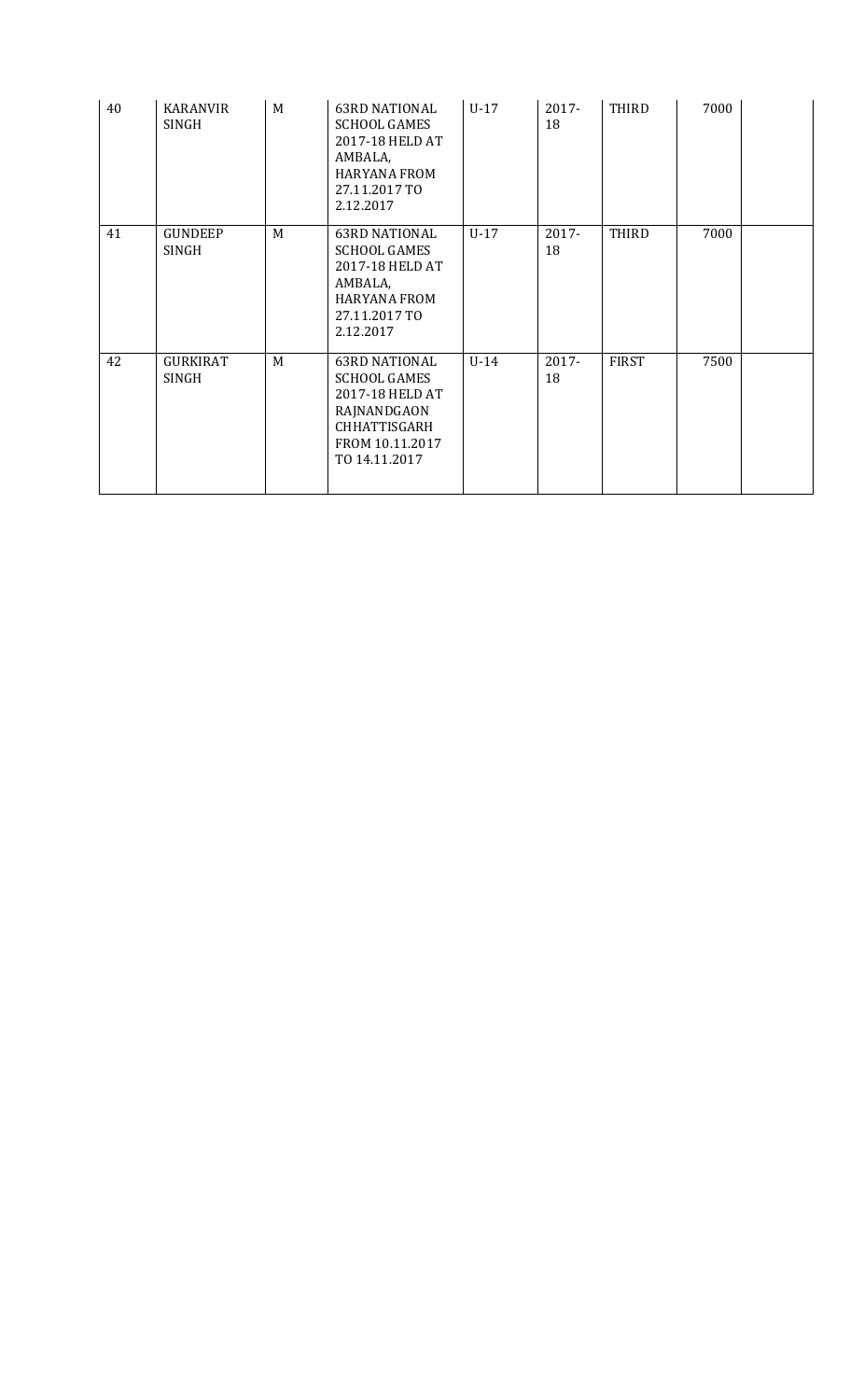| | | | | | | | | |
|---|---|---|---|---|---|---|---|---|
| 40 | KARANVIR SINGH | M | 63RD NATIONAL SCHOOL GAMES 2017-18 HELD AT AMBALA, HARYANA FROM 27.11.2017 TO 2.12.2017 | U-17 | 2017-18 | THIRD | 7000 | |
| 41 | GUNDEEP SINGH | M | 63RD NATIONAL SCHOOL GAMES 2017-18 HELD AT AMBALA, HARYANA FROM 27.11.2017 TO 2.12.2017 | U-17 | 2017-18 | THIRD | 7000 | |
| 42 | GURKIRAT SINGH | M | 63RD NATIONAL SCHOOL GAMES 2017-18 HELD AT RAJNANDGAON CHHATTISGARH FROM 10.11.2017 TO 14.11.2017 | U-14 | 2017-18 | FIRST | 7500 | |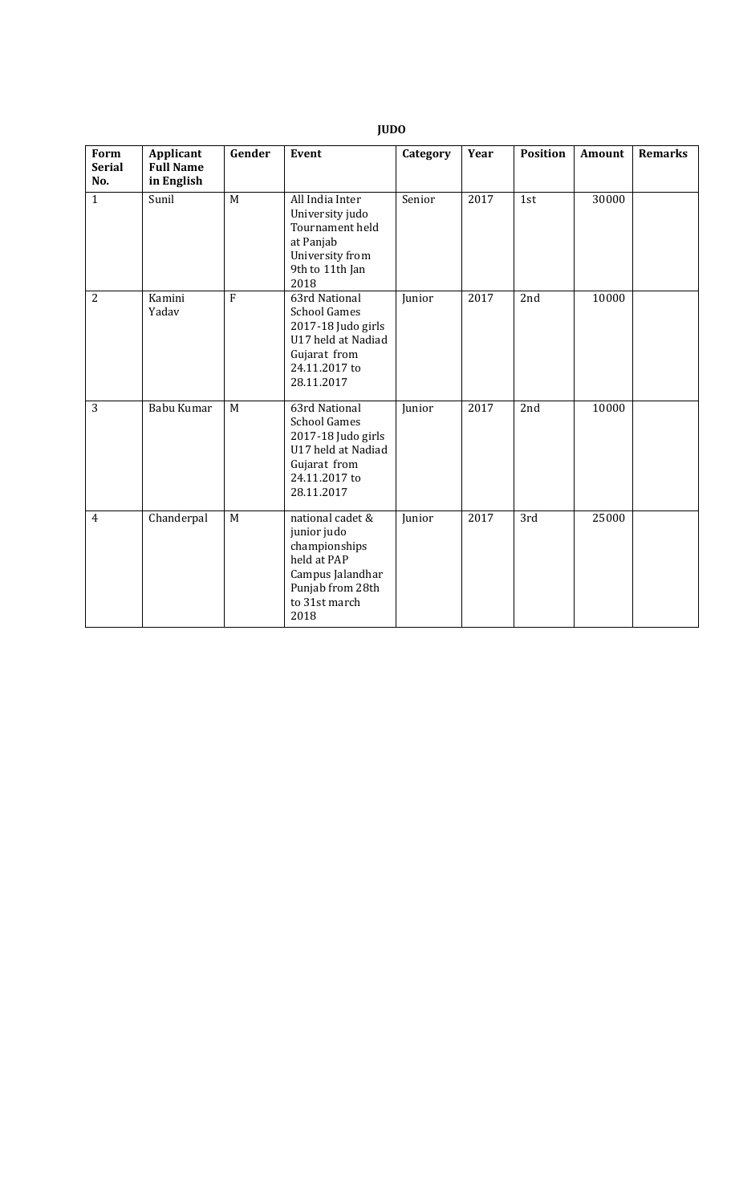**JUDO**

| Form Serial No. | Applicant Full Name in English | Gender | Event | Category | Year | Position | Amount | Remarks |
|---|---|---|---|---|---|---|---|---|
| 1 | Sunil | M | All India Inter University judo Tournament held at Panjab University from 9th to 11th Jan 2018 | Senior | 2017 | 1st | 30000 | |
| 2 | Kamini Yadav | F | 63rd National School Games 2017-18 Judo girls U17 held at Nadiad Gujarat from 24.11.2017 to 28.11.2017 | Junior | 2017 | 2nd | 10000 | |
| 3 | Babu Kumar | M | 63rd National School Games 2017-18 Judo girls U17 held at Nadiad Gujarat from 24.11.2017 to 28.11.2017 | Junior | 2017 | 2nd | 10000 | |
| 4 | Chanderpal | M | national cadet & junior judo championships held at PAP Campus Jalandhar Punjab from 28th to 31st march 2018 | Junior | 2017 | 3rd | 25000 | |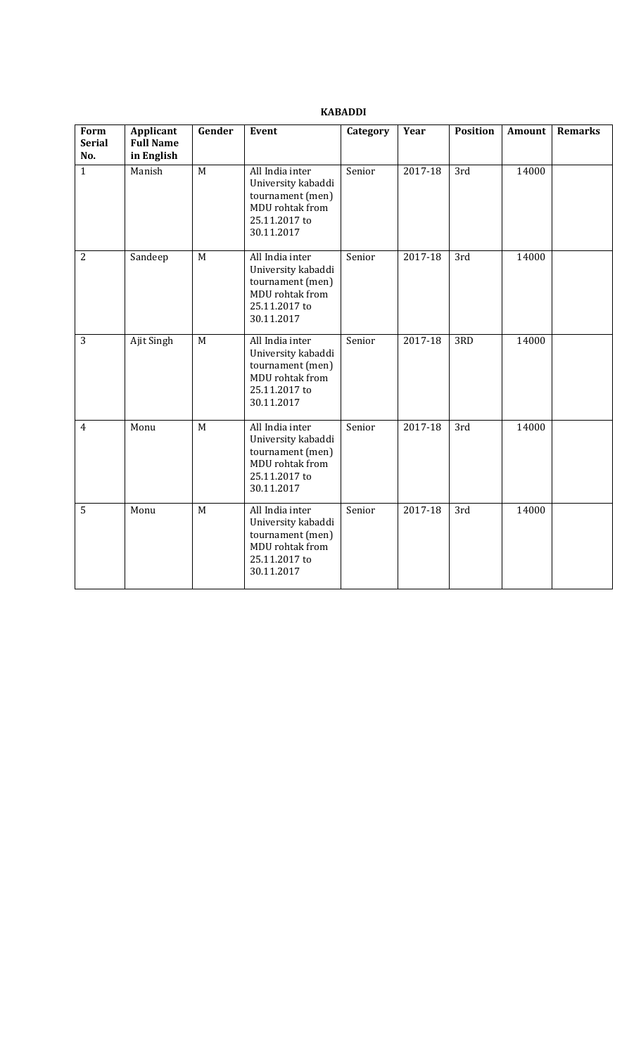**KABADDI**

| Form Serial No. | Applicant Full Name in English | Gender | Event | Category | Year | Position | Amount | Remarks |
|---|---|---|---|---|---|---|---|---|
| 1 | Manish | M | All India inter University kabaddi tournament (men) MDU rohtak from 25.11.2017 to 30.11.2017 | Senior | 2017-18 | 3rd | 14000 | |
| 2 | Sandeep | M | All India inter University kabaddi tournament (men) MDU rohtak from 25.11.2017 to 30.11.2017 | Senior | 2017-18 | 3rd | 14000 | |
| 3 | Ajit Singh | M | All India inter University kabaddi tournament (men) MDU rohtak from 25.11.2017 to 30.11.2017 | Senior | 2017-18 | 3RD | 14000 | |
| 4 | Monu | M | All India inter University kabaddi tournament (men) MDU rohtak from 25.11.2017 to 30.11.2017 | Senior | 2017-18 | 3rd | 14000 | |
| 5 | Monu | M | All India inter University kabaddi tournament (men) MDU rohtak from 25.11.2017 to 30.11.2017 | Senior | 2017-18 | 3rd | 14000 | |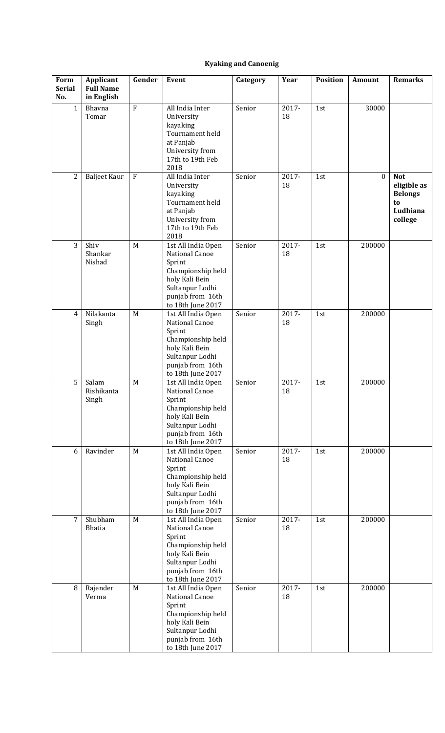# Kyaking and Canoenig

| Form Serial No. | Applicant Full Name in English | Gender | Event | Category | Year | Position | Amount | Remarks |
|---|---|---|---|---|---|---|---|---|
| 1 | Bhavna Tomar | F | All India Inter University kayaking Tournament held at Panjab University from 17th to 19th Feb 2018 | Senior | 2017-18 | 1st | 30000 | |
| 2 | Baljeet Kaur | F | All India Inter University kayaking Tournament held at Panjab University from 17th to 19th Feb 2018 | Senior | 2017-18 | 1st | 0 | **Not eligible as Belongs to Ludhiana college** |
| 3 | Shiv Shankar Nishad | M | 1st All India Open National Canoe Sprint Championship held holy Kali Bein Sultanpur Lodhi punjab from 16th to 18th June 2017 | Senior | 2017-18 | 1st | 200000 | |
| 4 | Nilakanta Singh | M | 1st All India Open National Canoe Sprint Championship held holy Kali Bein Sultanpur Lodhi punjab from 16th to 18th June 2017 | Senior | 2017-18 | 1st | 200000 | |
| 5 | Salam Rishikanta Singh | M | 1st All India Open National Canoe Sprint Championship held holy Kali Bein Sultanpur Lodhi punjab from 16th to 18th June 2017 | Senior | 2017-18 | 1st | 200000 | |
| 6 | Ravinder | M | 1st All India Open National Canoe Sprint Championship held holy Kali Bein Sultanpur Lodhi punjab from 16th to 18th June 2017 | Senior | 2017-18 | 1st | 200000 | |
| 7 | Shubham Bhatia | M | 1st All India Open National Canoe Sprint Championship held holy Kali Bein Sultanpur Lodhi punjab from 16th to 18th June 2017 | Senior | 2017-18 | 1st | 200000 | |
| 8 | Rajender Verma | M | 1st All India Open National Canoe Sprint Championship held holy Kali Bein Sultanpur Lodhi punjab from 16th to 18th June 2017 | Senior | 2017-18 | 1st | 200000 | |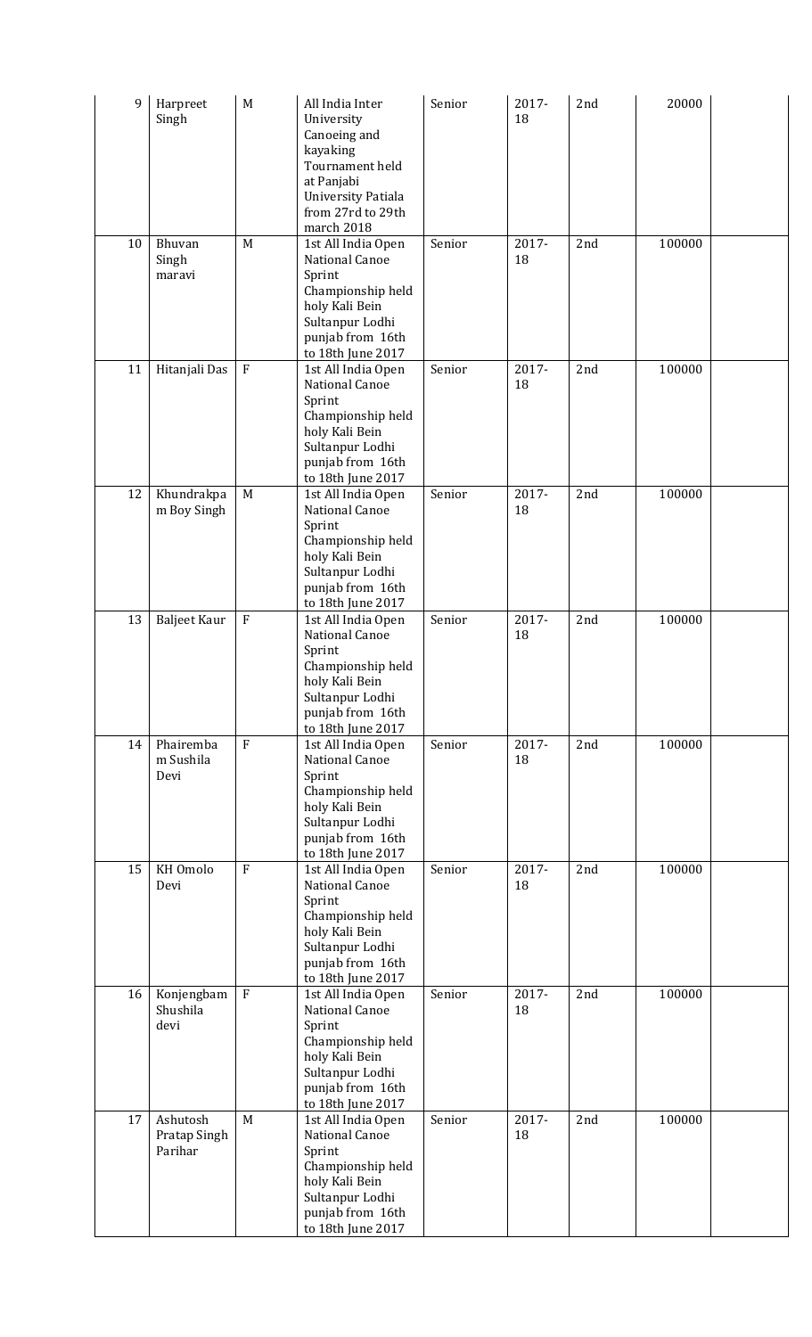| 9 | Harpreet Singh | M | All India Inter University Canoeing and kayaking Tournament held at Panjabi University Patiala from 27rd to 29th march 2018 | Senior | 2017-18 | 2nd | 20000 | |
|---|---|---|---|---|---|---|---|---|
| 10 | Bhuvan Singh maravi | M | 1st All India Open National Canoe Sprint Championship held holy Kali Bein Sultanpur Lodhi punjab from 16th to 18th June 2017 | Senior | 2017-18 | 2nd | 100000 | |
| 11 | Hitanjali Das | F | 1st All India Open National Canoe Sprint Championship held holy Kali Bein Sultanpur Lodhi punjab from 16th to 18th June 2017 | Senior | 2017-18 | 2nd | 100000 | |
| 12 | Khundrakpam Boy Singh | M | 1st All India Open National Canoe Sprint Championship held holy Kali Bein Sultanpur Lodhi punjab from 16th to 18th June 2017 | Senior | 2017-18 | 2nd | 100000 | |
| 13 | Baljeet Kaur | F | 1st All India Open National Canoe Sprint Championship held holy Kali Bein Sultanpur Lodhi punjab from 16th to 18th June 2017 | Senior | 2017-18 | 2nd | 100000 | |
| 14 | Phairembam Sushila Devi | F | 1st All India Open National Canoe Sprint Championship held holy Kali Bein Sultanpur Lodhi punjab from 16th to 18th June 2017 | Senior | 2017-18 | 2nd | 100000 | |
| 15 | KH Omolo Devi | F | 1st All India Open National Canoe Sprint Championship held holy Kali Bein Sultanpur Lodhi punjab from 16th to 18th June 2017 | Senior | 2017-18 | 2nd | 100000 | |
| 16 | Konjengbam Shushila devi | F | 1st All India Open National Canoe Sprint Championship held holy Kali Bein Sultanpur Lodhi punjab from 16th to 18th June 2017 | Senior | 2017-18 | 2nd | 100000 | |
| 17 | Ashutosh Pratap Singh Parihar | M | 1st All India Open National Canoe Sprint Championship held holy Kali Bein Sultanpur Lodhi punjab from 16th to 18th June 2017 | Senior | 2017-18 | 2nd | 100000 | |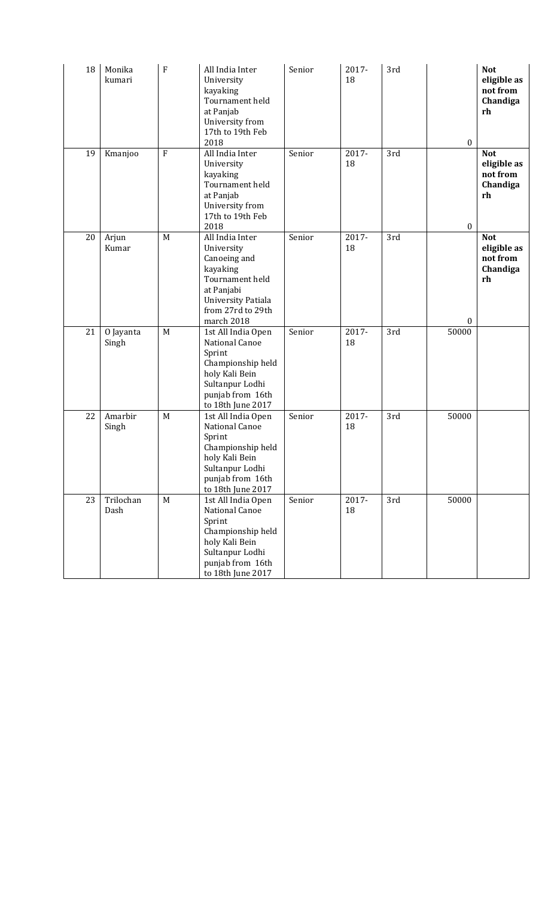| 18 | Monika kumari | F | All India Inter University kayaking Tournament held at Panjab University from 17th to 19th Feb 2018 | Senior | 2017-18 | 3rd | 0 | **Not eligible as not from Chandigarh** |
|---|---|---|---|---|---|---|---|---|
| 19 | Kmanjoo | F | All India Inter University kayaking Tournament held at Panjab University from 17th to 19th Feb 2018 | Senior | 2017-18 | 3rd | 0 | **Not eligible as not from Chandigarh** |
| 20 | Arjun Kumar | M | All India Inter University Canoeing and kayaking Tournament held at Panjabi University Patiala from 27rd to 29th march 2018 | Senior | 2017-18 | 3rd | 0 | **Not eligible as not from Chandigarh** |
| 21 | O Jayanta Singh | M | 1st All India Open National Canoe Sprint Championship held holy Kali Bein Sultanpur Lodhi punjab from 16th to 18th June 2017 | Senior | 2017-18 | 3rd | 50000 | |
| 22 | Amarbir Singh | M | 1st All India Open National Canoe Sprint Championship held holy Kali Bein Sultanpur Lodhi punjab from 16th to 18th June 2017 | Senior | 2017-18 | 3rd | 50000 | |
| 23 | Trilochan Dash | M | 1st All India Open National Canoe Sprint Championship held holy Kali Bein Sultanpur Lodhi punjab from 16th to 18th June 2017 | Senior | 2017-18 | 3rd | 50000 | |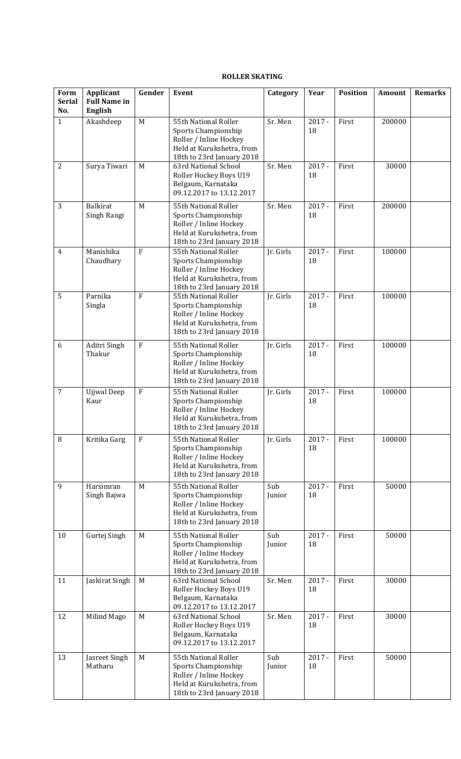**ROLLER SKATING**

| Form Serial No. | Applicant Full Name in English | Gender | Event | Category | Year | Position | Amount | Remarks |
|---|---|---|---|---|---|---|---|---|
| 1 | Akashdeep | M | 55th National Roller Sports Championship Roller / Inline Hockey Held at Kurukshetra, from 18th to 23rd January 2018 | Sr. Men | 2017 - 18 | First | 200000 | |
| 2 | Surya Tiwari | M | 63rd National School Roller Hockey Boys U19 Belgaum, Karnataka 09.12.2017 to 13.12.2017 | Sr. Men | 2017 - 18 | First | 30000 | |
| 3 | Balkirat Singh Rangi | M | 55th National Roller Sports Championship Roller / Inline Hockey Held at Kurukshetra, from 18th to 23rd January 2018 | Sr. Men | 2017 - 18 | First | 200000 | |
| 4 | Manishika Chaudhary | F | 55th National Roller Sports Championship Roller / Inline Hockey Held at Kurukshetra, from 18th to 23rd January 2018 | Jr. Girls | 2017 - 18 | First | 100000 | |
| 5 | Parnika Singla | F | 55th National Roller Sports Championship Roller / Inline Hockey Held at Kurukshetra, from 18th to 23rd January 2018 | Jr. Girls | 2017 - 18 | First | 100000 | |
| 6 | Aditri Singh Thakur | F | 55th National Roller Sports Championship Roller / Inline Hockey Held at Kurukshetra, from 18th to 23rd January 2018 | Jr. Girls | 2017 - 18 | First | 100000 | |
| 7 | Ujjwal Deep Kaur | F | 55th National Roller Sports Championship Roller / Inline Hockey Held at Kurukshetra, from 18th to 23rd January 2018 | Jr. Girls | 2017 - 18 | First | 100000 | |
| 8 | Kritika Garg | F | 55th National Roller Sports Championship Roller / Inline Hockey Held at Kurukshetra, from 18th to 23rd January 2018 | Jr. Girls | 2017 - 18 | First | 100000 | |
| 9 | Harsimran Singh Bajwa | M | 55th National Roller Sports Championship Roller / Inline Hockey Held at Kurukshetra, from 18th to 23rd January 2018 | Sub Junior | 2017 - 18 | First | 50000 | |
| 10 | Gurtej Singh | M | 55th National Roller Sports Championship Roller / Inline Hockey Held at Kurukshetra, from 18th to 23rd January 2018 | Sub Junior | 2017 - 18 | First | 50000 | |
| 11 | Jaskirat Singh | M | 63rd National School Roller Hockey Boys U19 Belgaum, Karnataka 09.12.2017 to 13.12.2017 | Sr. Men | 2017 - 18 | First | 30000 | |
| 12 | Milind Mago | M | 63rd National School Roller Hockey Boys U19 Belgaum, Karnataka 09.12.2017 to 13.12.2017 | Sr. Men | 2017 - 18 | First | 30000 | |
| 13 | Jasreet Singh Matharu | M | 55th National Roller Sports Championship Roller / Inline Hockey Held at Kurukshetra, from 18th to 23rd January 2018 | Sub Junior | 2017 - 18 | First | 50000 | |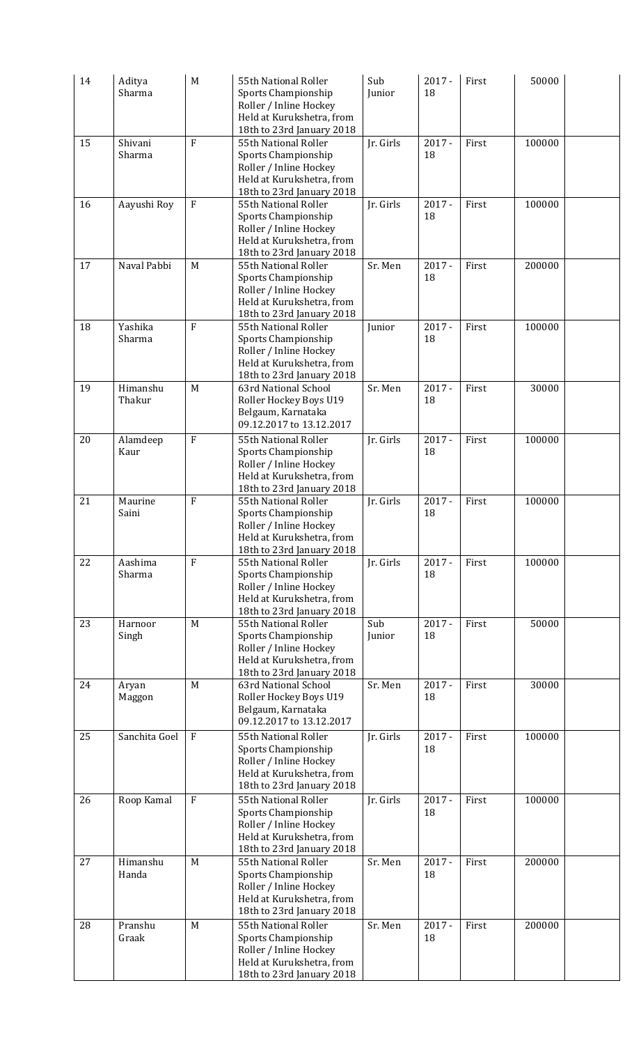| 14 | Aditya Sharma | M | 55th National Roller Sports Championship Roller / Inline Hockey Held at Kurukshetra, from 18th to 23rd January 2018 | Sub Junior | 2017 - 18 | First | 50000 | |
|---|---|---|---|---|---|---|---|---|
| 15 | Shivani Sharma | F | 55th National Roller Sports Championship Roller / Inline Hockey Held at Kurukshetra, from 18th to 23rd January 2018 | Jr. Girls | 2017 - 18 | First | 100000 | |
| 16 | Aayushi Roy | F | 55th National Roller Sports Championship Roller / Inline Hockey Held at Kurukshetra, from 18th to 23rd January 2018 | Jr. Girls | 2017 - 18 | First | 100000 | |
| 17 | Naval Pabbi | M | 55th National Roller Sports Championship Roller / Inline Hockey Held at Kurukshetra, from 18th to 23rd January 2018 | Sr. Men | 2017 - 18 | First | 200000 | |
| 18 | Yashika Sharma | F | 55th National Roller Sports Championship Roller / Inline Hockey Held at Kurukshetra, from 18th to 23rd January 2018 | Junior | 2017 - 18 | First | 100000 | |
| 19 | Himanshu Thakur | M | 63rd National School Roller Hockey Boys U19 Belgaum, Karnataka 09.12.2017 to 13.12.2017 | Sr. Men | 2017 - 18 | First | 30000 | |
| 20 | Alamdeep Kaur | F | 55th National Roller Sports Championship Roller / Inline Hockey Held at Kurukshetra, from 18th to 23rd January 2018 | Jr. Girls | 2017 - 18 | First | 100000 | |
| 21 | Maurine Saini | F | 55th National Roller Sports Championship Roller / Inline Hockey Held at Kurukshetra, from 18th to 23rd January 2018 | Jr. Girls | 2017 - 18 | First | 100000 | |
| 22 | Aashima Sharma | F | 55th National Roller Sports Championship Roller / Inline Hockey Held at Kurukshetra, from 18th to 23rd January 2018 | Jr. Girls | 2017 - 18 | First | 100000 | |
| 23 | Harnoor Singh | M | 55th National Roller Sports Championship Roller / Inline Hockey Held at Kurukshetra, from 18th to 23rd January 2018 | Sub Junior | 2017 - 18 | First | 50000 | |
| 24 | Aryan Maggon | M | 63rd National School Roller Hockey Boys U19 Belgaum, Karnataka 09.12.2017 to 13.12.2017 | Sr. Men | 2017 - 18 | First | 30000 | |
| 25 | Sanchita Goel | F | 55th National Roller Sports Championship Roller / Inline Hockey Held at Kurukshetra, from 18th to 23rd January 2018 | Jr. Girls | 2017 - 18 | First | 100000 | |
| 26 | Roop Kamal | F | 55th National Roller Sports Championship Roller / Inline Hockey Held at Kurukshetra, from 18th to 23rd January 2018 | Jr. Girls | 2017 - 18 | First | 100000 | |
| 27 | Himanshu Handa | M | 55th National Roller Sports Championship Roller / Inline Hockey Held at Kurukshetra, from 18th to 23rd January 2018 | Sr. Men | 2017 - 18 | First | 200000 | |
| 28 | Pranshu Graak | M | 55th National Roller Sports Championship Roller / Inline Hockey Held at Kurukshetra, from 18th to 23rd January 2018 | Sr. Men | 2017 - 18 | First | 200000 | |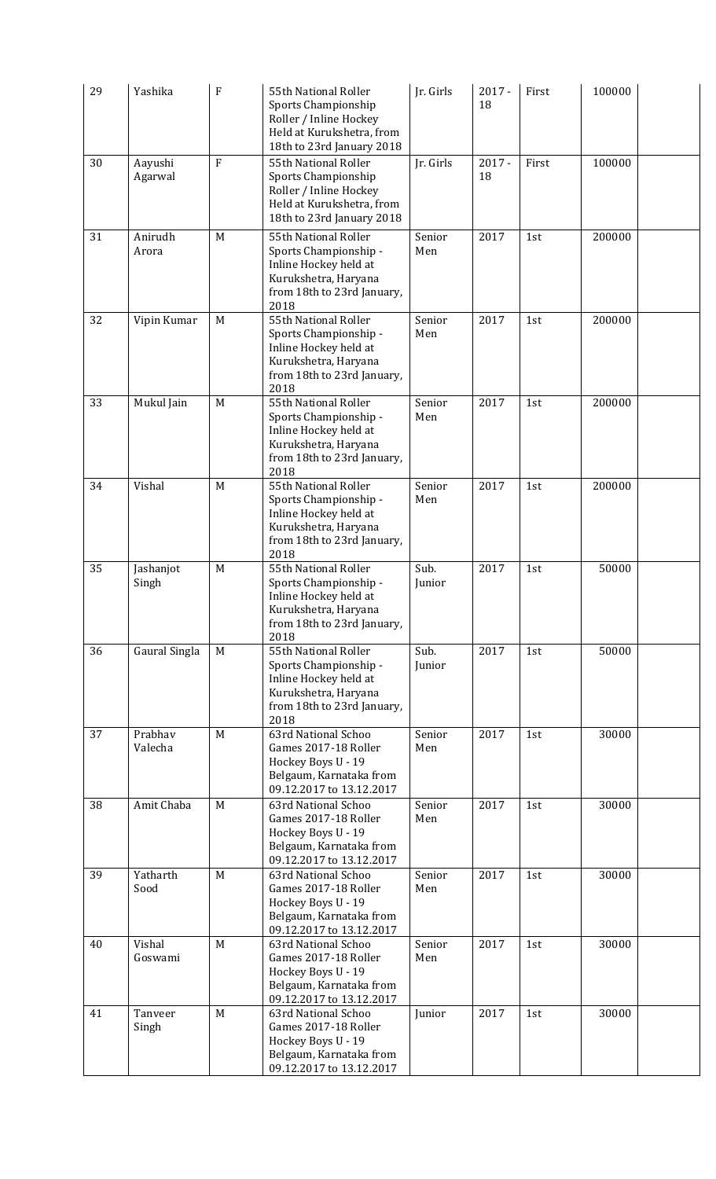| 29 | Yashika | F | 55th National Roller Sports Championship Roller / Inline Hockey Held at Kurukshetra, from 18th to 23rd January 2018 | Jr. Girls | 2017 - 18 | First | 100000 | |
|---|---|---|---|---|---|---|---|---|
| 30 | Aayushi Agarwal | F | 55th National Roller Sports Championship Roller / Inline Hockey Held at Kurukshetra, from 18th to 23rd January 2018 | Jr. Girls | 2017 - 18 | First | 100000 | |
| 31 | Anirudh Arora | M | 55th National Roller Sports Championship - Inline Hockey held at Kurukshetra, Haryana from 18th to 23rd January, 2018 | Senior Men | 2017 | 1st | 200000 | |
| 32 | Vipin Kumar | M | 55th National Roller Sports Championship - Inline Hockey held at Kurukshetra, Haryana from 18th to 23rd January, 2018 | Senior Men | 2017 | 1st | 200000 | |
| 33 | Mukul Jain | M | 55th National Roller Sports Championship - Inline Hockey held at Kurukshetra, Haryana from 18th to 23rd January, 2018 | Senior Men | 2017 | 1st | 200000 | |
| 34 | Vishal | M | 55th National Roller Sports Championship - Inline Hockey held at Kurukshetra, Haryana from 18th to 23rd January, 2018 | Senior Men | 2017 | 1st | 200000 | |
| 35 | Jashanjot Singh | M | 55th National Roller Sports Championship - Inline Hockey held at Kurukshetra, Haryana from 18th to 23rd January, 2018 | Sub. Junior | 2017 | 1st | 50000 | |
| 36 | Gaural Singla | M | 55th National Roller Sports Championship - Inline Hockey held at Kurukshetra, Haryana from 18th to 23rd January, 2018 | Sub. Junior | 2017 | 1st | 50000 | |
| 37 | Prabhav Valecha | M | 63rd National Schoo Games 2017-18 Roller Hockey Boys U - 19 Belgaum, Karnataka from 09.12.2017 to 13.12.2017 | Senior Men | 2017 | 1st | 30000 | |
| 38 | Amit Chaba | M | 63rd National Schoo Games 2017-18 Roller Hockey Boys U - 19 Belgaum, Karnataka from 09.12.2017 to 13.12.2017 | Senior Men | 2017 | 1st | 30000 | |
| 39 | Yatharth Sood | M | 63rd National Schoo Games 2017-18 Roller Hockey Boys U - 19 Belgaum, Karnataka from 09.12.2017 to 13.12.2017 | Senior Men | 2017 | 1st | 30000 | |
| 40 | Vishal Goswami | M | 63rd National Schoo Games 2017-18 Roller Hockey Boys U - 19 Belgaum, Karnataka from 09.12.2017 to 13.12.2017 | Senior Men | 2017 | 1st | 30000 | |
| 41 | Tanveer Singh | M | 63rd National Schoo Games 2017-18 Roller Hockey Boys U - 19 Belgaum, Karnataka from 09.12.2017 to 13.12.2017 | Junior | 2017 | 1st | 30000 | |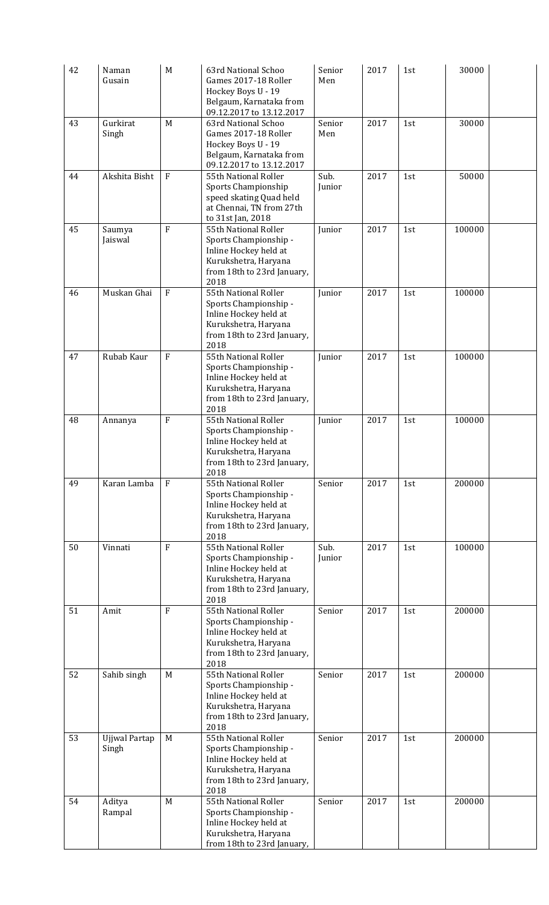| 42 | Naman Gusain | M | 63rd National Schoo Games 2017-18 Roller Hockey Boys U - 19 Belgaum, Karnataka from 09.12.2017 to 13.12.2017 | Senior Men | 2017 | 1st | 30000 | |
|---|---|---|---|---|---|---|---|---|
| 43 | Gurkirat Singh | M | 63rd National Schoo Games 2017-18 Roller Hockey Boys U - 19 Belgaum, Karnataka from 09.12.2017 to 13.12.2017 | Senior Men | 2017 | 1st | 30000 | |
| 44 | Akshita Bisht | F | 55th National Roller Sports Championship speed skating Quad held at Chennai, TN from 27th to 31st Jan, 2018 | Sub. Junior | 2017 | 1st | 50000 | |
| 45 | Saumya Jaiswal | F | 55th National Roller Sports Championship - Inline Hockey held at Kurukshetra, Haryana from 18th to 23rd January, 2018 | Junior | 2017 | 1st | 100000 | |
| 46 | Muskan Ghai | F | 55th National Roller Sports Championship - Inline Hockey held at Kurukshetra, Haryana from 18th to 23rd January, 2018 | Junior | 2017 | 1st | 100000 | |
| 47 | Rubab Kaur | F | 55th National Roller Sports Championship - Inline Hockey held at Kurukshetra, Haryana from 18th to 23rd January, 2018 | Junior | 2017 | 1st | 100000 | |
| 48 | Annanya | F | 55th National Roller Sports Championship - Inline Hockey held at Kurukshetra, Haryana from 18th to 23rd January, 2018 | Junior | 2017 | 1st | 100000 | |
| 49 | Karan Lamba | F | 55th National Roller Sports Championship - Inline Hockey held at Kurukshetra, Haryana from 18th to 23rd January, 2018 | Senior | 2017 | 1st | 200000 | |
| 50 | Vinnati | F | 55th National Roller Sports Championship - Inline Hockey held at Kurukshetra, Haryana from 18th to 23rd January, 2018 | Sub. Junior | 2017 | 1st | 100000 | |
| 51 | Amit | F | 55th National Roller Sports Championship - Inline Hockey held at Kurukshetra, Haryana from 18th to 23rd January, 2018 | Senior | 2017 | 1st | 200000 | |
| 52 | Sahib singh | M | 55th National Roller Sports Championship - Inline Hockey held at Kurukshetra, Haryana from 18th to 23rd January, 2018 | Senior | 2017 | 1st | 200000 | |
| 53 | Ujjwal Partap Singh | M | 55th National Roller Sports Championship - Inline Hockey held at Kurukshetra, Haryana from 18th to 23rd January, 2018 | Senior | 2017 | 1st | 200000 | |
| 54 | Aditya Rampal | M | 55th National Roller Sports Championship - Inline Hockey held at Kurukshetra, Haryana from 18th to 23rd January, | Senior | 2017 | 1st | 200000 | |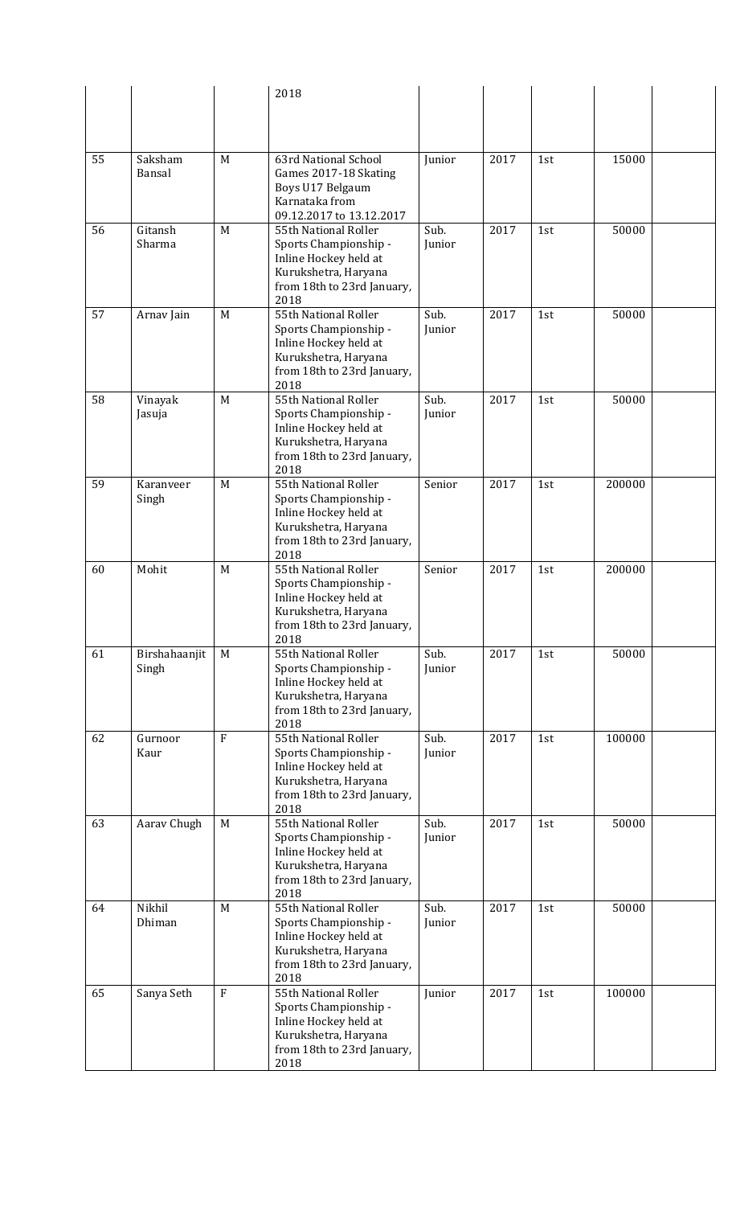| | | | 2018 | | | | | |
|---|---|---|---|---|---|---|---|---|
| 55 | Saksham Bansal | M | 63rd National School Games 2017-18 Skating Boys U17 Belgaum Karnataka from 09.12.2017 to 13.12.2017 | Junior | 2017 | 1st | 15000 | |
| 56 | Gitansh Sharma | M | 55th National Roller Sports Championship - Inline Hockey held at Kurukshetra, Haryana from 18th to 23rd January, 2018 | Sub. Junior | 2017 | 1st | 50000 | |
| 57 | Arnav Jain | M | 55th National Roller Sports Championship - Inline Hockey held at Kurukshetra, Haryana from 18th to 23rd January, 2018 | Sub. Junior | 2017 | 1st | 50000 | |
| 58 | Vinayak Jasuja | M | 55th National Roller Sports Championship - Inline Hockey held at Kurukshetra, Haryana from 18th to 23rd January, 2018 | Sub. Junior | 2017 | 1st | 50000 | |
| 59 | Karanveer Singh | M | 55th National Roller Sports Championship - Inline Hockey held at Kurukshetra, Haryana from 18th to 23rd January, 2018 | Senior | 2017 | 1st | 200000 | |
| 60 | Mohit | M | 55th National Roller Sports Championship - Inline Hockey held at Kurukshetra, Haryana from 18th to 23rd January, 2018 | Senior | 2017 | 1st | 200000 | |
| 61 | Birshahaanjit Singh | M | 55th National Roller Sports Championship - Inline Hockey held at Kurukshetra, Haryana from 18th to 23rd January, 2018 | Sub. Junior | 2017 | 1st | 50000 | |
| 62 | Gurnoor Kaur | F | 55th National Roller Sports Championship - Inline Hockey held at Kurukshetra, Haryana from 18th to 23rd January, 2018 | Sub. Junior | 2017 | 1st | 100000 | |
| 63 | Aarav Chugh | M | 55th National Roller Sports Championship - Inline Hockey held at Kurukshetra, Haryana from 18th to 23rd January, 2018 | Sub. Junior | 2017 | 1st | 50000 | |
| 64 | Nikhil Dhiman | M | 55th National Roller Sports Championship - Inline Hockey held at Kurukshetra, Haryana from 18th to 23rd January, 2018 | Sub. Junior | 2017 | 1st | 50000 | |
| 65 | Sanya Seth | F | 55th National Roller Sports Championship - Inline Hockey held at Kurukshetra, Haryana from 18th to 23rd January, 2018 | Junior | 2017 | 1st | 100000 | |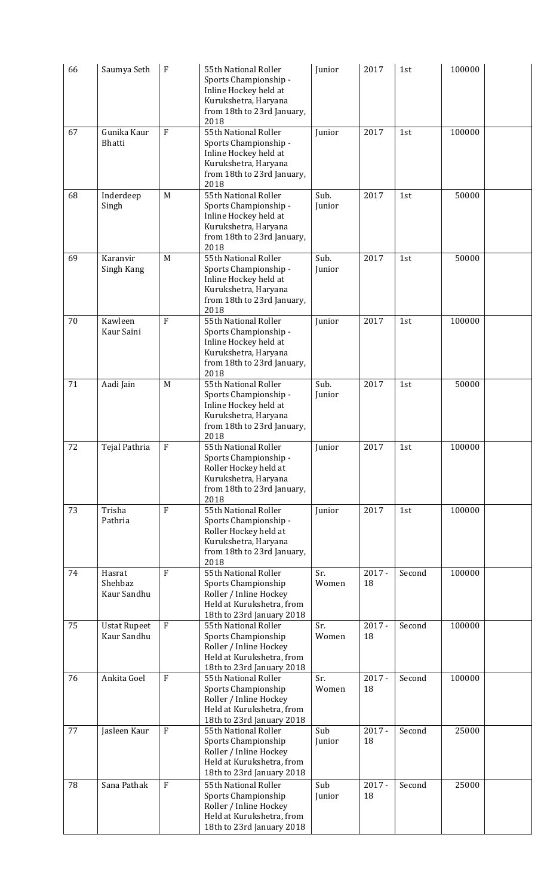| 66 | Saumya Seth | F | 55th National Roller Sports Championship - Inline Hockey held at Kurukshetra, Haryana from 18th to 23rd January, 2018 | Junior | 2017 | 1st | 100000 | |
|---|---|---|---|---|---|---|---|---|
| 67 | Gunika Kaur Bhatti | F | 55th National Roller Sports Championship - Inline Hockey held at Kurukshetra, Haryana from 18th to 23rd January, 2018 | Junior | 2017 | 1st | 100000 | |
| 68 | Inderdeep Singh | M | 55th National Roller Sports Championship - Inline Hockey held at Kurukshetra, Haryana from 18th to 23rd January, 2018 | Sub. Junior | 2017 | 1st | 50000 | |
| 69 | Karanvir Singh Kang | M | 55th National Roller Sports Championship - Inline Hockey held at Kurukshetra, Haryana from 18th to 23rd January, 2018 | Sub. Junior | 2017 | 1st | 50000 | |
| 70 | Kawleen Kaur Saini | F | 55th National Roller Sports Championship - Inline Hockey held at Kurukshetra, Haryana from 18th to 23rd January, 2018 | Junior | 2017 | 1st | 100000 | |
| 71 | Aadi Jain | M | 55th National Roller Sports Championship - Inline Hockey held at Kurukshetra, Haryana from 18th to 23rd January, 2018 | Sub. Junior | 2017 | 1st | 50000 | |
| 72 | Tejal Pathria | F | 55th National Roller Sports Championship - Roller Hockey held at Kurukshetra, Haryana from 18th to 23rd January, 2018 | Junior | 2017 | 1st | 100000 | |
| 73 | Trisha Pathria | F | 55th National Roller Sports Championship - Roller Hockey held at Kurukshetra, Haryana from 18th to 23rd January, 2018 | Junior | 2017 | 1st | 100000 | |
| 74 | Hasrat Shehbaz Kaur Sandhu | F | 55th National Roller Sports Championship Roller / Inline Hockey Held at Kurukshetra, from 18th to 23rd January 2018 | Sr. Women | 2017 - 18 | Second | 100000 | |
| 75 | Ustat Rupeet Kaur Sandhu | F | 55th National Roller Sports Championship Roller / Inline Hockey Held at Kurukshetra, from 18th to 23rd January 2018 | Sr. Women | 2017 - 18 | Second | 100000 | |
| 76 | Ankita Goel | F | 55th National Roller Sports Championship Roller / Inline Hockey Held at Kurukshetra, from 18th to 23rd January 2018 | Sr. Women | 2017 - 18 | Second | 100000 | |
| 77 | Jasleen Kaur | F | 55th National Roller Sports Championship Roller / Inline Hockey Held at Kurukshetra, from 18th to 23rd January 2018 | Sub Junior | 2017 - 18 | Second | 25000 | |
| 78 | Sana Pathak | F | 55th National Roller Sports Championship Roller / Inline Hockey Held at Kurukshetra, from 18th to 23rd January 2018 | Sub Junior | 2017 - 18 | Second | 25000 | |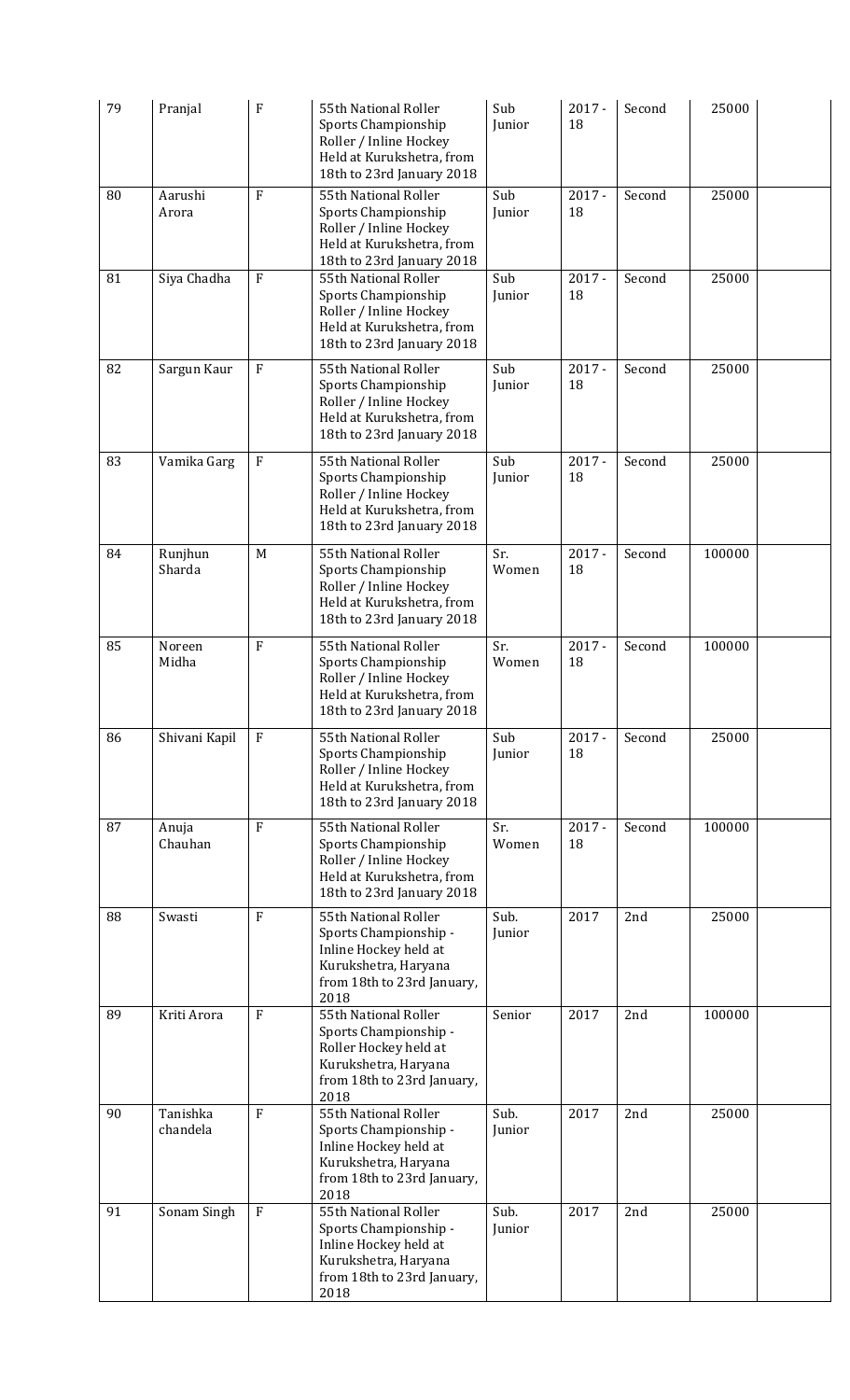| 79 | Pranjal | F | 55th National Roller Sports Championship Roller / Inline Hockey Held at Kurukshetra, from 18th to 23rd January 2018 | Sub Junior | 2017 - 18 | Second | 25000 | |
|---|---|---|---|---|---|---|---|---|
| 80 | Aarushi Arora | F | 55th National Roller Sports Championship Roller / Inline Hockey Held at Kurukshetra, from 18th to 23rd January 2018 | Sub Junior | 2017 - 18 | Second | 25000 | |
| 81 | Siya Chadha | F | 55th National Roller Sports Championship Roller / Inline Hockey Held at Kurukshetra, from 18th to 23rd January 2018 | Sub Junior | 2017 - 18 | Second | 25000 | |
| 82 | Sargun Kaur | F | 55th National Roller Sports Championship Roller / Inline Hockey Held at Kurukshetra, from 18th to 23rd January 2018 | Sub Junior | 2017 - 18 | Second | 25000 | |
| 83 | Vamika Garg | F | 55th National Roller Sports Championship Roller / Inline Hockey Held at Kurukshetra, from 18th to 23rd January 2018 | Sub Junior | 2017 - 18 | Second | 25000 | |
| 84 | Runjhun Sharda | M | 55th National Roller Sports Championship Roller / Inline Hockey Held at Kurukshetra, from 18th to 23rd January 2018 | Sr. Women | 2017 - 18 | Second | 100000 | |
| 85 | Noreen Midha | F | 55th National Roller Sports Championship Roller / Inline Hockey Held at Kurukshetra, from 18th to 23rd January 2018 | Sr. Women | 2017 - 18 | Second | 100000 | |
| 86 | Shivani Kapil | F | 55th National Roller Sports Championship Roller / Inline Hockey Held at Kurukshetra, from 18th to 23rd January 2018 | Sub Junior | 2017 - 18 | Second | 25000 | |
| 87 | Anuja Chauhan | F | 55th National Roller Sports Championship Roller / Inline Hockey Held at Kurukshetra, from 18th to 23rd January 2018 | Sr. Women | 2017 - 18 | Second | 100000 | |
| 88 | Swasti | F | 55th National Roller Sports Championship - Inline Hockey held at Kurukshetra, Haryana from 18th to 23rd January, 2018 | Sub. Junior | 2017 | 2nd | 25000 | |
| 89 | Kriti Arora | F | 55th National Roller Sports Championship - Roller Hockey held at Kurukshetra, Haryana from 18th to 23rd January, 2018 | Senior | 2017 | 2nd | 100000 | |
| 90 | Tanishka chandela | F | 55th National Roller Sports Championship - Inline Hockey held at Kurukshetra, Haryana from 18th to 23rd January, 2018 | Sub. Junior | 2017 | 2nd | 25000 | |
| 91 | Sonam Singh | F | 55th National Roller Sports Championship - Inline Hockey held at Kurukshetra, Haryana from 18th to 23rd January, 2018 | Sub. Junior | 2017 | 2nd | 25000 | |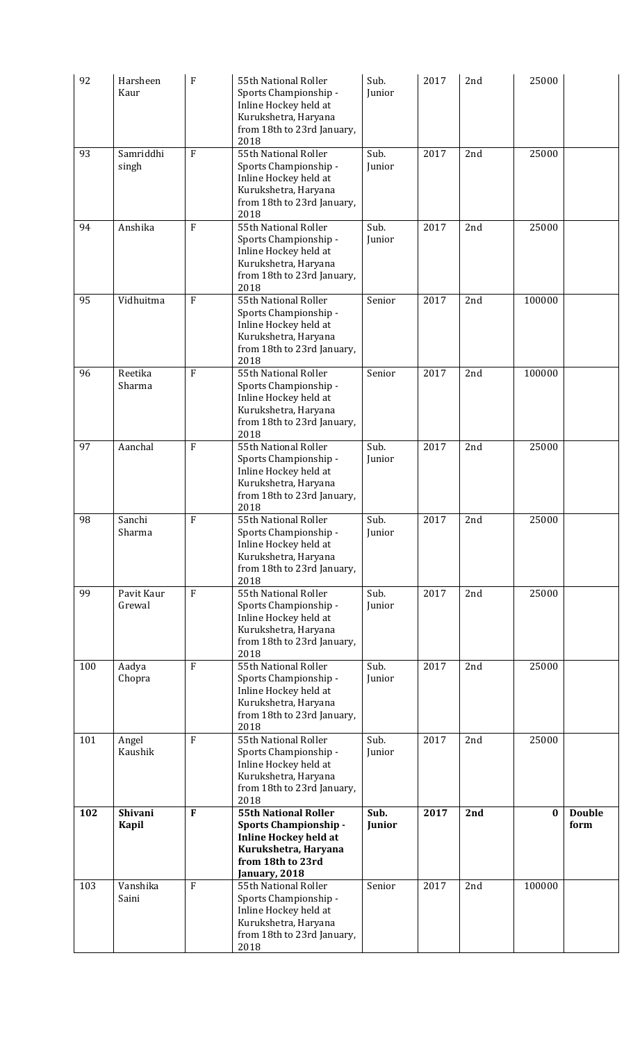| 92 | Harsheen Kaur | F | 55th National Roller Sports Championship - Inline Hockey held at Kurukshetra, Haryana from 18th to 23rd January, 2018 | Sub. Junior | 2017 | 2nd | 25000 | |
|---|---|---|---|---|---|---|---|---|
| 93 | Samriddhi singh | F | 55th National Roller Sports Championship - Inline Hockey held at Kurukshetra, Haryana from 18th to 23rd January, 2018 | Sub. Junior | 2017 | 2nd | 25000 | |
| 94 | Anshika | F | 55th National Roller Sports Championship - Inline Hockey held at Kurukshetra, Haryana from 18th to 23rd January, 2018 | Sub. Junior | 2017 | 2nd | 25000 | |
| 95 | Vidhuitma | F | 55th National Roller Sports Championship - Inline Hockey held at Kurukshetra, Haryana from 18th to 23rd January, 2018 | Senior | 2017 | 2nd | 100000 | |
| 96 | Reetika Sharma | F | 55th National Roller Sports Championship - Inline Hockey held at Kurukshetra, Haryana from 18th to 23rd January, 2018 | Senior | 2017 | 2nd | 100000 | |
| 97 | Aanchal | F | 55th National Roller Sports Championship - Inline Hockey held at Kurukshetra, Haryana from 18th to 23rd January, 2018 | Sub. Junior | 2017 | 2nd | 25000 | |
| 98 | Sanchi Sharma | F | 55th National Roller Sports Championship - Inline Hockey held at Kurukshetra, Haryana from 18th to 23rd January, 2018 | Sub. Junior | 2017 | 2nd | 25000 | |
| 99 | Pavit Kaur Grewal | F | 55th National Roller Sports Championship - Inline Hockey held at Kurukshetra, Haryana from 18th to 23rd January, 2018 | Sub. Junior | 2017 | 2nd | 25000 | |
| 100 | Aadya Chopra | F | 55th National Roller Sports Championship - Inline Hockey held at Kurukshetra, Haryana from 18th to 23rd January, 2018 | Sub. Junior | 2017 | 2nd | 25000 | |
| 101 | Angel Kaushik | F | 55th National Roller Sports Championship - Inline Hockey held at Kurukshetra, Haryana from 18th to 23rd January, 2018 | Sub. Junior | 2017 | 2nd | 25000 | |
| **102** | **Shivani Kapil** | **F** | **55th National Roller Sports Championship - Inline Hockey held at Kurukshetra, Haryana from 18th to 23rd January, 2018** | **Sub. Junior** | **2017** | **2nd** | **0** | **Double form** |
| 103 | Vanshika Saini | F | 55th National Roller Sports Championship - Inline Hockey held at Kurukshetra, Haryana from 18th to 23rd January, 2018 | Senior | 2017 | 2nd | 100000 | |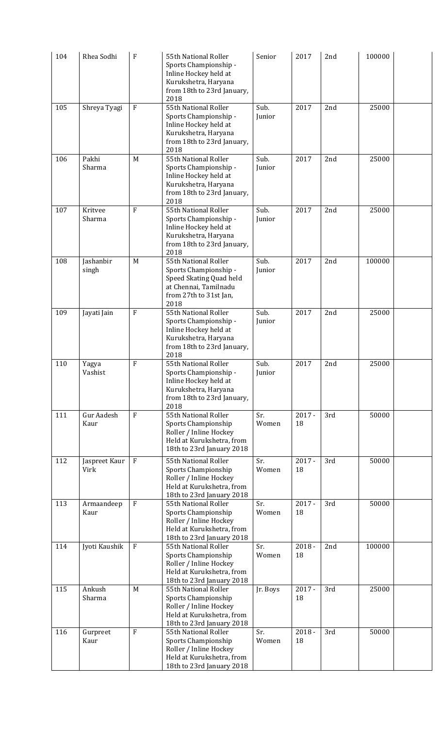| 104 | Rhea Sodhi | F | 55th National Roller Sports Championship - Inline Hockey held at Kurukshetra, Haryana from 18th to 23rd January, 2018 | Senior | 2017 | 2nd | 100000 | |
|---|---|---|---|---|---|---|---|---|
| 105 | Shreya Tyagi | F | 55th National Roller Sports Championship - Inline Hockey held at Kurukshetra, Haryana from 18th to 23rd January, 2018 | Sub. Junior | 2017 | 2nd | 25000 | |
| 106 | Pakhi Sharma | M | 55th National Roller Sports Championship - Inline Hockey held at Kurukshetra, Haryana from 18th to 23rd January, 2018 | Sub. Junior | 2017 | 2nd | 25000 | |
| 107 | Kritvee Sharma | F | 55th National Roller Sports Championship - Inline Hockey held at Kurukshetra, Haryana from 18th to 23rd January, 2018 | Sub. Junior | 2017 | 2nd | 25000 | |
| 108 | Jashanbir singh | M | 55th National Roller Sports Championship - Speed Skating Quad held at Chennai, Tamilnadu from 27th to 31st Jan, 2018 | Sub. Junior | 2017 | 2nd | 100000 | |
| 109 | Jayati Jain | F | 55th National Roller Sports Championship - Inline Hockey held at Kurukshetra, Haryana from 18th to 23rd January, 2018 | Sub. Junior | 2017 | 2nd | 25000 | |
| 110 | Yagya Vashist | F | 55th National Roller Sports Championship - Inline Hockey held at Kurukshetra, Haryana from 18th to 23rd January, 2018 | Sub. Junior | 2017 | 2nd | 25000 | |
| 111 | Gur Aadesh Kaur | F | 55th National Roller Sports Championship Roller / Inline Hockey Held at Kurukshetra, from 18th to 23rd January 2018 | Sr. Women | 2017 - 18 | 3rd | 50000 | |
| 112 | Jaspreet Kaur Virk | F | 55th National Roller Sports Championship Roller / Inline Hockey Held at Kurukshetra, from 18th to 23rd January 2018 | Sr. Women | 2017 - 18 | 3rd | 50000 | |
| 113 | Armaandeep Kaur | F | 55th National Roller Sports Championship Roller / Inline Hockey Held at Kurukshetra, from 18th to 23rd January 2018 | Sr. Women | 2017 - 18 | 3rd | 50000 | |
| 114 | Jyoti Kaushik | F | 55th National Roller Sports Championship Roller / Inline Hockey Held at Kurukshetra, from 18th to 23rd January 2018 | Sr. Women | 2018 - 18 | 2nd | 100000 | |
| 115 | Ankush Sharma | M | 55th National Roller Sports Championship Roller / Inline Hockey Held at Kurukshetra, from 18th to 23rd January 2018 | Jr. Boys | 2017 - 18 | 3rd | 25000 | |
| 116 | Gurpreet Kaur | F | 55th National Roller Sports Championship Roller / Inline Hockey Held at Kurukshetra, from 18th to 23rd January 2018 | Sr. Women | 2018 - 18 | 3rd | 50000 | |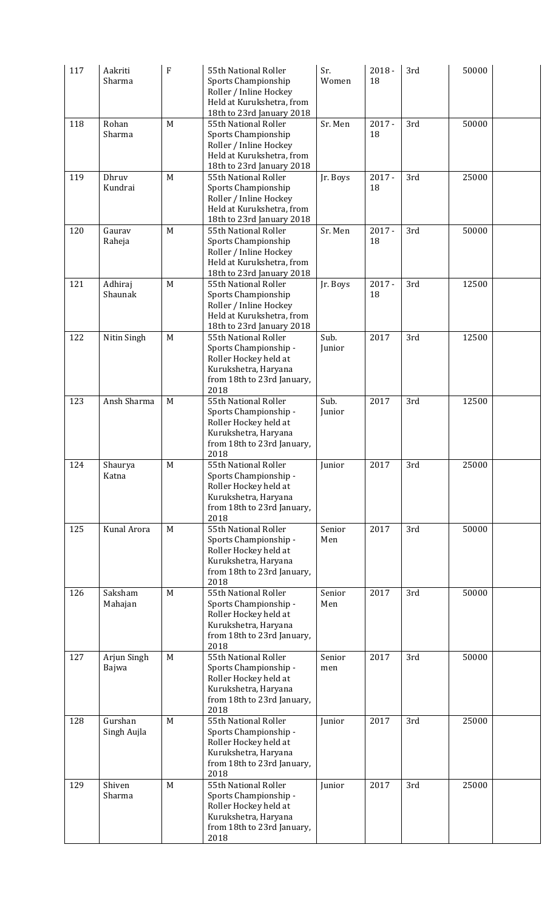| 117 | Aakriti Sharma | F | 55th National Roller Sports Championship Roller / Inline Hockey Held at Kurukshetra, from 18th to 23rd January 2018 | Sr. Women | 2018 - 18 | 3rd | 50000 | |
|---|---|---|---|---|---|---|---|---|
| 118 | Rohan Sharma | M | 55th National Roller Sports Championship Roller / Inline Hockey Held at Kurukshetra, from 18th to 23rd January 2018 | Sr. Men | 2017 - 18 | 3rd | 50000 | |
| 119 | Dhruv Kundrai | M | 55th National Roller Sports Championship Roller / Inline Hockey Held at Kurukshetra, from 18th to 23rd January 2018 | Jr. Boys | 2017 - 18 | 3rd | 25000 | |
| 120 | Gaurav Raheja | M | 55th National Roller Sports Championship Roller / Inline Hockey Held at Kurukshetra, from 18th to 23rd January 2018 | Sr. Men | 2017 - 18 | 3rd | 50000 | |
| 121 | Adhiraj Shaunak | M | 55th National Roller Sports Championship Roller / Inline Hockey Held at Kurukshetra, from 18th to 23rd January 2018 | Jr. Boys | 2017 - 18 | 3rd | 12500 | |
| 122 | Nitin Singh | M | 55th National Roller Sports Championship - Roller Hockey held at Kurukshetra, Haryana from 18th to 23rd January, 2018 | Sub. Junior | 2017 | 3rd | 12500 | |
| 123 | Ansh Sharma | M | 55th National Roller Sports Championship - Roller Hockey held at Kurukshetra, Haryana from 18th to 23rd January, 2018 | Sub. Junior | 2017 | 3rd | 12500 | |
| 124 | Shaurya Katna | M | 55th National Roller Sports Championship - Roller Hockey held at Kurukshetra, Haryana from 18th to 23rd January, 2018 | Junior | 2017 | 3rd | 25000 | |
| 125 | Kunal Arora | M | 55th National Roller Sports Championship - Roller Hockey held at Kurukshetra, Haryana from 18th to 23rd January, 2018 | Senior Men | 2017 | 3rd | 50000 | |
| 126 | Saksham Mahajan | M | 55th National Roller Sports Championship - Roller Hockey held at Kurukshetra, Haryana from 18th to 23rd January, 2018 | Senior Men | 2017 | 3rd | 50000 | |
| 127 | Arjun Singh Bajwa | M | 55th National Roller Sports Championship - Roller Hockey held at Kurukshetra, Haryana from 18th to 23rd January, 2018 | Senior men | 2017 | 3rd | 50000 | |
| 128 | Gurshan Singh Aujla | M | 55th National Roller Sports Championship - Roller Hockey held at Kurukshetra, Haryana from 18th to 23rd January, 2018 | Junior | 2017 | 3rd | 25000 | |
| 129 | Shiven Sharma | M | 55th National Roller Sports Championship - Roller Hockey held at Kurukshetra, Haryana from 18th to 23rd January, 2018 | Junior | 2017 | 3rd | 25000 | |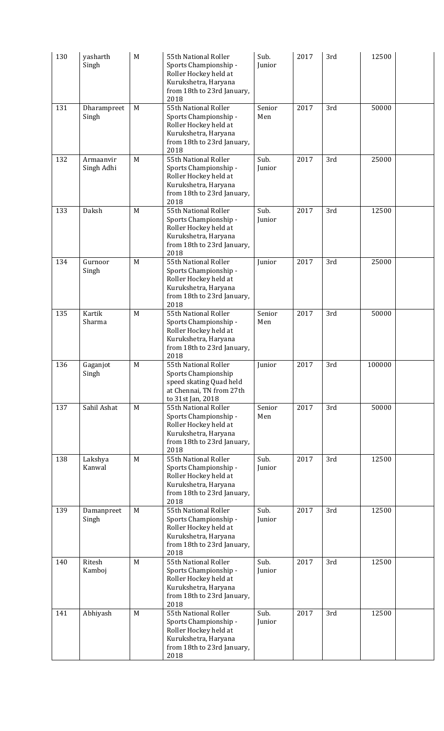| 130 | yasharth Singh | M | 55th National Roller Sports Championship - Roller Hockey held at Kurukshetra, Haryana from 18th to 23rd January, 2018 | Sub. Junior | 2017 | 3rd | 12500 | |
|---|---|---|---|---|---|---|---|---|
| 131 | Dharampreet Singh | M | 55th National Roller Sports Championship - Roller Hockey held at Kurukshetra, Haryana from 18th to 23rd January, 2018 | Senior Men | 2017 | 3rd | 50000 | |
| 132 | Armaanvir Singh Adhi | M | 55th National Roller Sports Championship - Roller Hockey held at Kurukshetra, Haryana from 18th to 23rd January, 2018 | Sub. Junior | 2017 | 3rd | 25000 | |
| 133 | Daksh | M | 55th National Roller Sports Championship - Roller Hockey held at Kurukshetra, Haryana from 18th to 23rd January, 2018 | Sub. Junior | 2017 | 3rd | 12500 | |
| 134 | Gurnoor Singh | M | 55th National Roller Sports Championship - Roller Hockey held at Kurukshetra, Haryana from 18th to 23rd January, 2018 | Junior | 2017 | 3rd | 25000 | |
| 135 | Kartik Sharma | M | 55th National Roller Sports Championship - Roller Hockey held at Kurukshetra, Haryana from 18th to 23rd January, 2018 | Senior Men | 2017 | 3rd | 50000 | |
| 136 | Gaganjot Singh | M | 55th National Roller Sports Championship speed skating Quad held at Chennai, TN from 27th to 31st Jan, 2018 | Junior | 2017 | 3rd | 100000 | |
| 137 | Sahil Ashat | M | 55th National Roller Sports Championship - Roller Hockey held at Kurukshetra, Haryana from 18th to 23rd January, 2018 | Senior Men | 2017 | 3rd | 50000 | |
| 138 | Lakshya Kanwal | M | 55th National Roller Sports Championship - Roller Hockey held at Kurukshetra, Haryana from 18th to 23rd January, 2018 | Sub. Junior | 2017 | 3rd | 12500 | |
| 139 | Damanpreet Singh | M | 55th National Roller Sports Championship - Roller Hockey held at Kurukshetra, Haryana from 18th to 23rd January, 2018 | Sub. Junior | 2017 | 3rd | 12500 | |
| 140 | Ritesh Kamboj | M | 55th National Roller Sports Championship - Roller Hockey held at Kurukshetra, Haryana from 18th to 23rd January, 2018 | Sub. Junior | 2017 | 3rd | 12500 | |
| 141 | Abhiyash | M | 55th National Roller Sports Championship - Roller Hockey held at Kurukshetra, Haryana from 18th to 23rd January, 2018 | Sub. Junior | 2017 | 3rd | 12500 | |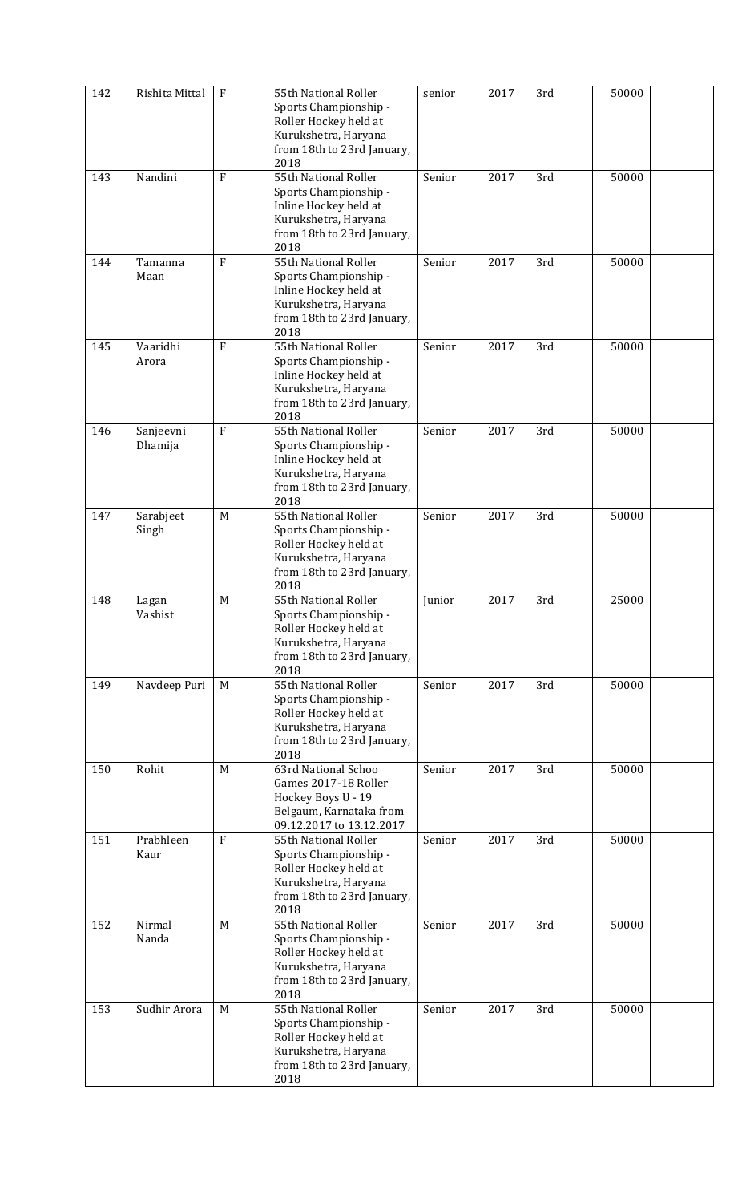| 142 | Rishita Mittal | F | 55th National Roller Sports Championship - Roller Hockey held at Kurukshetra, Haryana from 18th to 23rd January, 2018 | senior | 2017 | 3rd | 50000 | |
|---|---|---|---|---|---|---|---|---|
| 143 | Nandini | F | 55th National Roller Sports Championship - Inline Hockey held at Kurukshetra, Haryana from 18th to 23rd January, 2018 | Senior | 2017 | 3rd | 50000 | |
| 144 | Tamanna Maan | F | 55th National Roller Sports Championship - Inline Hockey held at Kurukshetra, Haryana from 18th to 23rd January, 2018 | Senior | 2017 | 3rd | 50000 | |
| 145 | Vaaridhi Arora | F | 55th National Roller Sports Championship - Inline Hockey held at Kurukshetra, Haryana from 18th to 23rd January, 2018 | Senior | 2017 | 3rd | 50000 | |
| 146 | Sanjeevni Dhamija | F | 55th National Roller Sports Championship - Inline Hockey held at Kurukshetra, Haryana from 18th to 23rd January, 2018 | Senior | 2017 | 3rd | 50000 | |
| 147 | Sarabjeet Singh | M | 55th National Roller Sports Championship - Roller Hockey held at Kurukshetra, Haryana from 18th to 23rd January, 2018 | Senior | 2017 | 3rd | 50000 | |
| 148 | Lagan Vashist | M | 55th National Roller Sports Championship - Roller Hockey held at Kurukshetra, Haryana from 18th to 23rd January, 2018 | Junior | 2017 | 3rd | 25000 | |
| 149 | Navdeep Puri | M | 55th National Roller Sports Championship - Roller Hockey held at Kurukshetra, Haryana from 18th to 23rd January, 2018 | Senior | 2017 | 3rd | 50000 | |
| 150 | Rohit | M | 63rd National Schoo Games 2017-18 Roller Hockey Boys U - 19 Belgaum, Karnataka from 09.12.2017 to 13.12.2017 | Senior | 2017 | 3rd | 50000 | |
| 151 | Prabhleen Kaur | F | 55th National Roller Sports Championship - Roller Hockey held at Kurukshetra, Haryana from 18th to 23rd January, 2018 | Senior | 2017 | 3rd | 50000 | |
| 152 | Nirmal Nanda | M | 55th National Roller Sports Championship - Roller Hockey held at Kurukshetra, Haryana from 18th to 23rd January, 2018 | Senior | 2017 | 3rd | 50000 | |
| 153 | Sudhir Arora | M | 55th National Roller Sports Championship - Roller Hockey held at Kurukshetra, Haryana from 18th to 23rd January, 2018 | Senior | 2017 | 3rd | 50000 | |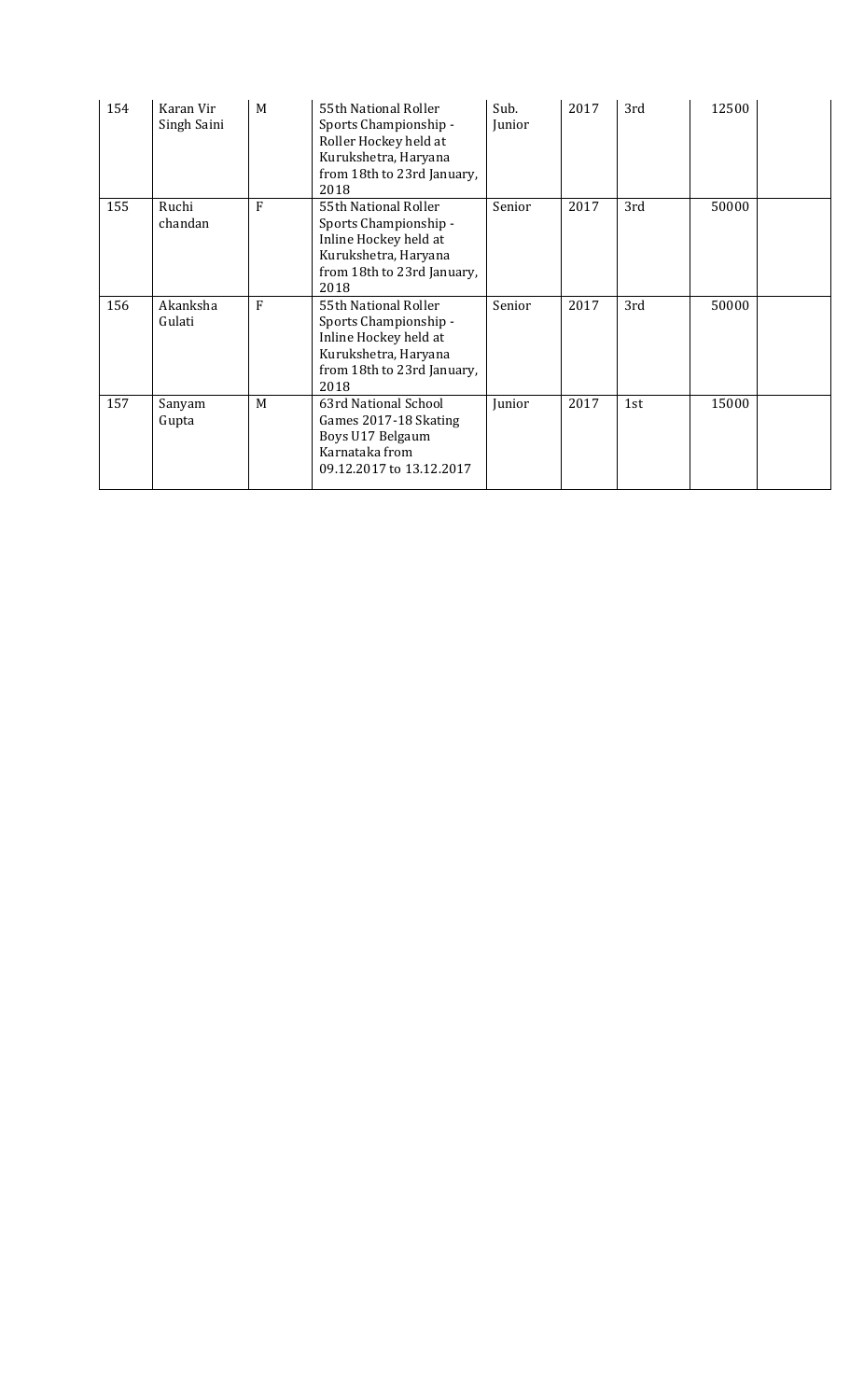| 154 | Karan Vir Singh Saini | M | 55th National Roller Sports Championship - Roller Hockey held at Kurukshetra, Haryana from 18th to 23rd January, 2018 | Sub. Junior | 2017 | 3rd | 12500 | |
|---|---|---|---|---|---|---|---|---|
| 155 | Ruchi chandan | F | 55th National Roller Sports Championship - Inline Hockey held at Kurukshetra, Haryana from 18th to 23rd January, 2018 | Senior | 2017 | 3rd | 50000 | |
| 156 | Akanksha Gulati | F | 55th National Roller Sports Championship - Inline Hockey held at Kurukshetra, Haryana from 18th to 23rd January, 2018 | Senior | 2017 | 3rd | 50000 | |
| 157 | Sanyam Gupta | M | 63rd National School Games 2017-18 Skating Boys U17 Belgaum Karnataka from 09.12.2017 to 13.12.2017 | Junior | 2017 | 1st | 15000 | |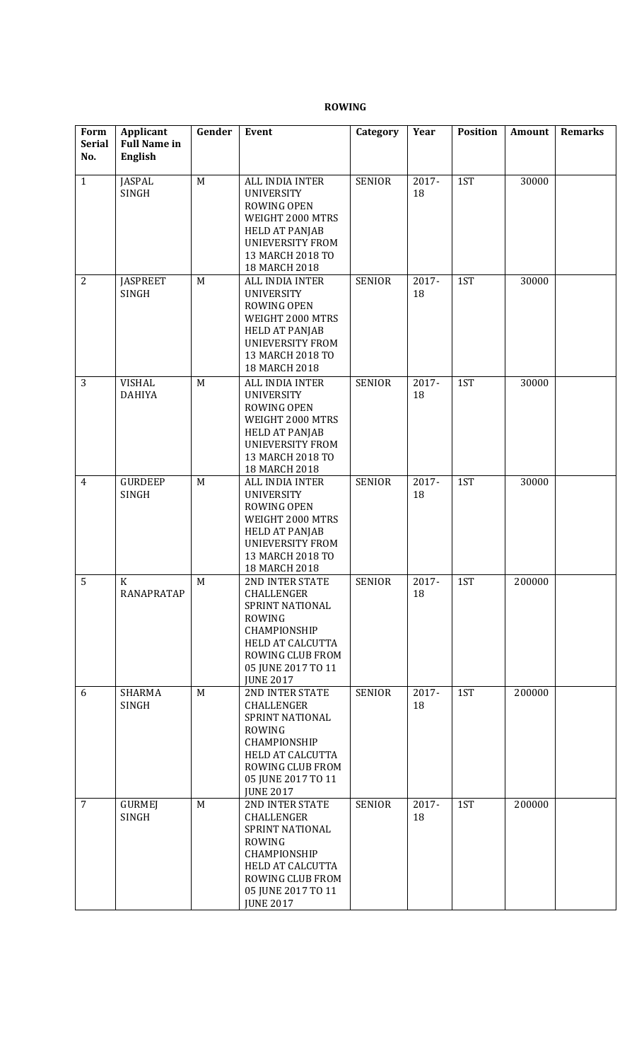## ROWING

| Form Serial No. | Applicant Full Name in English | Gender | Event | Category | Year | Position | Amount | Remarks |
|---|---|---|---|---|---|---|---|---|
| 1 | JASPAL SINGH | M | ALL INDIA INTER UNIVERSITY ROWING OPEN WEIGHT 2000 MTRS HELD AT PANJAB UNIEVERSITY FROM 13 MARCH 2018 TO 18 MARCH 2018 | SENIOR | 2017-18 | 1ST | 30000 | |
| 2 | JASPREET SINGH | M | ALL INDIA INTER UNIVERSITY ROWING OPEN WEIGHT 2000 MTRS HELD AT PANJAB UNIEVERSITY FROM 13 MARCH 2018 TO 18 MARCH 2018 | SENIOR | 2017-18 | 1ST | 30000 | |
| 3 | VISHAL DAHIYA | M | ALL INDIA INTER UNIVERSITY ROWING OPEN WEIGHT 2000 MTRS HELD AT PANJAB UNIEVERSITY FROM 13 MARCH 2018 TO 18 MARCH 2018 | SENIOR | 2017-18 | 1ST | 30000 | |
| 4 | GURDEEP SINGH | M | ALL INDIA INTER UNIVERSITY ROWING OPEN WEIGHT 2000 MTRS HELD AT PANJAB UNIEVERSITY FROM 13 MARCH 2018 TO 18 MARCH 2018 | SENIOR | 2017-18 | 1ST | 30000 | |
| 5 | K RANAPRATAP | M | 2ND INTER STATE CHALLENGER SPRINT NATIONAL ROWING CHAMPIONSHIP HELD AT CALCUTTA ROWING CLUB FROM 05 JUNE 2017 TO 11 JUNE 2017 | SENIOR | 2017-18 | 1ST | 200000 | |
| 6 | SHARMA SINGH | M | 2ND INTER STATE CHALLENGER SPRINT NATIONAL ROWING CHAMPIONSHIP HELD AT CALCUTTA ROWING CLUB FROM 05 JUNE 2017 TO 11 JUNE 2017 | SENIOR | 2017-18 | 1ST | 200000 | |
| 7 | GURMEJ SINGH | M | 2ND INTER STATE CHALLENGER SPRINT NATIONAL ROWING CHAMPIONSHIP HELD AT CALCUTTA ROWING CLUB FROM 05 JUNE 2017 TO 11 JUNE 2017 | SENIOR | 2017-18 | 1ST | 200000 | |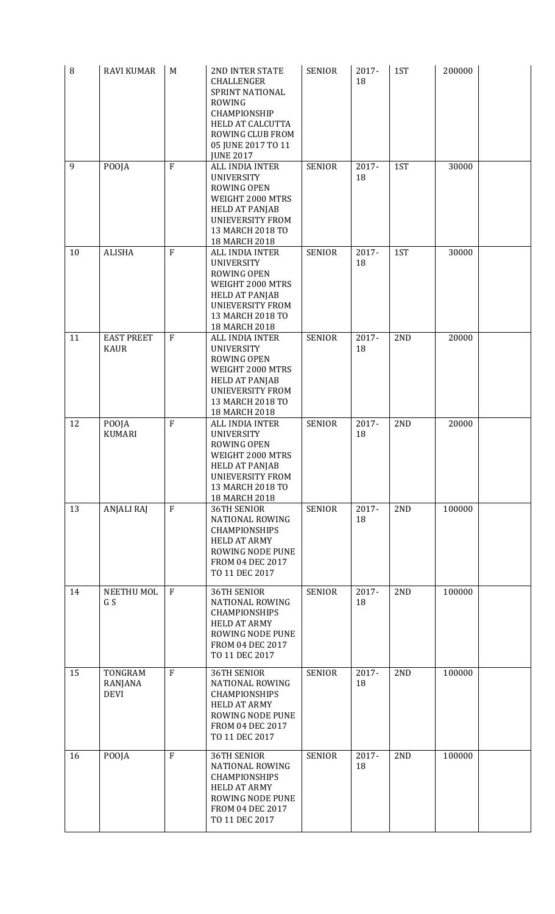| 8 | RAVI KUMAR | M | 2ND INTER STATE CHALLENGER SPRINT NATIONAL ROWING CHAMPIONSHIP HELD AT CALCUTTA ROWING CLUB FROM 05 JUNE 2017 TO 11 JUNE 2017 | SENIOR | 2017-18 | 1ST | 200000 | |
|---|---|---|---|---|---|---|---|---|
| 9 | POOJA | F | ALL INDIA INTER UNIVERSITY ROWING OPEN WEIGHT 2000 MTRS HELD AT PANJAB UNIEVERSITY FROM 13 MARCH 2018 TO 18 MARCH 2018 | SENIOR | 2017-18 | 1ST | 30000 | |
| 10 | ALISHA | F | ALL INDIA INTER UNIVERSITY ROWING OPEN WEIGHT 2000 MTRS HELD AT PANJAB UNIEVERSITY FROM 13 MARCH 2018 TO 18 MARCH 2018 | SENIOR | 2017-18 | 1ST | 30000 | |
| 11 | EAST PREET KAUR | F | ALL INDIA INTER UNIVERSITY ROWING OPEN WEIGHT 2000 MTRS HELD AT PANJAB UNIEVERSITY FROM 13 MARCH 2018 TO 18 MARCH 2018 | SENIOR | 2017-18 | 2ND | 20000 | |
| 12 | POOJA KUMARI | F | ALL INDIA INTER UNIVERSITY ROWING OPEN WEIGHT 2000 MTRS HELD AT PANJAB UNIEVERSITY FROM 13 MARCH 2018 TO 18 MARCH 2018 | SENIOR | 2017-18 | 2ND | 20000 | |
| 13 | ANJALI RAJ | F | 36TH SENIOR NATIONAL ROWING CHAMPIONSHIPS HELD AT ARMY ROWING NODE PUNE FROM 04 DEC 2017 TO 11 DEC 2017 | SENIOR | 2017-18 | 2ND | 100000 | |
| 14 | NEETHU MOL G S | F | 36TH SENIOR NATIONAL ROWING CHAMPIONSHIPS HELD AT ARMY ROWING NODE PUNE FROM 04 DEC 2017 TO 11 DEC 2017 | SENIOR | 2017-18 | 2ND | 100000 | |
| 15 | TONGRAM RANJANA DEVI | F | 36TH SENIOR NATIONAL ROWING CHAMPIONSHIPS HELD AT ARMY ROWING NODE PUNE FROM 04 DEC 2017 TO 11 DEC 2017 | SENIOR | 2017-18 | 2ND | 100000 | |
| 16 | POOJA | F | 36TH SENIOR NATIONAL ROWING CHAMPIONSHIPS HELD AT ARMY ROWING NODE PUNE FROM 04 DEC 2017 TO 11 DEC 2017 | SENIOR | 2017-18 | 2ND | 100000 | |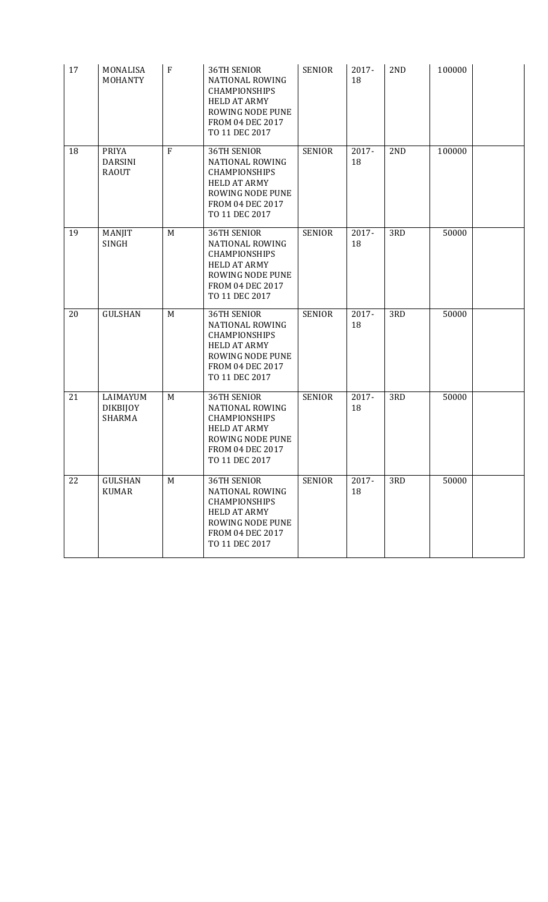| 17 | MONALISA MOHANTY | F | 36TH SENIOR NATIONAL ROWING CHAMPIONSHIPS HELD AT ARMY ROWING NODE PUNE FROM 04 DEC 2017 TO 11 DEC 2017 | SENIOR | 2017-18 | 2ND | 100000 | |
|---|---|---|---|---|---|---|---|---|
| 18 | PRIYA DARSINI RAOUT | F | 36TH SENIOR NATIONAL ROWING CHAMPIONSHIPS HELD AT ARMY ROWING NODE PUNE FROM 04 DEC 2017 TO 11 DEC 2017 | SENIOR | 2017-18 | 2ND | 100000 | |
| 19 | MANJIT SINGH | M | 36TH SENIOR NATIONAL ROWING CHAMPIONSHIPS HELD AT ARMY ROWING NODE PUNE FROM 04 DEC 2017 TO 11 DEC 2017 | SENIOR | 2017-18 | 3RD | 50000 | |
| 20 | GULSHAN | M | 36TH SENIOR NATIONAL ROWING CHAMPIONSHIPS HELD AT ARMY ROWING NODE PUNE FROM 04 DEC 2017 TO 11 DEC 2017 | SENIOR | 2017-18 | 3RD | 50000 | |
| 21 | LAIMAYUM DIKBIJOY SHARMA | M | 36TH SENIOR NATIONAL ROWING CHAMPIONSHIPS HELD AT ARMY ROWING NODE PUNE FROM 04 DEC 2017 TO 11 DEC 2017 | SENIOR | 2017-18 | 3RD | 50000 | |
| 22 | GULSHAN KUMAR | M | 36TH SENIOR NATIONAL ROWING CHAMPIONSHIPS HELD AT ARMY ROWING NODE PUNE FROM 04 DEC 2017 TO 11 DEC 2017 | SENIOR | 2017-18 | 3RD | 50000 | |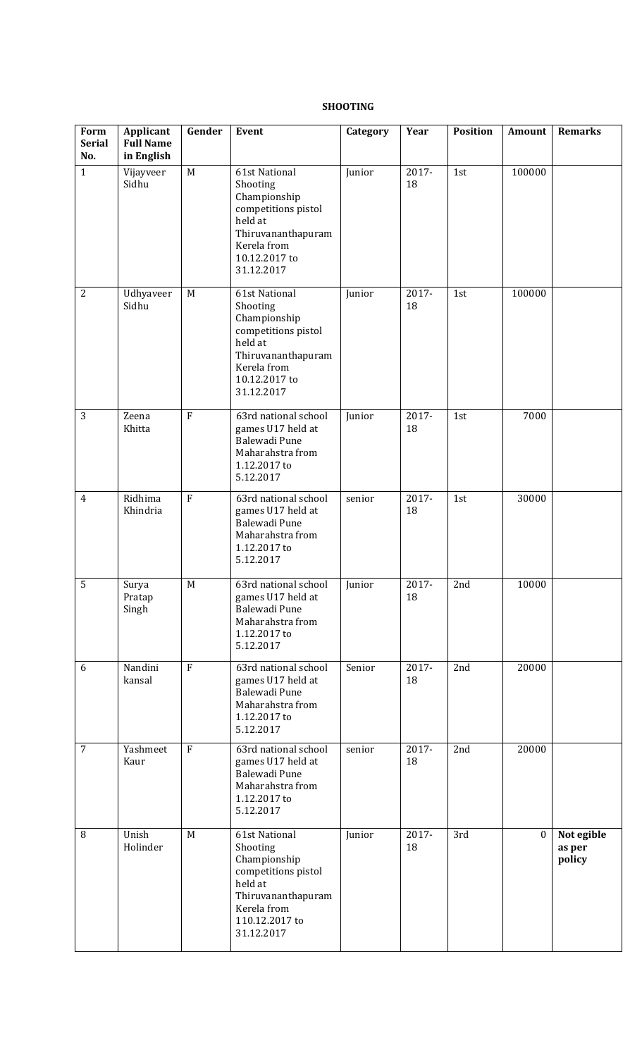**SHOOTING**

| Form Serial No. | Applicant Full Name in English | Gender | Event | Category | Year | Position | Amount | Remarks |
|---|---|---|---|---|---|---|---|---|
| 1 | Vijayveer Sidhu | M | 61st National Shooting Championship competitions pistol held at Thiruvananthapuram Kerela from 10.12.2017 to 31.12.2017 | Junior | 2017-18 | 1st | 100000 | |
| 2 | Udhyaveer Sidhu | M | 61st National Shooting Championship competitions pistol held at Thiruvananthapuram Kerela from 10.12.2017 to 31.12.2017 | Junior | 2017-18 | 1st | 100000 | |
| 3 | Zeena Khitta | F | 63rd national school games U17 held at Balewadi Pune Maharahstra from 1.12.2017 to 5.12.2017 | Junior | 2017-18 | 1st | 7000 | |
| 4 | Ridhima Khindria | F | 63rd national school games U17 held at Balewadi Pune Maharahstra from 1.12.2017 to 5.12.2017 | senior | 2017-18 | 1st | 30000 | |
| 5 | Surya Pratap Singh | M | 63rd national school games U17 held at Balewadi Pune Maharahstra from 1.12.2017 to 5.12.2017 | Junior | 2017-18 | 2nd | 10000 | |
| 6 | Nandini kansal | F | 63rd national school games U17 held at Balewadi Pune Maharahstra from 1.12.2017 to 5.12.2017 | Senior | 2017-18 | 2nd | 20000 | |
| 7 | Yashmeet Kaur | F | 63rd national school games U17 held at Balewadi Pune Maharahstra from 1.12.2017 to 5.12.2017 | senior | 2017-18 | 2nd | 20000 | |
| 8 | Unish Holinder | M | 61st National Shooting Championship competitions pistol held at Thiruvananthapuram Kerela from 110.12.2017 to 31.12.2017 | Junior | 2017-18 | 3rd | 0 | **Not egible as per policy** |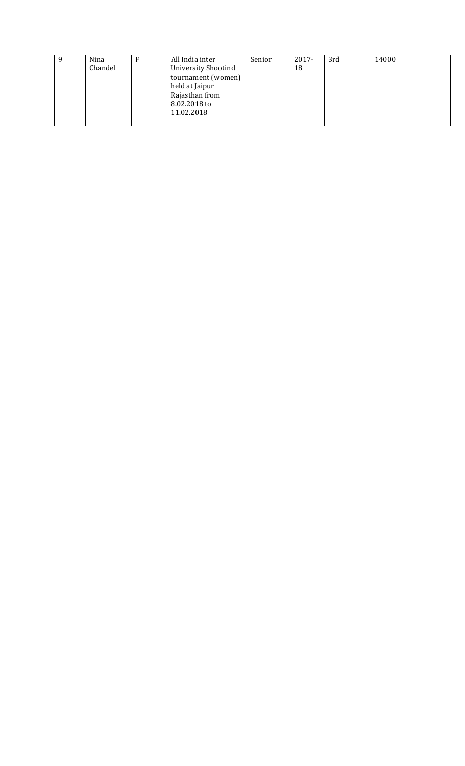| 9 | Nina Chandel | F | All India inter University Shootind tournament (women) held at Jaipur Rajasthan from 8.02.2018 to 11.02.2018 | Senior | 2017-18 | 3rd | 14000 | |
|---|---|---|---|---|---|---|---|---|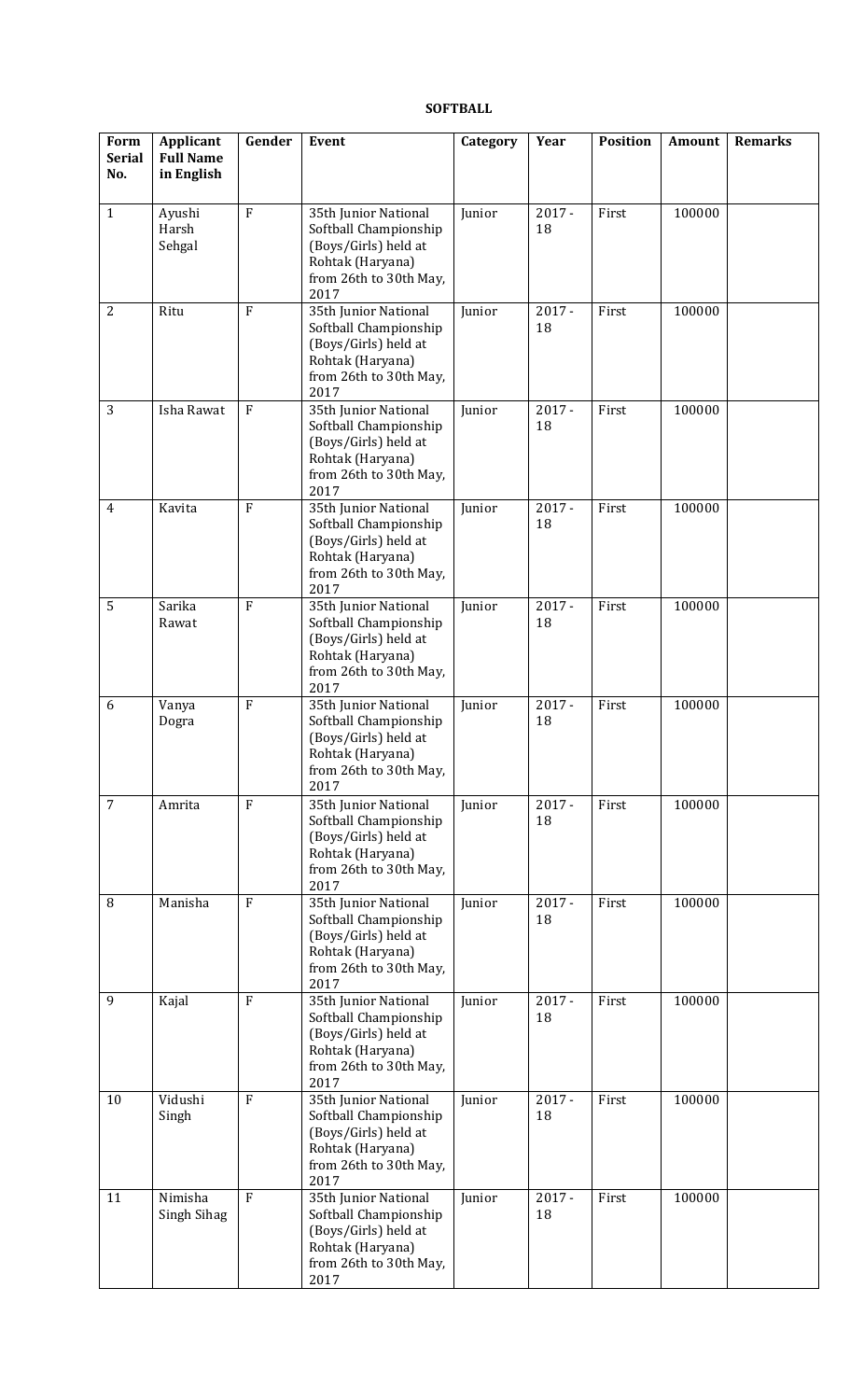**SOFTBALL**

| Form Serial No. | Applicant Full Name in English | Gender | Event | Category | Year | Position | Amount | Remarks |
|---|---|---|---|---|---|---|---|---|
| 1 | Ayushi Harsh Sehgal | F | 35th Junior National Softball Championship (Boys/Girls) held at Rohtak (Haryana) from 26th to 30th May, 2017 | Junior | 2017 - 18 | First | 100000 | |
| 2 | Ritu | F | 35th Junior National Softball Championship (Boys/Girls) held at Rohtak (Haryana) from 26th to 30th May, 2017 | Junior | 2017 - 18 | First | 100000 | |
| 3 | Isha Rawat | F | 35th Junior National Softball Championship (Boys/Girls) held at Rohtak (Haryana) from 26th to 30th May, 2017 | Junior | 2017 - 18 | First | 100000 | |
| 4 | Kavita | F | 35th Junior National Softball Championship (Boys/Girls) held at Rohtak (Haryana) from 26th to 30th May, 2017 | Junior | 2017 - 18 | First | 100000 | |
| 5 | Sarika Rawat | F | 35th Junior National Softball Championship (Boys/Girls) held at Rohtak (Haryana) from 26th to 30th May, 2017 | Junior | 2017 - 18 | First | 100000 | |
| 6 | Vanya Dogra | F | 35th Junior National Softball Championship (Boys/Girls) held at Rohtak (Haryana) from 26th to 30th May, 2017 | Junior | 2017 - 18 | First | 100000 | |
| 7 | Amrita | F | 35th Junior National Softball Championship (Boys/Girls) held at Rohtak (Haryana) from 26th to 30th May, 2017 | Junior | 2017 - 18 | First | 100000 | |
| 8 | Manisha | F | 35th Junior National Softball Championship (Boys/Girls) held at Rohtak (Haryana) from 26th to 30th May, 2017 | Junior | 2017 - 18 | First | 100000 | |
| 9 | Kajal | F | 35th Junior National Softball Championship (Boys/Girls) held at Rohtak (Haryana) from 26th to 30th May, 2017 | Junior | 2017 - 18 | First | 100000 | |
| 10 | Vidushi Singh | F | 35th Junior National Softball Championship (Boys/Girls) held at Rohtak (Haryana) from 26th to 30th May, 2017 | Junior | 2017 - 18 | First | 100000 | |
| 11 | Nimisha Singh Sihag | F | 35th Junior National Softball Championship (Boys/Girls) held at Rohtak (Haryana) from 26th to 30th May, 2017 | Junior | 2017 - 18 | First | 100000 | |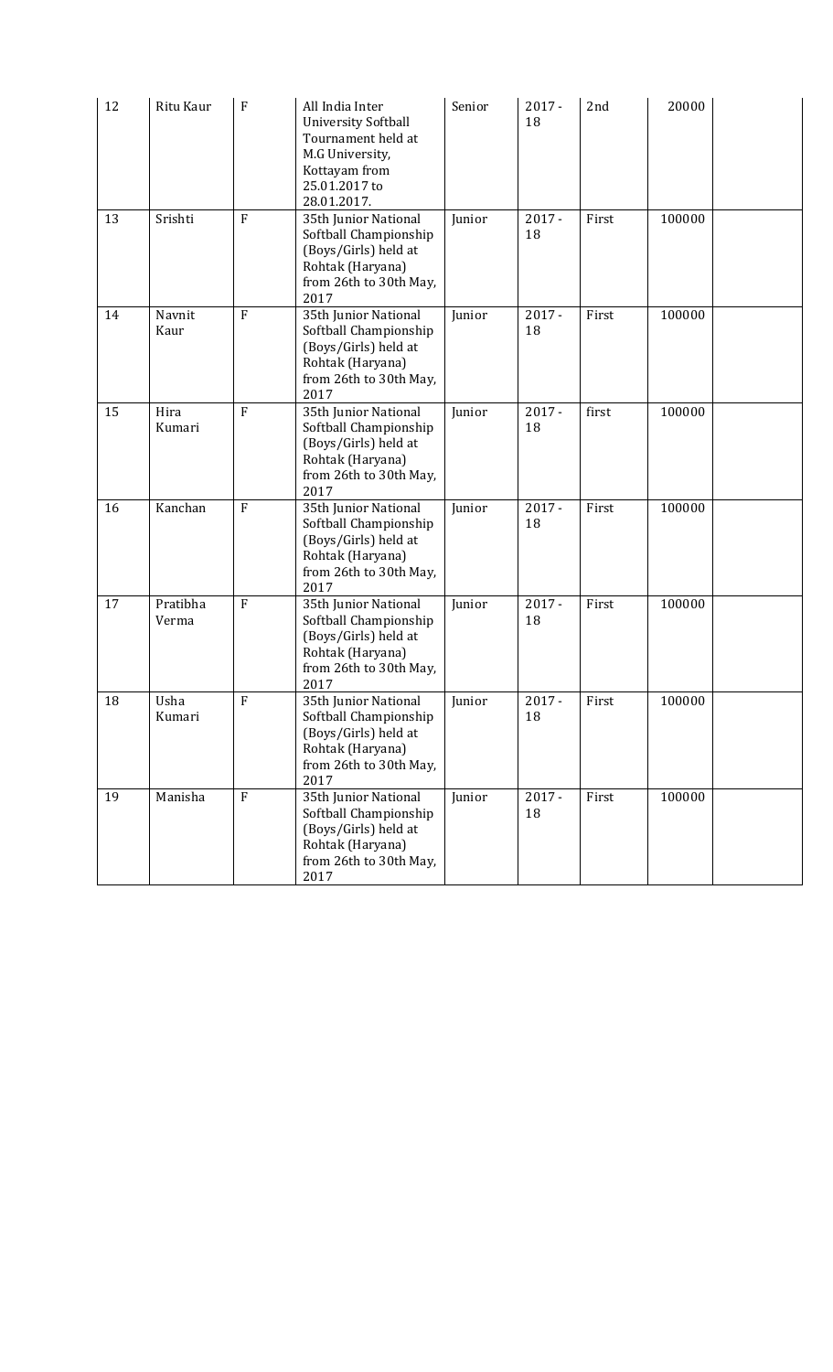| | | | | | | | | |
|---|---|---|---|---|---|---|---|---|
| 12 | Ritu Kaur | F | All India Inter University Softball Tournament held at M.G University, Kottayam from 25.01.2017 to 28.01.2017. | Senior | 2017 - 18 | 2nd | 20000 | |
| 13 | Srishti | F | 35th Junior National Softball Championship (Boys/Girls) held at Rohtak (Haryana) from 26th to 30th May, 2017 | Junior | 2017 - 18 | First | 100000 | |
| 14 | Navnit Kaur | F | 35th Junior National Softball Championship (Boys/Girls) held at Rohtak (Haryana) from 26th to 30th May, 2017 | Junior | 2017 - 18 | First | 100000 | |
| 15 | Hira Kumari | F | 35th Junior National Softball Championship (Boys/Girls) held at Rohtak (Haryana) from 26th to 30th May, 2017 | Junior | 2017 - 18 | first | 100000 | |
| 16 | Kanchan | F | 35th Junior National Softball Championship (Boys/Girls) held at Rohtak (Haryana) from 26th to 30th May, 2017 | Junior | 2017 - 18 | First | 100000 | |
| 17 | Pratibha Verma | F | 35th Junior National Softball Championship (Boys/Girls) held at Rohtak (Haryana) from 26th to 30th May, 2017 | Junior | 2017 - 18 | First | 100000 | |
| 18 | Usha Kumari | F | 35th Junior National Softball Championship (Boys/Girls) held at Rohtak (Haryana) from 26th to 30th May, 2017 | Junior | 2017 - 18 | First | 100000 | |
| 19 | Manisha | F | 35th Junior National Softball Championship (Boys/Girls) held at Rohtak (Haryana) from 26th to 30th May, 2017 | Junior | 2017 - 18 | First | 100000 | |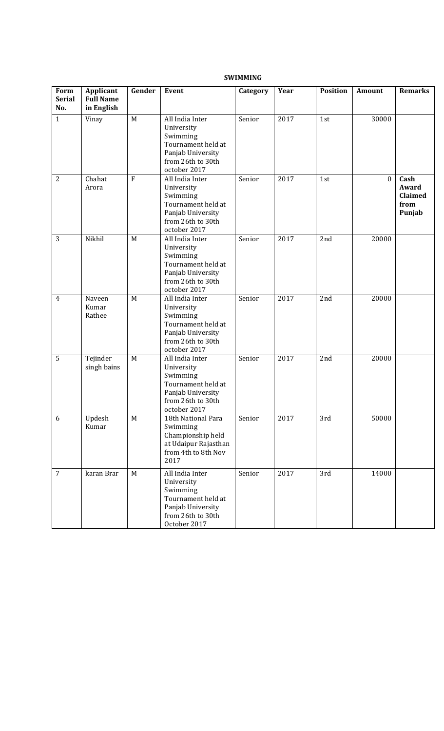**SWIMMING**

| Form Serial No. | Applicant Full Name in English | Gender | Event | Category | Year | Position | Amount | Remarks |
|---|---|---|---|---|---|---|---|---|
| 1 | Vinay | M | All India Inter University Swimming Tournament held at Panjab University from 26th to 30th october 2017 | Senior | 2017 | 1st | 30000 | |
| 2 | Chahat Arora | F | All India Inter University Swimming Tournament held at Panjab University from 26th to 30th october 2017 | Senior | 2017 | 1st | 0 | **Cash Award Claimed from Punjab** |
| 3 | Nikhil | M | All India Inter University Swimming Tournament held at Panjab University from 26th to 30th october 2017 | Senior | 2017 | 2nd | 20000 | |
| 4 | Naveen Kumar Rathee | M | All India Inter University Swimming Tournament held at Panjab University from 26th to 30th october 2017 | Senior | 2017 | 2nd | 20000 | |
| 5 | Tejinder singh bains | M | All India Inter University Swimming Tournament held at Panjab University from 26th to 30th october 2017 | Senior | 2017 | 2nd | 20000 | |
| 6 | Updesh Kumar | M | 18th National Para Swimming Championship held at Udaipur Rajasthan from 4th to 8th Nov 2017 | Senior | 2017 | 3rd | 50000 | |
| 7 | karan Brar | M | All India Inter University Swimming Tournament held at Panjab University from 26th to 30th October 2017 | Senior | 2017 | 3rd | 14000 | |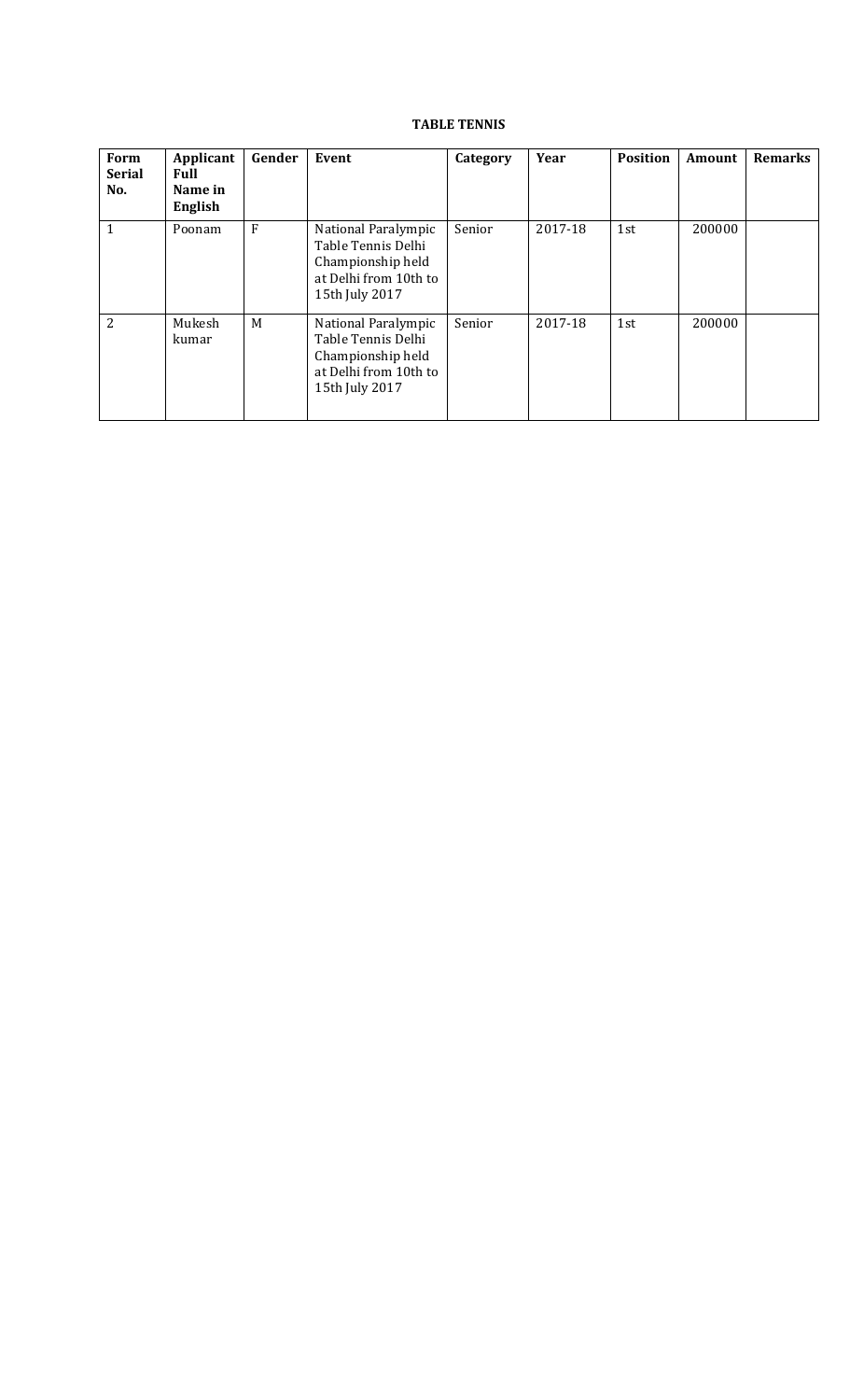**TABLE TENNIS**

| Form Serial No. | Applicant Full Name in English | Gender | Event | Category | Year | Position | Amount | Remarks |
|---|---|---|---|---|---|---|---|---|
| 1 | Poonam | F | National Paralympic Table Tennis Delhi Championship held at Delhi from 10th to 15th July 2017 | Senior | 2017-18 | 1st | 200000 | |
| 2 | Mukesh kumar | M | National Paralympic Table Tennis Delhi Championship held at Delhi from 10th to 15th July 2017 | Senior | 2017-18 | 1st | 200000 | |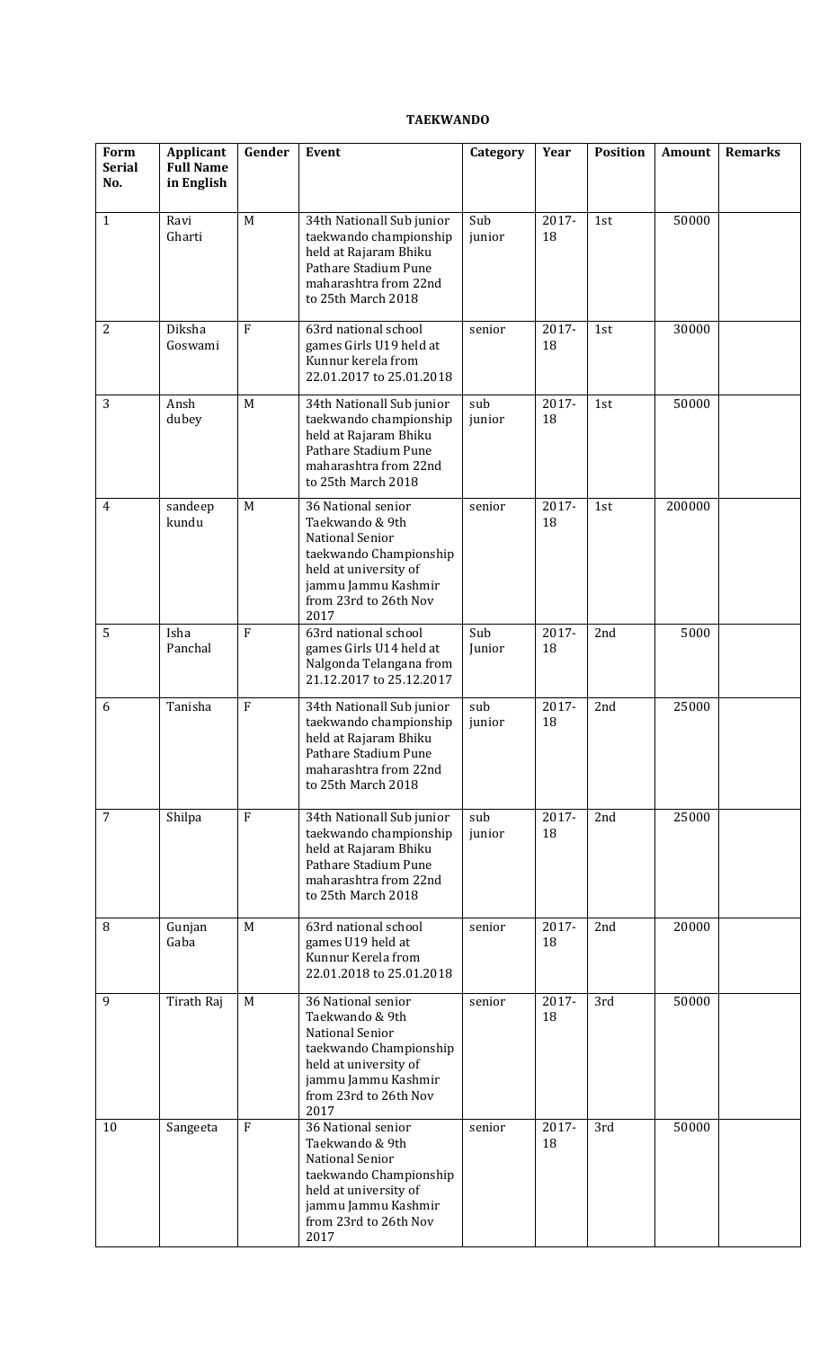**TAEKWANDO**

| Form Serial No. | Applicant Full Name in English | Gender | Event | Category | Year | Position | Amount | Remarks |
|---|---|---|---|---|---|---|---|---|
| 1 | Ravi Gharti | M | 34th Nationall Sub junior taekwando championship held at Rajaram Bhiku Pathare Stadium Pune maharashtra from 22nd to 25th March 2018 | Sub junior | 2017-18 | 1st | 50000 | |
| 2 | Diksha Goswami | F | 63rd national school games Girls U19 held at Kunnur kerela from 22.01.2017 to 25.01.2018 | senior | 2017-18 | 1st | 30000 | |
| 3 | Ansh dubey | M | 34th Nationall Sub junior taekwando championship held at Rajaram Bhiku Pathare Stadium Pune maharashtra from 22nd to 25th March 2018 | sub junior | 2017-18 | 1st | 50000 | |
| 4 | sandeep kundu | M | 36 National senior Taekwando & 9th National Senior taekwando Championship held at university of jammu Jammu Kashmir from 23rd to 26th Nov 2017 | senior | 2017-18 | 1st | 200000 | |
| 5 | Isha Panchal | F | 63rd national school games Girls U14 held at Nalgonda Telangana from 21.12.2017 to 25.12.2017 | Sub Junior | 2017-18 | 2nd | 5000 | |
| 6 | Tanisha | F | 34th Nationall Sub junior taekwando championship held at Rajaram Bhiku Pathare Stadium Pune maharashtra from 22nd to 25th March 2018 | sub junior | 2017-18 | 2nd | 25000 | |
| 7 | Shilpa | F | 34th Nationall Sub junior taekwando championship held at Rajaram Bhiku Pathare Stadium Pune maharashtra from 22nd to 25th March 2018 | sub junior | 2017-18 | 2nd | 25000 | |
| 8 | Gunjan Gaba | M | 63rd national school games U19 held at Kunnur Kerela from 22.01.2018 to 25.01.2018 | senior | 2017-18 | 2nd | 20000 | |
| 9 | Tirath Raj | M | 36 National senior Taekwando & 9th National Senior taekwando Championship held at university of jammu Jammu Kashmir from 23rd to 26th Nov 2017 | senior | 2017-18 | 3rd | 50000 | |
| 10 | Sangeeta | F | 36 National senior Taekwando & 9th National Senior taekwando Championship held at university of jammu Jammu Kashmir from 23rd to 26th Nov 2017 | senior | 2017-18 | 3rd | 50000 | |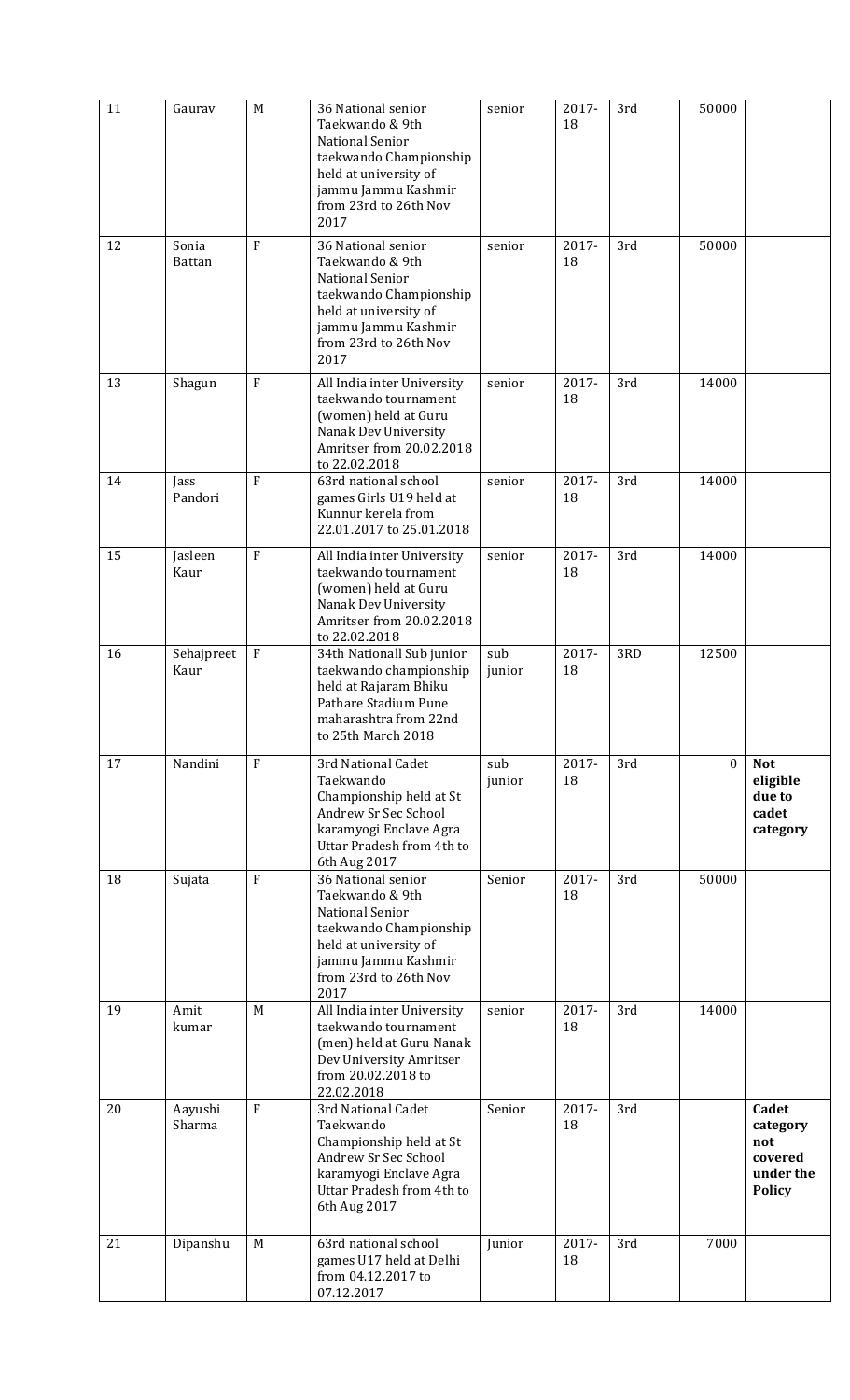| 11 | Gaurav | M | 36 National senior Taekwando & 9th National Senior taekwando Championship held at university of jammu Jammu Kashmir from 23rd to 26th Nov 2017 | senior | 2017-18 | 3rd | 50000 | |
|---|---|---|---|---|---|---|---|---|
| 12 | Sonia Battan | F | 36 National senior Taekwando & 9th National Senior taekwando Championship held at university of jammu Jammu Kashmir from 23rd to 26th Nov 2017 | senior | 2017-18 | 3rd | 50000 | |
| 13 | Shagun | F | All India inter University taekwando tournament (women) held at Guru Nanak Dev University Amritser from 20.02.2018 to 22.02.2018 | senior | 2017-18 | 3rd | 14000 | |
| 14 | Jass Pandori | F | 63rd national school games Girls U19 held at Kunnur kerela from 22.01.2017 to 25.01.2018 | senior | 2017-18 | 3rd | 14000 | |
| 15 | Jasleen Kaur | F | All India inter University taekwando tournament (women) held at Guru Nanak Dev University Amritser from 20.02.2018 to 22.02.2018 | senior | 2017-18 | 3rd | 14000 | |
| 16 | Sehajpreet Kaur | F | 34th Nationall Sub junior taekwando championship held at Rajaram Bhiku Pathare Stadium Pune maharashtra from 22nd to 25th March 2018 | sub junior | 2017-18 | 3RD | 12500 | |
| 17 | Nandini | F | 3rd National Cadet Taekwando Championship held at St Andrew Sr Sec School karamyogi Enclave Agra Uttar Pradesh from 4th to 6th Aug 2017 | sub junior | 2017-18 | 3rd | 0 | **Not eligible due to cadet category** |
| 18 | Sujata | F | 36 National senior Taekwando & 9th National Senior taekwando Championship held at university of jammu Jammu Kashmir from 23rd to 26th Nov 2017 | Senior | 2017-18 | 3rd | 50000 | |
| 19 | Amit kumar | M | All India inter University taekwando tournament (men) held at Guru Nanak Dev University Amritser from 20.02.2018 to 22.02.2018 | senior | 2017-18 | 3rd | 14000 | |
| 20 | Aayushi Sharma | F | 3rd National Cadet Taekwando Championship held at St Andrew Sr Sec School karamyogi Enclave Agra Uttar Pradesh from 4th to 6th Aug 2017 | Senior | 2017-18 | 3rd | | **Cadet category not covered under the Policy** |
| 21 | Dipanshu | M | 63rd national school games U17 held at Delhi from 04.12.2017 to 07.12.2017 | Junior | 2017-18 | 3rd | 7000 | |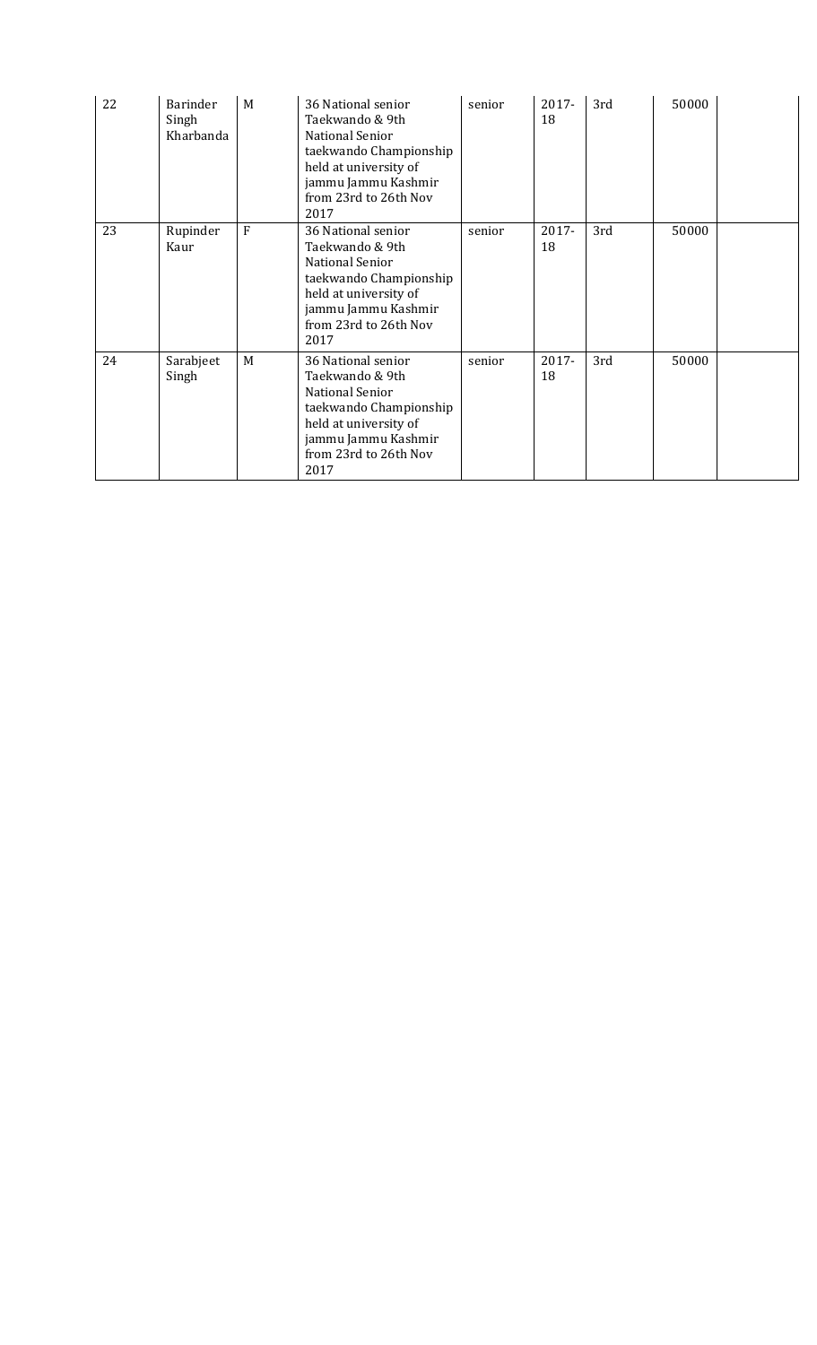| 22 | Barinder Singh Kharbanda | M | 36 National senior Taekwando & 9th National Senior taekwando Championship held at university of jammu Jammu Kashmir from 23rd to 26th Nov 2017 | senior | 2017-18 | 3rd | 50000 | |
|---|---|---|---|---|---|---|---|---|
| 23 | Rupinder Kaur | F | 36 National senior Taekwando & 9th National Senior taekwando Championship held at university of jammu Jammu Kashmir from 23rd to 26th Nov 2017 | senior | 2017-18 | 3rd | 50000 | |
| 24 | Sarabjeet Singh | M | 36 National senior Taekwando & 9th National Senior taekwando Championship held at university of jammu Jammu Kashmir from 23rd to 26th Nov 2017 | senior | 2017-18 | 3rd | 50000 | |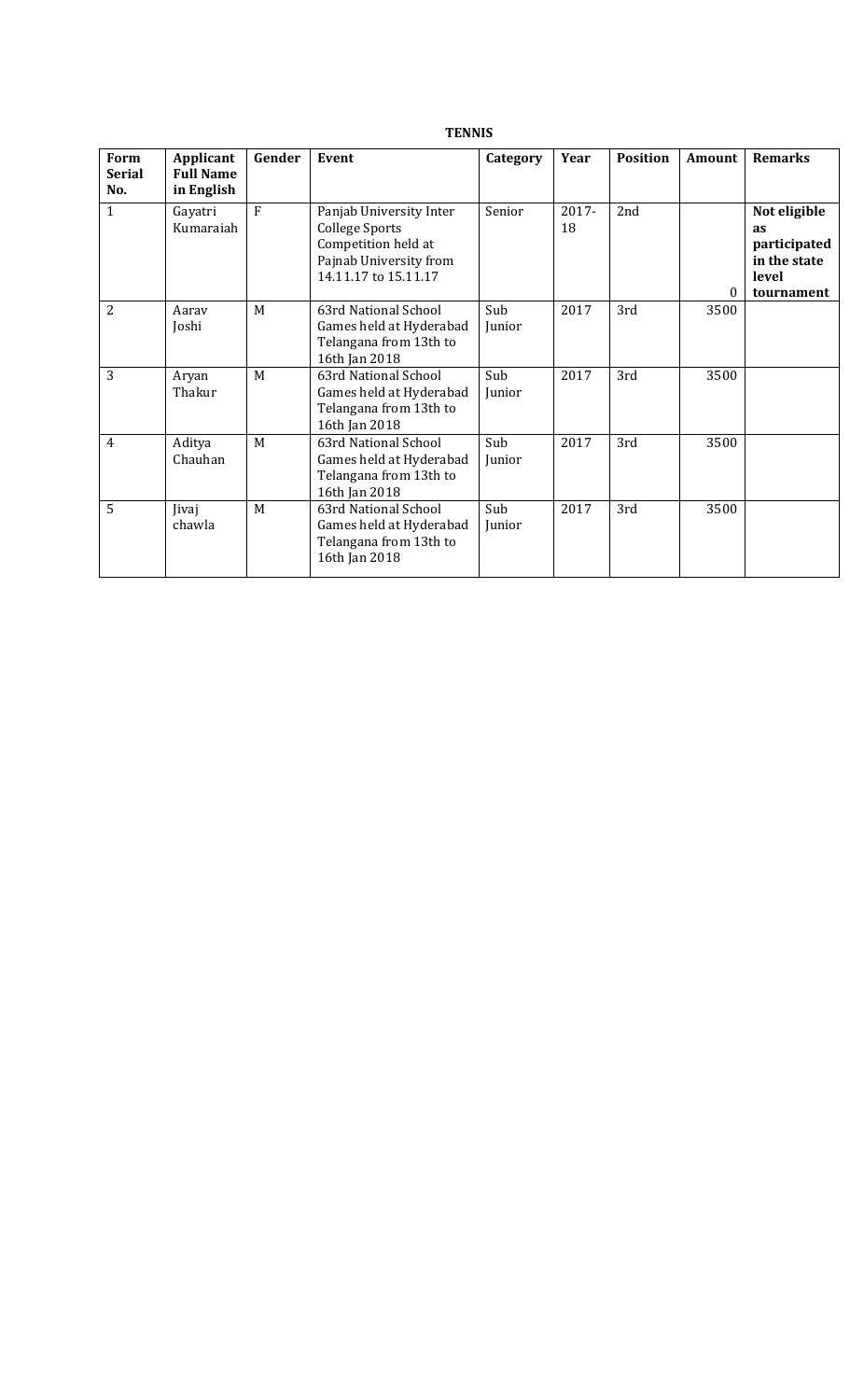**TENNIS**

| Form Serial No. | Applicant Full Name in English | Gender | Event | Category | Year | Position | Amount | Remarks |
|---|---|---|---|---|---|---|---|---|
| 1 | Gayatri Kumaraiah | F | Panjab University Inter College Sports Competition held at Pajnab University from 14.11.17 to 15.11.17 | Senior | 2017-18 | 2nd | 0 | **Not eligible as participated in the state level tournament** |
| 2 | Aarav Joshi | M | 63rd National School Games held at Hyderabad Telangana from 13th to 16th Jan 2018 | Sub Junior | 2017 | 3rd | 3500 | |
| 3 | Aryan Thakur | M | 63rd National School Games held at Hyderabad Telangana from 13th to 16th Jan 2018 | Sub Junior | 2017 | 3rd | 3500 | |
| 4 | Aditya Chauhan | M | 63rd National School Games held at Hyderabad Telangana from 13th to 16th Jan 2018 | Sub Junior | 2017 | 3rd | 3500 | |
| 5 | Jivaj chawla | M | 63rd National School Games held at Hyderabad Telangana from 13th to 16th Jan 2018 | Sub Junior | 2017 | 3rd | 3500 | |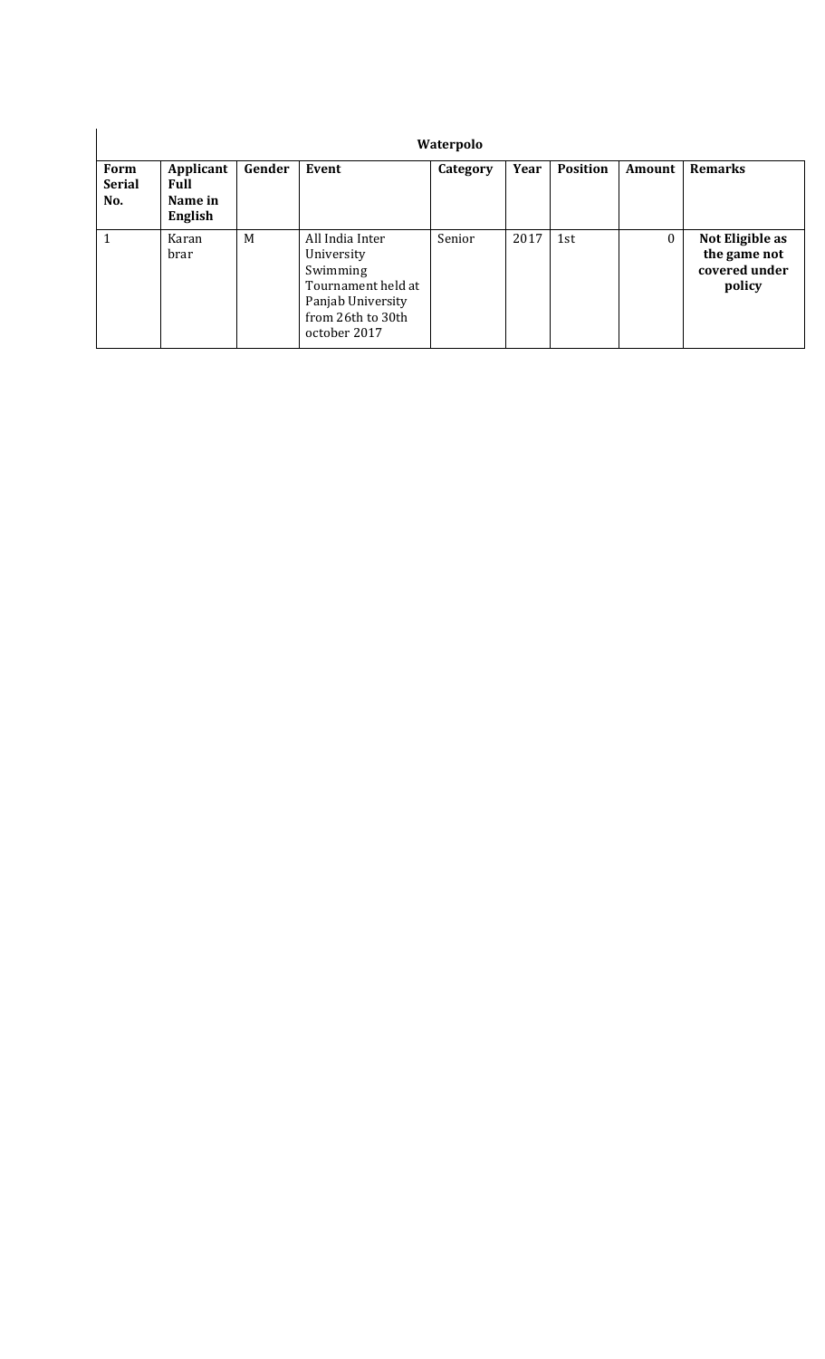| Waterpolo | | | | | | | | |
|---|---|---|---|---|---|---|---|---|
| **Form Serial No.** | **Applicant Full Name in English** | **Gender** | **Event** | **Category** | **Year** | **Position** | **Amount** | **Remarks** |
| 1 | Karan brar | M | All India Inter University Swimming Tournament held at Panjab University from 26th to 30th october 2017 | Senior | 2017 | 1st | 0 | **Not Eligible as the game not covered under policy** |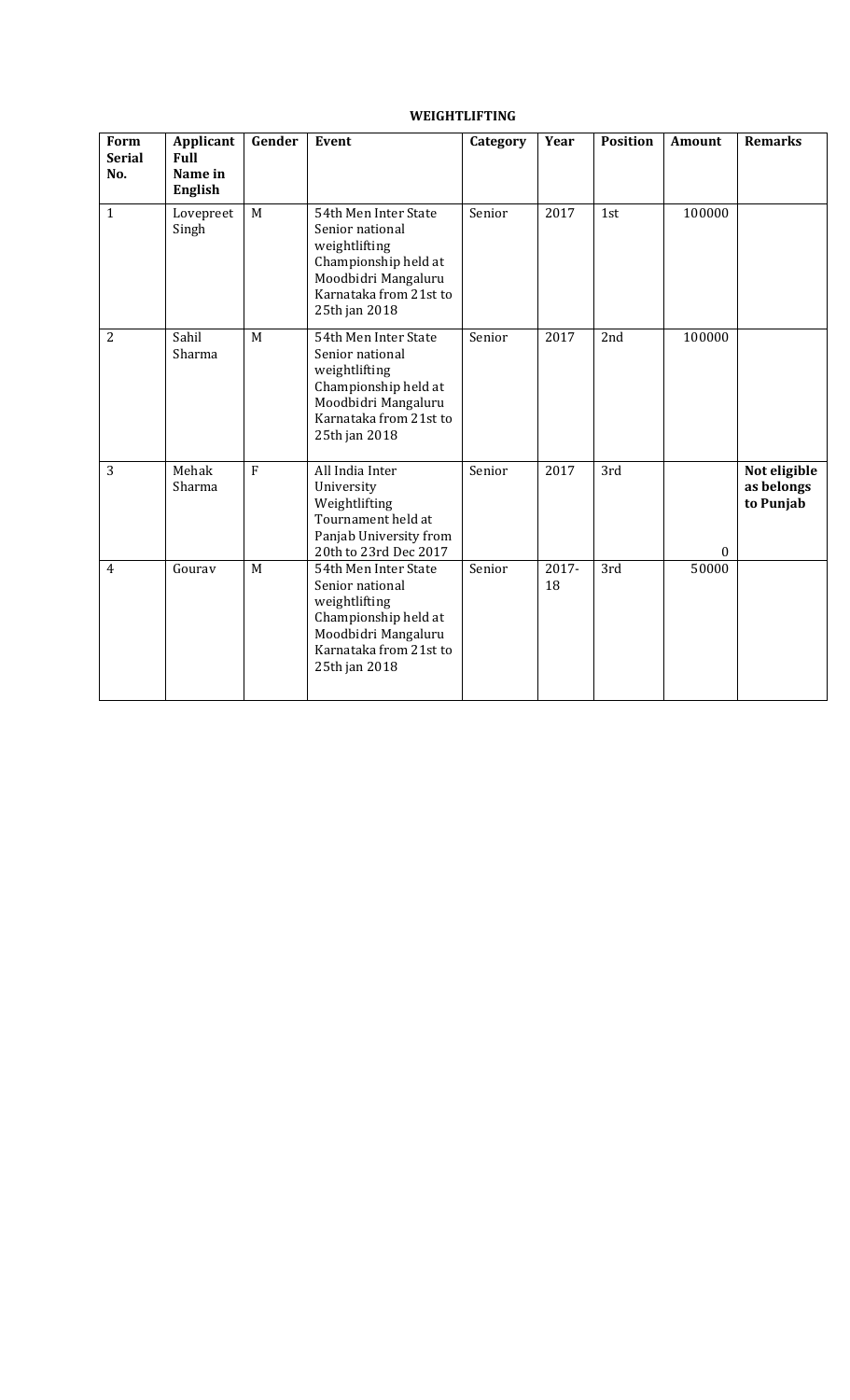**WEIGHTLIFTING**

| Form Serial No. | Applicant Full Name in English | Gender | Event | Category | Year | Position | Amount | Remarks |
|---|---|---|---|---|---|---|---|---|
| 1 | Lovepreet Singh | M | 54th Men Inter State Senior national weightlifting Championship held at Moodbidri Mangaluru Karnataka from 21st to 25th jan 2018 | Senior | 2017 | 1st | 100000 | |
| 2 | Sahil Sharma | M | 54th Men Inter State Senior national weightlifting Championship held at Moodbidri Mangaluru Karnataka from 21st to 25th jan 2018 | Senior | 2017 | 2nd | 100000 | |
| 3 | Mehak Sharma | F | All India Inter University Weightlifting Tournament held at Panjab University from 20th to 23rd Dec 2017 | Senior | 2017 | 3rd | 0 | **Not eligible as belongs to Punjab** |
| 4 | Gourav | M | 54th Men Inter State Senior national weightlifting Championship held at Moodbidri Mangaluru Karnataka from 21st to 25th jan 2018 | Senior | 2017-18 | 3rd | 50000 | |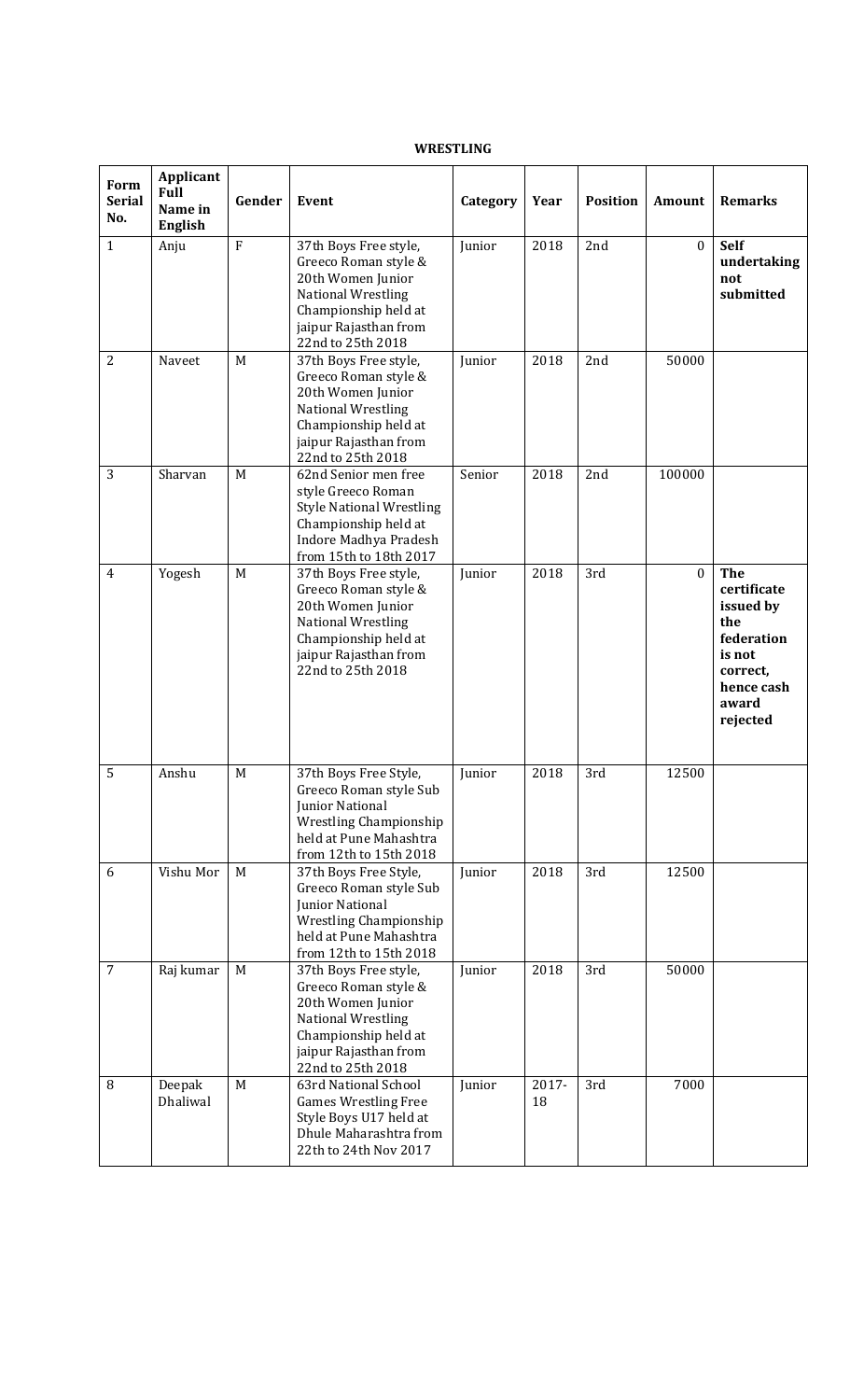**WRESTLING**

| Form Serial No. | Applicant Full Name in English | Gender | Event | Category | Year | Position | Amount | Remarks |
|---|---|---|---|---|---|---|---|---|
| 1 | Anju | F | 37th Boys Free style, Greeco Roman style & 20th Women Junior National Wrestling Championship held at jaipur Rajasthan from 22nd to 25th 2018 | Junior | 2018 | 2nd | 0 | **Self undertaking not submitted** |
| 2 | Naveet | M | 37th Boys Free style, Greeco Roman style & 20th Women Junior National Wrestling Championship held at jaipur Rajasthan from 22nd to 25th 2018 | Junior | 2018 | 2nd | 50000 | |
| 3 | Sharvan | M | 62nd Senior men free style Greeco Roman Style National Wrestling Championship held at Indore Madhya Pradesh from 15th to 18th 2017 | Senior | 2018 | 2nd | 100000 | |
| 4 | Yogesh | M | 37th Boys Free style, Greeco Roman style & 20th Women Junior National Wrestling Championship held at jaipur Rajasthan from 22nd to 25th 2018 | Junior | 2018 | 3rd | 0 | **The certificate issued by the federation is not correct, hence cash award rejected** |
| 5 | Anshu | M | 37th Boys Free Style, Greeco Roman style Sub Junior National Wrestling Championship held at Pune Mahashtra from 12th to 15th 2018 | Junior | 2018 | 3rd | 12500 | |
| 6 | Vishu Mor | M | 37th Boys Free Style, Greeco Roman style Sub Junior National Wrestling Championship held at Pune Mahashtra from 12th to 15th 2018 | Junior | 2018 | 3rd | 12500 | |
| 7 | Raj kumar | M | 37th Boys Free style, Greeco Roman style & 20th Women Junior National Wrestling Championship held at jaipur Rajasthan from 22nd to 25th 2018 | Junior | 2018 | 3rd | 50000 | |
| 8 | Deepak Dhaliwal | M | 63rd National School Games Wrestling Free Style Boys U17 held at Dhule Maharashtra from 22th to 24th Nov 2017 | Junior | 2017-18 | 3rd | 7000 | |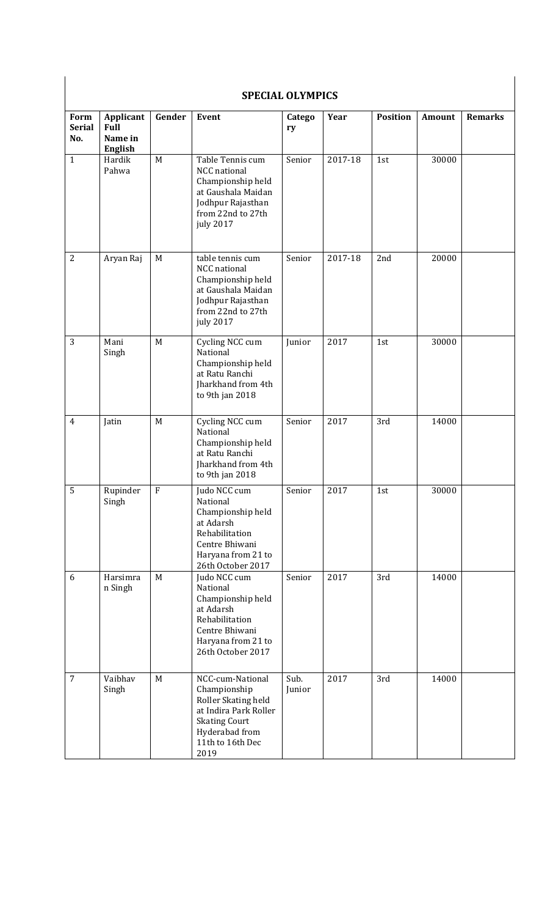## SPECIAL OLYMPICS

| Form Serial No. | Applicant Full Name in English | Gender | Event | Category | Year | Position | Amount | Remarks |
|---|---|---|---|---|---|---|---|---|
| 1 | Hardik Pahwa | M | Table Tennis cum NCC national Championship held at Gaushala Maidan Jodhpur Rajasthan from 22nd to 27th july 2017 | Senior | 2017-18 | 1st | 30000 | |
| 2 | Aryan Raj | M | table tennis cum NCC national Championship held at Gaushala Maidan Jodhpur Rajasthan from 22nd to 27th july 2017 | Senior | 2017-18 | 2nd | 20000 | |
| 3 | Mani Singh | M | Cycling NCC cum National Championship held at Ratu Ranchi Jharkhand from 4th to 9th jan 2018 | Junior | 2017 | 1st | 30000 | |
| 4 | Jatin | M | Cycling NCC cum National Championship held at Ratu Ranchi Jharkhand from 4th to 9th jan 2018 | Senior | 2017 | 3rd | 14000 | |
| 5 | Rupinder Singh | F | Judo NCC cum National Championship held at Adarsh Rehabilitation Centre Bhiwani Haryana from 21 to 26th October 2017 | Senior | 2017 | 1st | 30000 | |
| 6 | Harsimran Singh | M | Judo NCC cum National Championship held at Adarsh Rehabilitation Centre Bhiwani Haryana from 21 to 26th October 2017 | Senior | 2017 | 3rd | 14000 | |
| 7 | Vaibhav Singh | M | NCC-cum-National Championship Roller Skating held at Indira Park Roller Skating Court Hyderabad from 11th to 16th Dec 2019 | Sub. Junior | 2017 | 3rd | 14000 | |